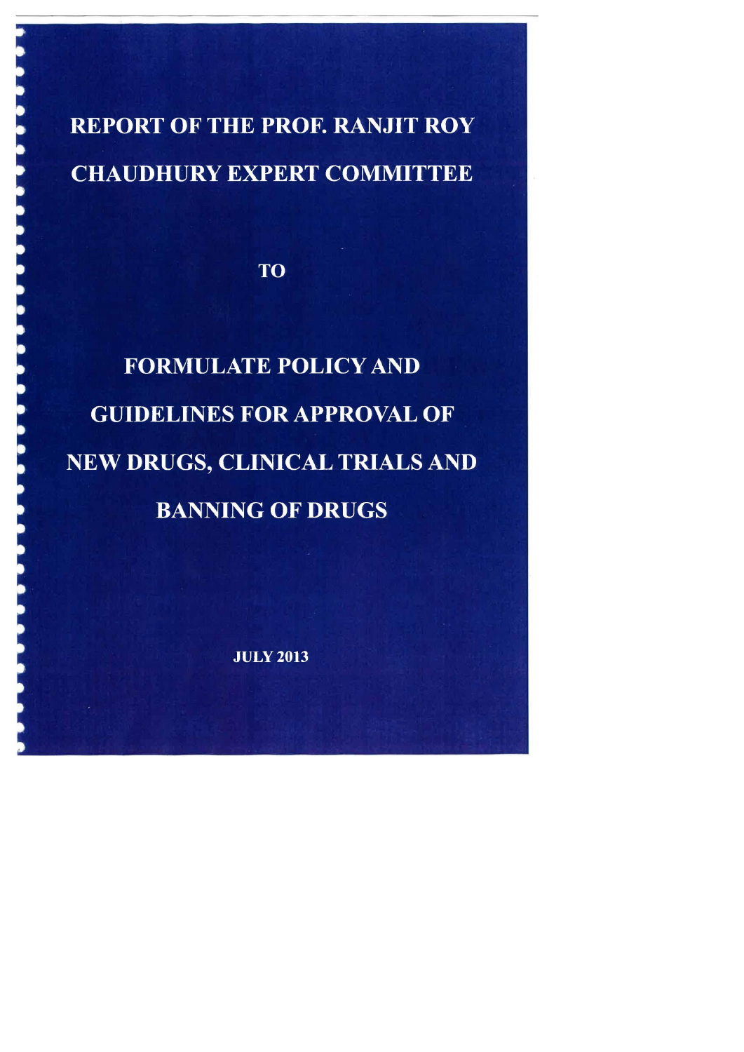# REPORT OF THE PROF. RANJIT ROY CHAUDHURY EXPERT COMMITTEE

## TO

# FORMULATE POLICY AND GUIDELINES FOR APPROVAL OF NEW DRUGS, CLINICAL TRIALS AND BANNING OF DRUGS

**JULY 2013**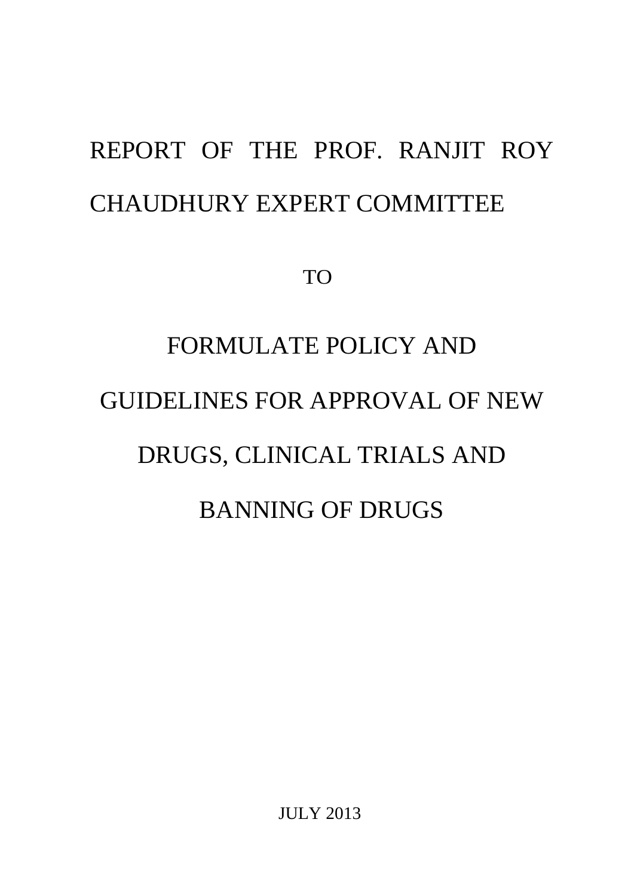# REPORT OF THE PROF. RANJIT ROY CHAUDHURY EXPERT COMMITTEE

TO

# FORMULATE POLICY AND GUIDELINES FOR APPROVAL OF NEW DRUGS, CLINICAL TRIALS AND BANNING OF DRUGS

JULY 2013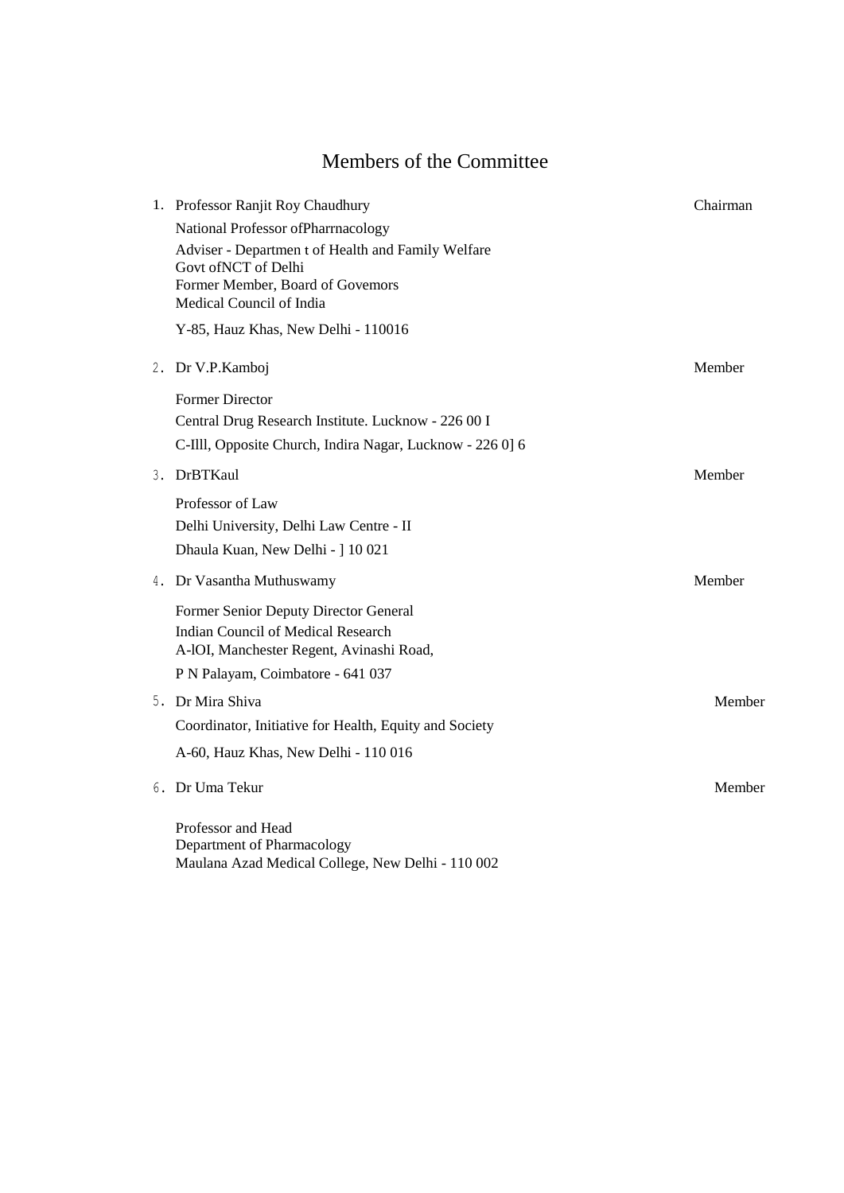# Members of the Committee

1. Professor Ranjit Roy Chaudhury — Chairman

   National Professor ofPharrnacology

   Adviser - Departmen t of Health and Family Welfare
   Govt ofNCT of Delhi
   Former Member, Board of Govemors
   Medical Council of India

   Y-85, Hauz Khas, New Delhi - 110016

2. Dr V.P.Kamboj — Member

   Former Director

   Central Drug Research Institute. Lucknow - 226 00 I

   C-Illl, Opposite Church, Indira Nagar, Lucknow - 226 0] 6

3. DrBTKaul — Member

   Professor of Law

   Delhi University, Delhi Law Centre - II

   Dhaula Kuan, New Delhi - ] 10 021

4. Dr Vasantha Muthuswamy — Member

   Former Senior Deputy Director General
   Indian Council of Medical Research
   A-lOI, Manchester Regent, Avinashi Road,

   P N Palayam, Coimbatore - 641 037

5. Dr Mira Shiva — Member

   Coordinator, Initiative for Health, Equity and Society

   A-60, Hauz Khas, New Delhi - 110 016

6. Dr Uma Tekur — Member

   Professor and Head
   Department of Pharmacology
   Maulana Azad Medical College, New Delhi - 110 002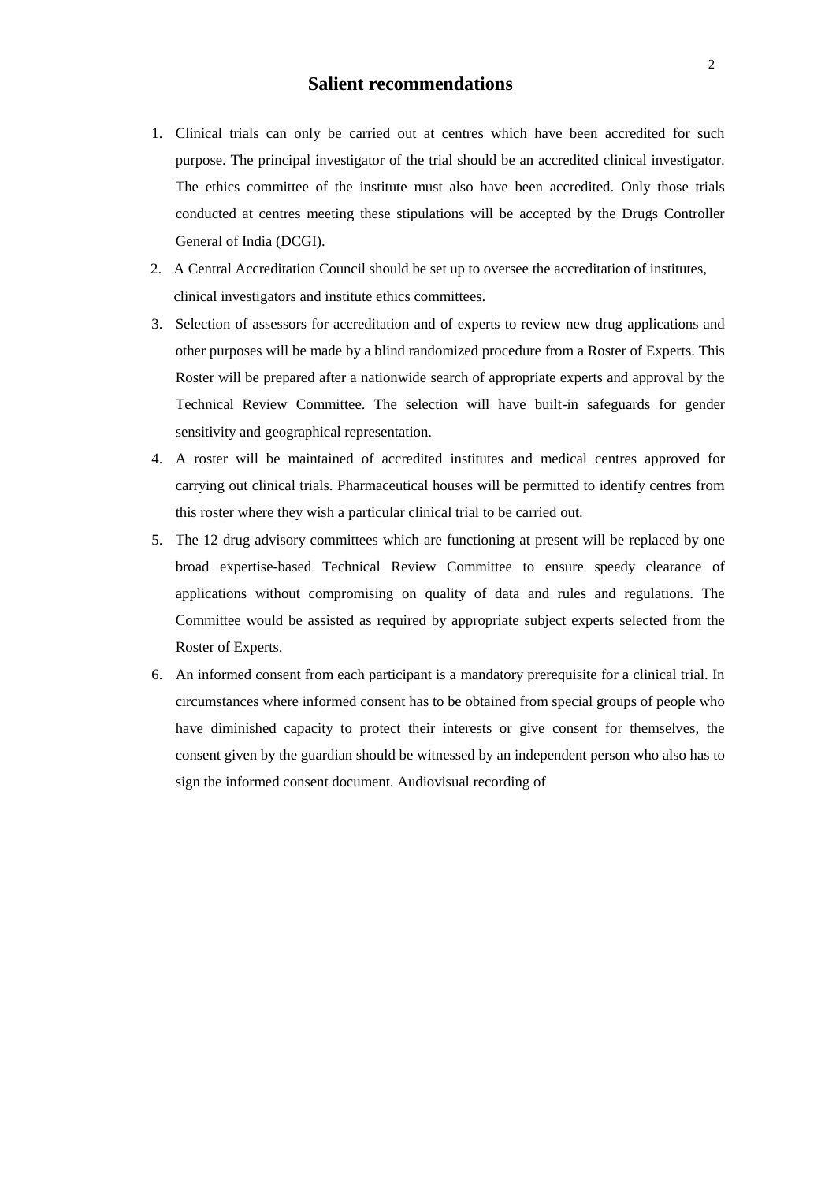## Salient recommendations

1. Clinical trials can only be carried out at centres which have been accredited for such purpose. The principal investigator of the trial should be an accredited clinical investigator. The ethics committee of the institute must also have been accredited. Only those trials conducted at centres meeting these stipulations will be accepted by the Drugs Controller General of India (DCGI).
2. A Central Accreditation Council should be set up to oversee the accreditation of institutes, clinical investigators and institute ethics committees.
3. Selection of assessors for accreditation and of experts to review new drug applications and other purposes will be made by a blind randomized procedure from a Roster of Experts. This Roster will be prepared after a nationwide search of appropriate experts and approval by the Technical Review Committee. The selection will have built-in safeguards for gender sensitivity and geographical representation.
4. A roster will be maintained of accredited institutes and medical centres approved for carrying out clinical trials. Pharmaceutical houses will be permitted to identify centres from this roster where they wish a particular clinical trial to be carried out.
5. The 12 drug advisory committees which are functioning at present will be replaced by one broad expertise-based Technical Review Committee to ensure speedy clearance of applications without compromising on quality of data and rules and regulations. The Committee would be assisted as required by appropriate subject experts selected from the Roster of Experts.
6. An informed consent from each participant is a mandatory prerequisite for a clinical trial. In circumstances where informed consent has to be obtained from special groups of people who have diminished capacity to protect their interests or give consent for themselves, the consent given by the guardian should be witnessed by an independent person who also has to sign the informed consent document. Audiovisual recording of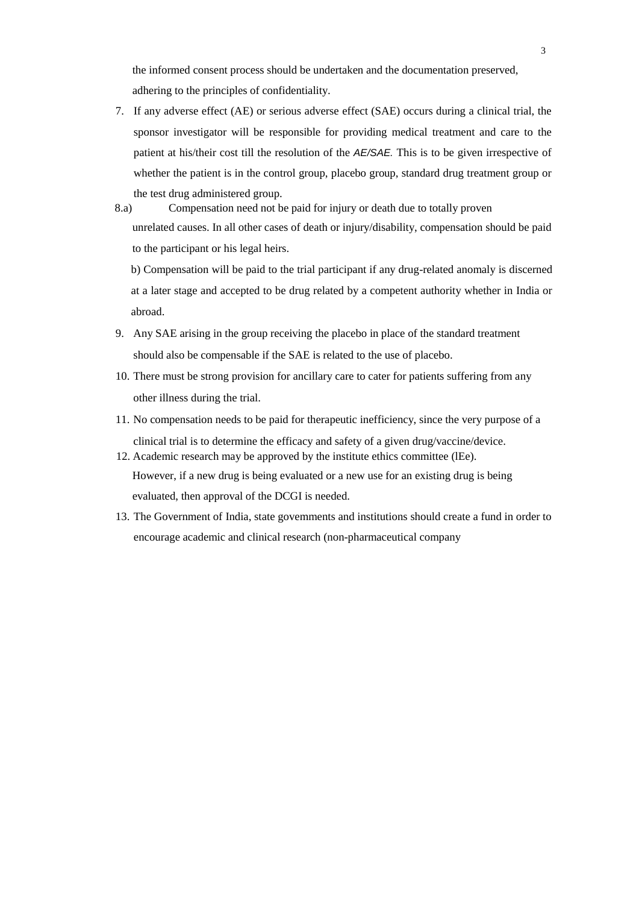the informed consent process should be undertaken and the documentation preserved, adhering to the principles of confidentiality.

7. If any adverse effect (AE) or serious adverse effect (SAE) occurs during a clinical trial, the sponsor investigator will be responsible for providing medical treatment and care to the patient at his/their cost till the resolution of the *AE/SAE.* This is to be given irrespective of whether the patient is in the control group, placebo group, standard drug treatment group or the test drug administered group.

8.a) Compensation need not be paid for injury or death due to totally proven unrelated causes. In all other cases of death or injury/disability, compensation should be paid to the participant or his legal heirs.

b) Compensation will be paid to the trial participant if any drug-related anomaly is discerned at a later stage and accepted to be drug related by a competent authority whether in India or abroad.

9. Any SAE arising in the group receiving the placebo in place of the standard treatment should also be compensable if the SAE is related to the use of placebo.

10. There must be strong provision for ancillary care to cater for patients suffering from any other illness during the trial.

11. No compensation needs to be paid for therapeutic inefficiency, since the very purpose of a clinical trial is to determine the efficacy and safety of a given drug/vaccine/device.

12. Academic research may be approved by the institute ethics committee (lEe). However, if a new drug is being evaluated or a new use for an existing drug is being evaluated, then approval of the DCGI is needed.

13. The Government of India, state govemments and institutions should create a fund in order to encourage academic and clinical research (non-pharmaceutical company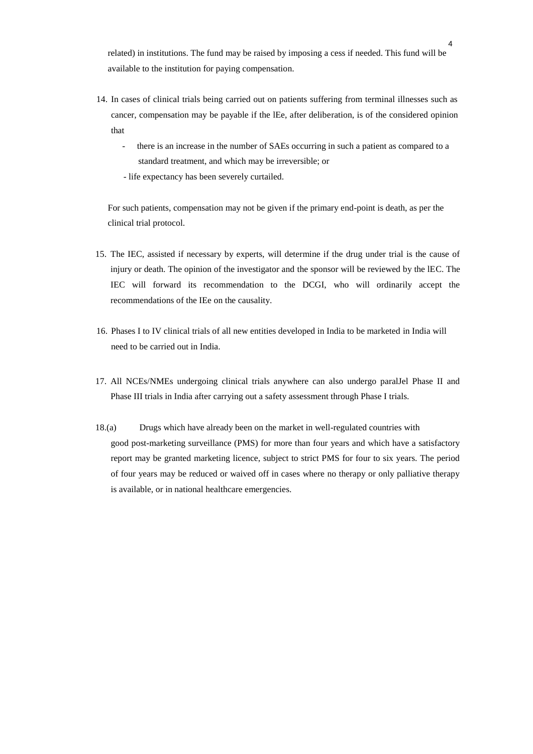related) in institutions. The fund may be raised by imposing a cess if needed. This fund will be available to the institution for paying compensation.

14. In cases of clinical trials being carried out on patients suffering from terminal illnesses such as cancer, compensation may be payable if the lEe, after deliberation, is of the considered opinion that

    - there is an increase in the number of SAEs occurring in such a patient as compared to a standard treatment, and which may be irreversible; or
    - life expectancy has been severely curtailed.

    For such patients, compensation may not be given if the primary end-point is death, as per the clinical trial protocol.

15. The IEC, assisted if necessary by experts, will determine if the drug under trial is the cause of injury or death. The opinion of the investigator and the sponsor will be reviewed by the lEC. The IEC will forward its recommendation to the DCGI, who will ordinarily accept the recommendations of the IEe on the causality.

16. Phases I to IV clinical trials of all new entities developed in India to be marketed in India will need to be carried out in India.

17. All NCEs/NMEs undergoing clinical trials anywhere can also undergo paralJel Phase II and Phase III trials in India after carrying out a safety assessment through Phase I trials.

18.(a) Drugs which have already been on the market in well-regulated countries with good post-marketing surveillance (PMS) for more than four years and which have a satisfactory report may be granted marketing licence, subject to strict PMS for four to six years. The period of four years may be reduced or waived off in cases where no therapy or only palliative therapy is available, or in national healthcare emergencies.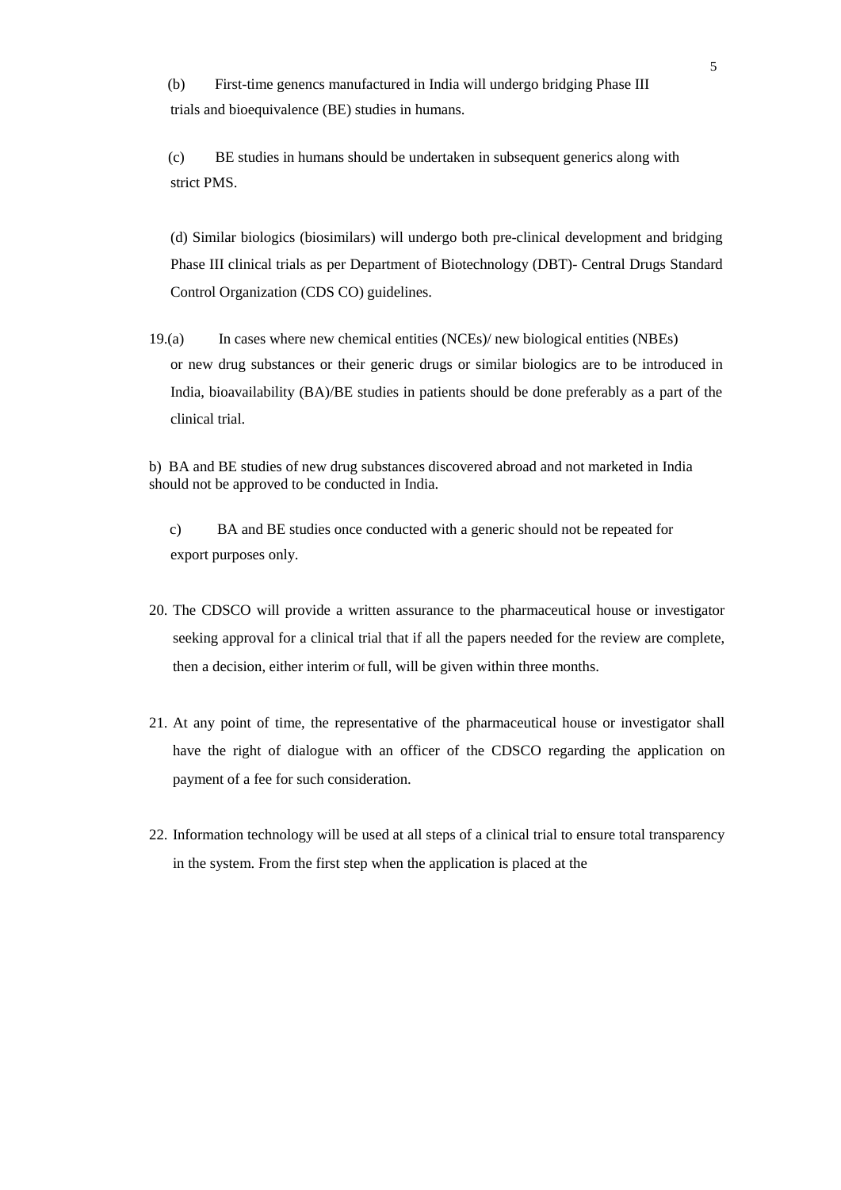(b) First-time genencs manufactured in India will undergo bridging Phase III trials and bioequivalence (BE) studies in humans.

(c) BE studies in humans should be undertaken in subsequent generics along with strict PMS.

(d) Similar biologics (biosimilars) will undergo both pre-clinical development and bridging Phase III clinical trials as per Department of Biotechnology (DBT)- Central Drugs Standard Control Organization (CDS CO) guidelines.

19.(a) In cases where new chemical entities (NCEs)/ new biological entities (NBEs) or new drug substances or their generic drugs or similar biologics are to be introduced in India, bioavailability (BA)/BE studies in patients should be done preferably as a part of the clinical trial.

b) BA and BE studies of new drug substances discovered abroad and not marketed in India should not be approved to be conducted in India.

c) BA and BE studies once conducted with a generic should not be repeated for export purposes only.

20. The CDSCO will provide a written assurance to the pharmaceutical house or investigator seeking approval for a clinical trial that if all the papers needed for the review are complete, then a decision, either interim Of full, will be given within three months.

21. At any point of time, the representative of the pharmaceutical house or investigator shall have the right of dialogue with an officer of the CDSCO regarding the application on payment of a fee for such consideration.

22. Information technology will be used at all steps of a clinical trial to ensure total transparency in the system. From the first step when the application is placed at the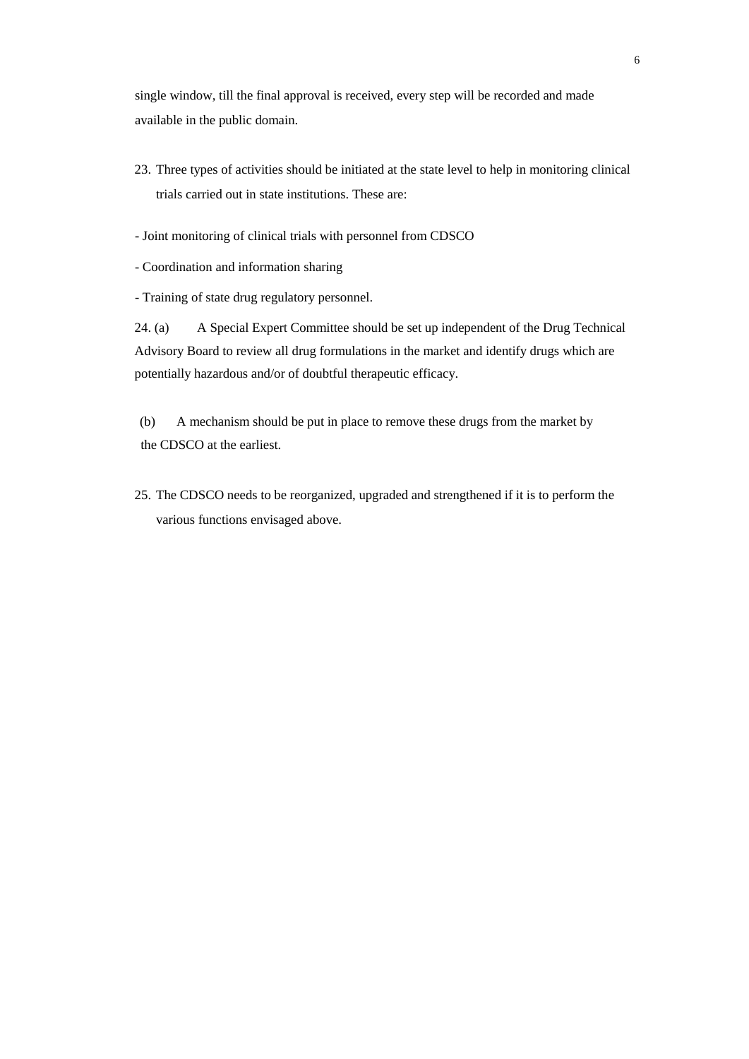single window, till the final approval is received, every step will be recorded and made available in the public domain.

23. Three types of activities should be initiated at the state level to help in monitoring clinical trials carried out in state institutions. These are:

- Joint monitoring of clinical trials with personnel from CDSCO
- Coordination and information sharing
- Training of state drug regulatory personnel.

24. (a) A Special Expert Committee should be set up independent of the Drug Technical Advisory Board to review all drug formulations in the market and identify drugs which are potentially hazardous and/or of doubtful therapeutic efficacy.

(b) A mechanism should be put in place to remove these drugs from the market by the CDSCO at the earliest.

25. The CDSCO needs to be reorganized, upgraded and strengthened if it is to perform the various functions envisaged above.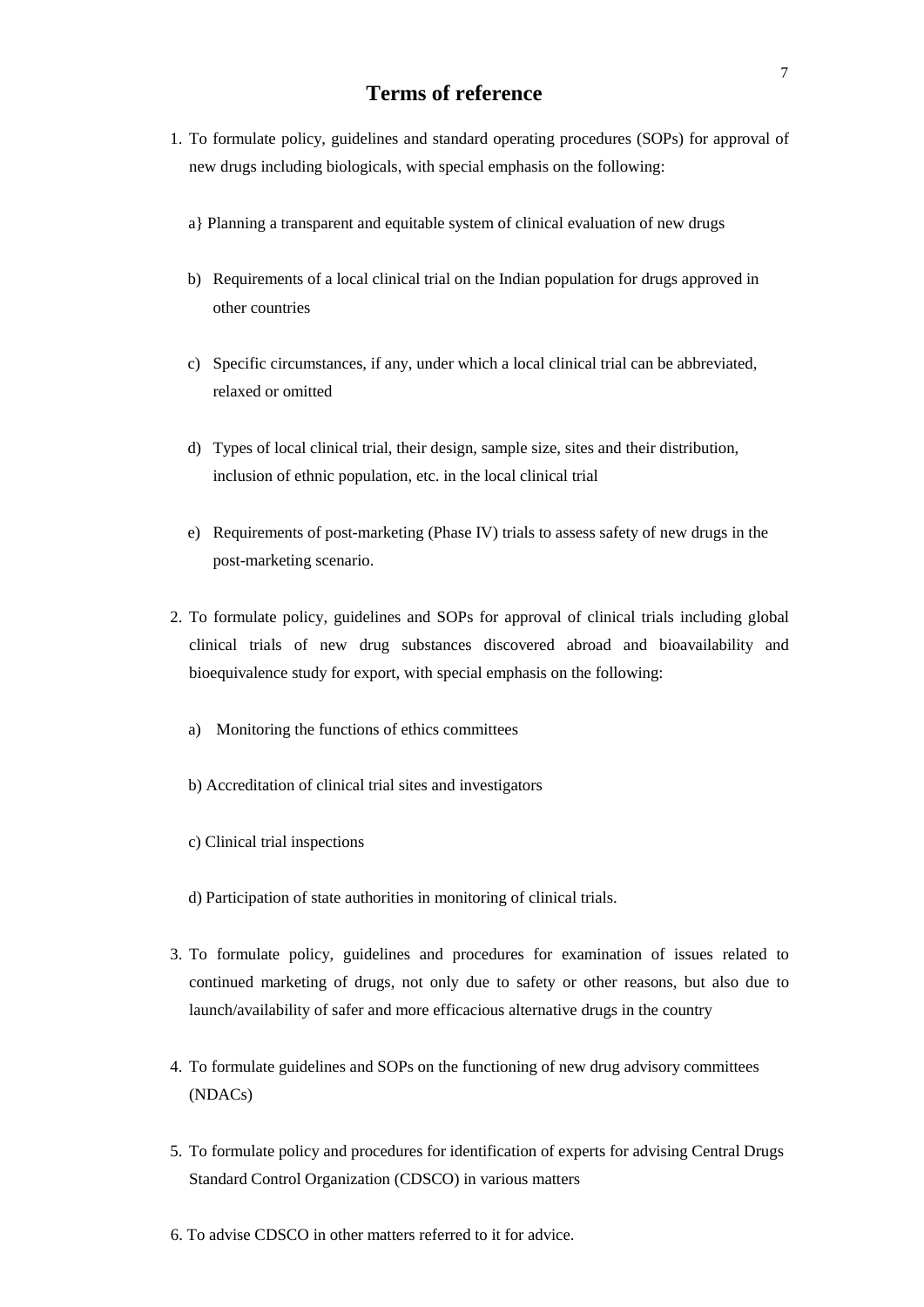## Terms of reference

1. To formulate policy, guidelines and standard operating procedures (SOPs) for approval of new drugs including biologicals, with special emphasis on the following:

   a} Planning a transparent and equitable system of clinical evaluation of new drugs

   b) Requirements of a local clinical trial on the Indian population for drugs approved in other countries

   c) Specific circumstances, if any, under which a local clinical trial can be abbreviated, relaxed or omitted

   d) Types of local clinical trial, their design, sample size, sites and their distribution, inclusion of ethnic population, etc. in the local clinical trial

   e) Requirements of post-marketing (Phase IV) trials to assess safety of new drugs in the post-marketing scenario.

2. To formulate policy, guidelines and SOPs for approval of clinical trials including global clinical trials of new drug substances discovered abroad and bioavailability and bioequivalence study for export, with special emphasis on the following:

   a) Monitoring the functions of ethics committees

   b) Accreditation of clinical trial sites and investigators

   c) Clinical trial inspections

   d) Participation of state authorities in monitoring of clinical trials.

3. To formulate policy, guidelines and procedures for examination of issues related to continued marketing of drugs, not only due to safety or other reasons, but also due to launch/availability of safer and more efficacious alternative drugs in the country

4. To formulate guidelines and SOPs on the functioning of new drug advisory committees (NDACs)

5. To formulate policy and procedures for identification of experts for advising Central Drugs Standard Control Organization (CDSCO) in various matters

6. To advise CDSCO in other matters referred to it for advice.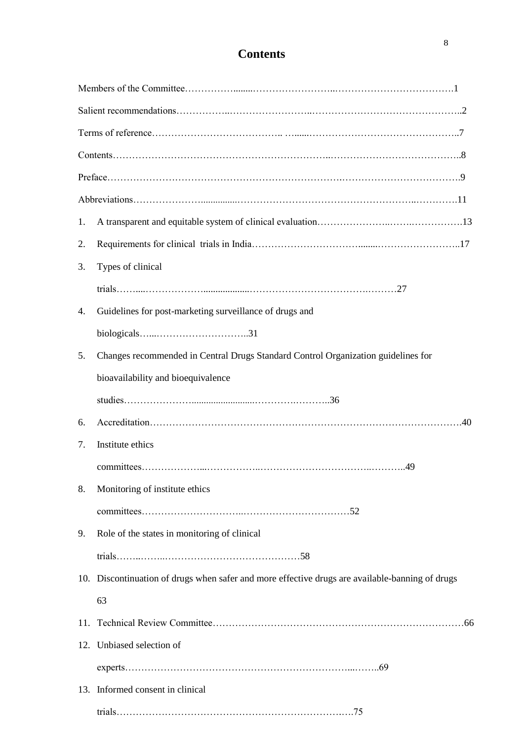# Contents

Members of the Committee……………........……………………...……………………………….1

Salient recommendations……………..……………………..……………………………………..2

Terms of reference………………………………….. …......………………………………………..7

Contents………………………………………………………..………………………………..8

Preface……………………………………………………………….…………………………….9

Abbreviations…………………..............……………………………………………..………….11

1. A transparent and equitable system of clinical evaluation…………………..…….…………….13
2. Requirements for clinical trials in India…………………………........……………………..17
3. Types of clinical trials……....………………...................……………………………….………27
4. Guidelines for post-marketing surveillance of drugs and biologicals…...………………………..31
5. Changes recommended in Central Drugs Standard Control Organization guidelines for bioavailability and bioequivalence studies…………………........................………….………..36
6. Accreditation……………………………………………………………………………………40
7. Institute ethics committees………………...……………..…………………………..………..49
8. Monitoring of institute ethics committees…………………………..……………………………52
9. Role of the states in monitoring of clinical trials……..……..……………………………………58
10. Discontinuation of drugs when safer and more effective drugs are available-banning of drugs 63
11. Technical Review Committee……………………………………………………………………66
12. Unbiased selection of experts………………………………………………………...……..69
13. Informed consent in clinical trials…………………………………………………….….75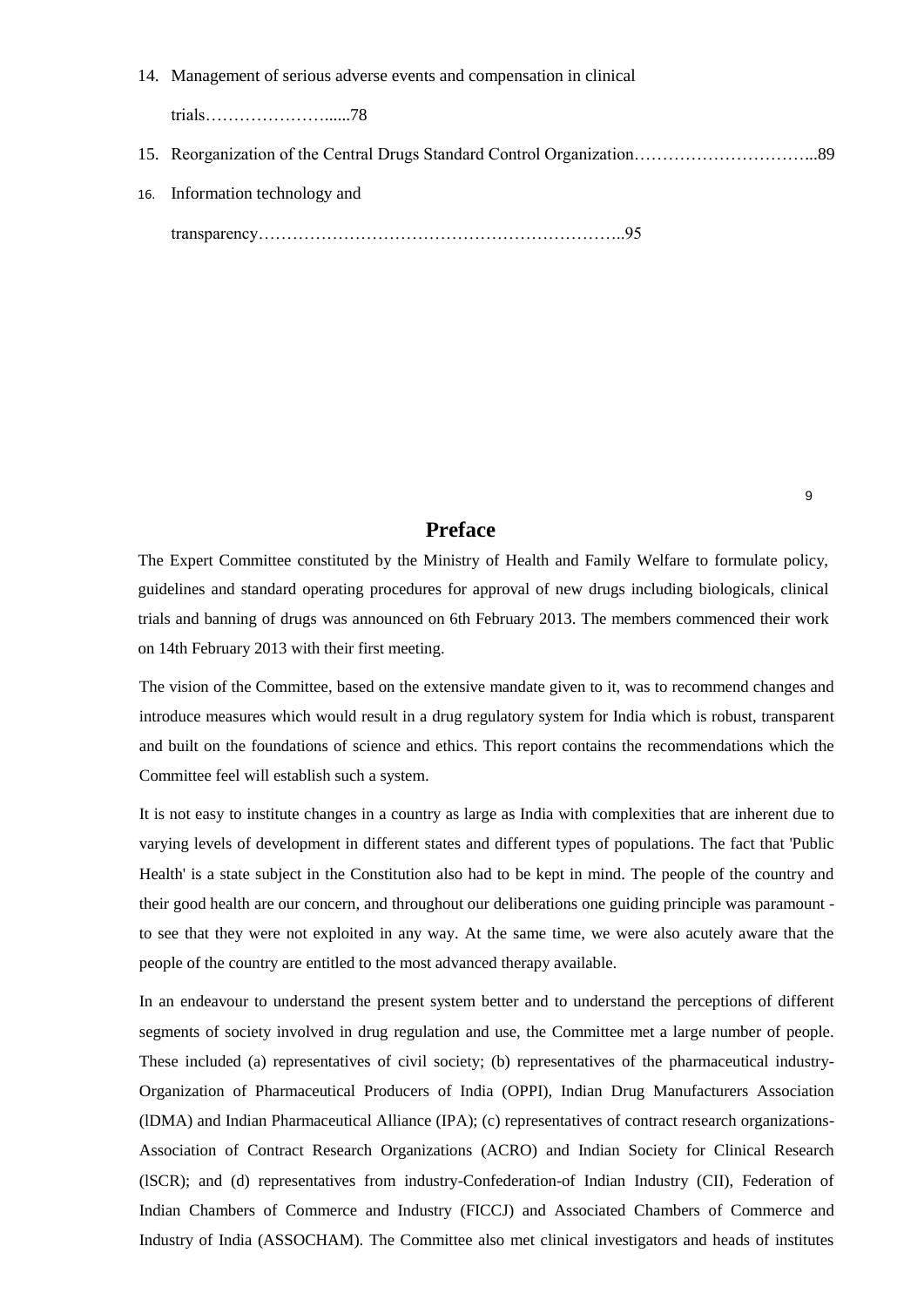14. Management of serious adverse events and compensation in clinical trials…………………......78
15. Reorganization of the Central Drugs Standard Control Organization…………………………...89
16. Information technology and transparency………………………………………………………..95

## Preface

The Expert Committee constituted by the Ministry of Health and Family Welfare to formulate policy, guidelines and standard operating procedures for approval of new drugs including biologicals, clinical trials and banning of drugs was announced on 6th February 2013. The members commenced their work on 14th February 2013 with their first meeting.

The vision of the Committee, based on the extensive mandate given to it, was to recommend changes and introduce measures which would result in a drug regulatory system for India which is robust, transparent and built on the foundations of science and ethics. This report contains the recommendations which the Committee feel will establish such a system.

It is not easy to institute changes in a country as large as India with complexities that are inherent due to varying levels of development in different states and different types of populations. The fact that 'Public Health' is a state subject in the Constitution also had to be kept in mind. The people of the country and their good health are our concern, and throughout our deliberations one guiding principle was paramount - to see that they were not exploited in any way. At the same time, we were also acutely aware that the people of the country are entitled to the most advanced therapy available.

In an endeavour to understand the present system better and to understand the perceptions of different segments of society involved in drug regulation and use, the Committee met a large number of people. These included (a) representatives of civil society; (b) representatives of the pharmaceutical industry-Organization of Pharmaceutical Producers of India (OPPI), Indian Drug Manufacturers Association (lDMA) and Indian Pharmaceutical Alliance (IPA); (c) representatives of contract research organizations-Association of Contract Research Organizations (ACRO) and Indian Society for Clinical Research (lSCR); and (d) representatives from industry-Confederation-of Indian Industry (CII), Federation of Indian Chambers of Commerce and Industry (FICCJ) and Associated Chambers of Commerce and Industry of India (ASSOCHAM). The Committee also met clinical investigators and heads of institutes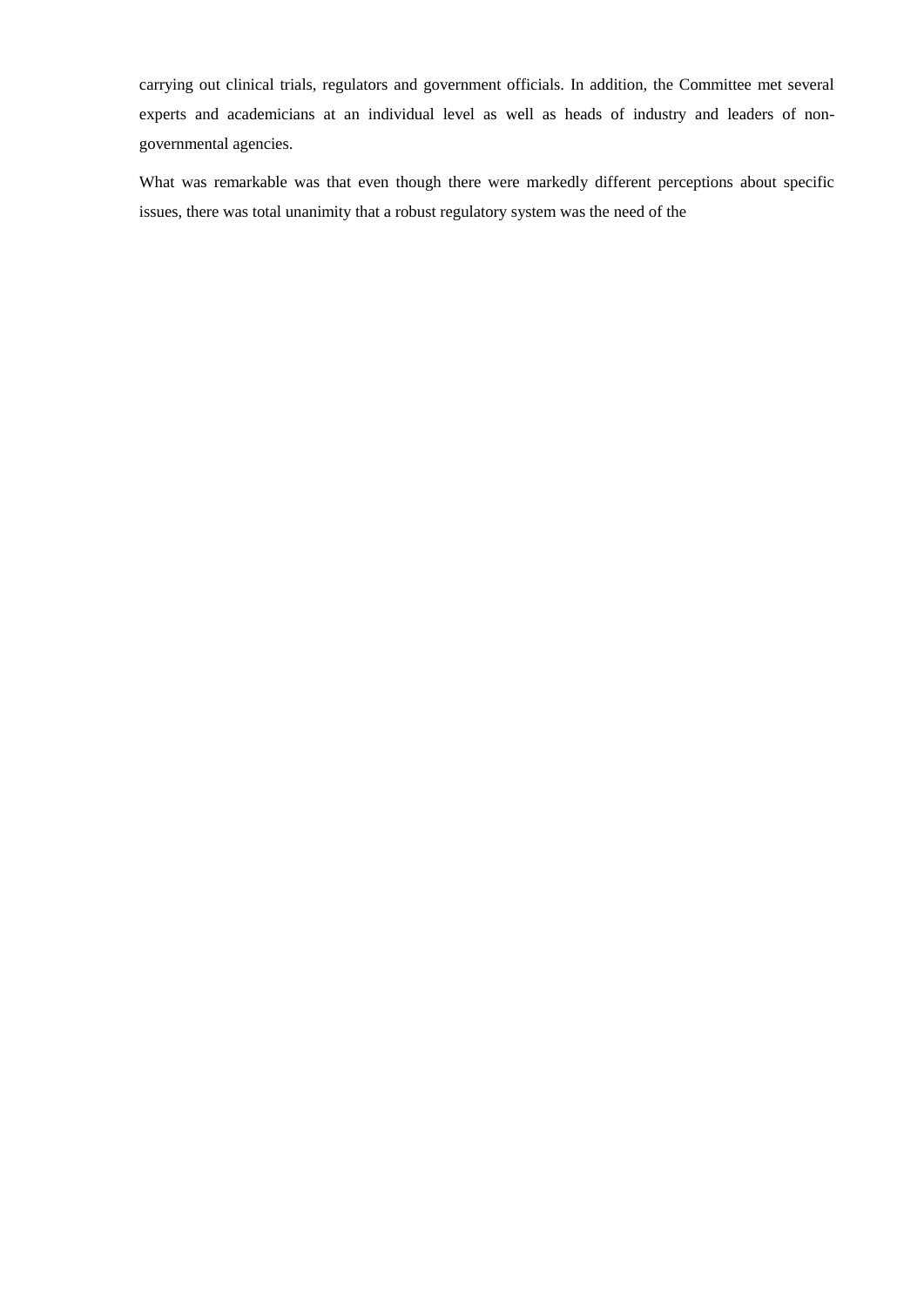carrying out clinical trials, regulators and government officials. In addition, the Committee met several experts and academicians at an individual level as well as heads of industry and leaders of non-governmental agencies.

What was remarkable was that even though there were markedly different perceptions about specific issues, there was total unanimity that a robust regulatory system was the need of the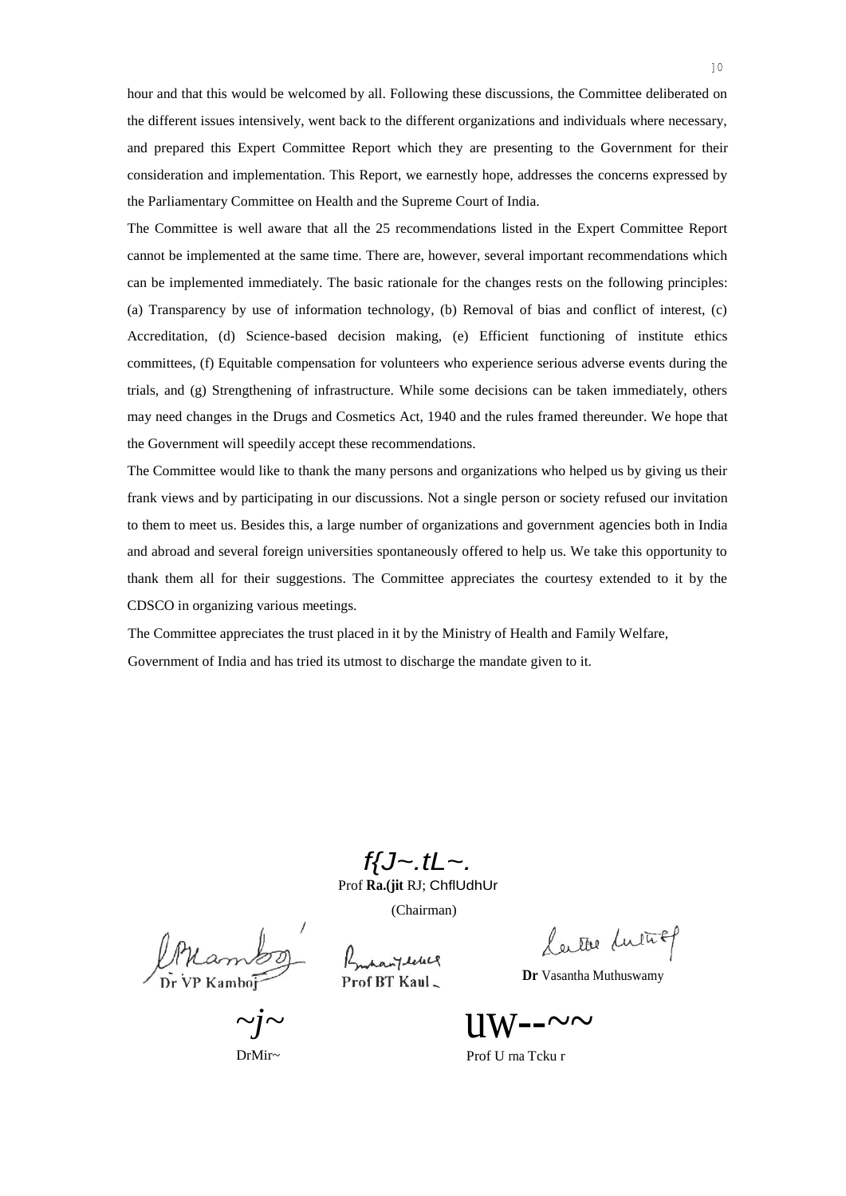hour and that this would be welcomed by all. Following these discussions, the Committee deliberated on the different issues intensively, went back to the different organizations and individuals where necessary, and prepared this Expert Committee Report which they are presenting to the Government for their consideration and implementation. This Report, we earnestly hope, addresses the concerns expressed by the Parliamentary Committee on Health and the Supreme Court of India.

The Committee is well aware that all the 25 recommendations listed in the Expert Committee Report cannot be implemented at the same time. There are, however, several important recommendations which can be implemented immediately. The basic rationale for the changes rests on the following principles: (a) Transparency by use of information technology, (b) Removal of bias and conflict of interest, (c) Accreditation, (d) Science-based decision making, (e) Efficient functioning of institute ethics committees, (f) Equitable compensation for volunteers who experience serious adverse events during the trials, and (g) Strengthening of infrastructure. While some decisions can be taken immediately, others may need changes in the Drugs and Cosmetics Act, 1940 and the rules framed thereunder. We hope that the Government will speedily accept these recommendations.

The Committee would like to thank the many persons and organizations who helped us by giving us their frank views and by participating in our discussions. Not a single person or society refused our invitation to them to meet us. Besides this, a large number of organizations and government agencies both in India and abroad and several foreign universities spontaneously offered to help us. We take this opportunity to thank them all for their suggestions. The Committee appreciates the courtesy extended to it by the CDSCO in organizing various meetings.

The Committee appreciates the trust placed in it by the Ministry of Health and Family Welfare, Government of India and has tried its utmost to discharge the mandate given to it.

Prof **Ranjit** Roy Chaudhury
(Chairman)

Dr VP Kamboj

Prof BT Kaul

**Dr** Vasantha Muthuswamy

Dr Mir~

Prof Urna Tcku r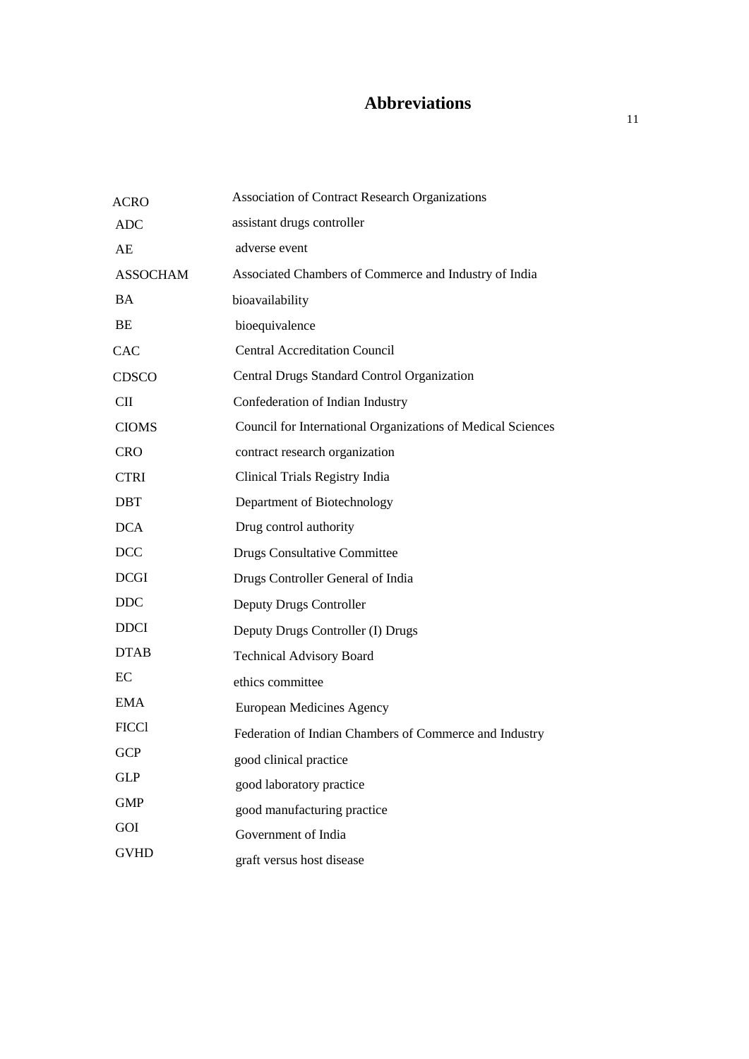# Abbreviations

| | |
|---|---|
| ACRO | Association of Contract Research Organizations |
| ADC | assistant drugs controller |
| AE | adverse event |
| ASSOCHAM | Associated Chambers of Commerce and Industry of India |
| BA | bioavailability |
| BE | bioequivalence |
| CAC | Central Accreditation Council |
| CDSCO | Central Drugs Standard Control Organization |
| CII | Confederation of Indian Industry |
| CIOMS | Council for International Organizations of Medical Sciences |
| CRO | contract research organization |
| CTRI | Clinical Trials Registry India |
| DBT | Department of Biotechnology |
| DCA | Drug control authority |
| DCC | Drugs Consultative Committee |
| DCGI | Drugs Controller General of India |
| DDC | Deputy Drugs Controller |
| DDCI | Deputy Drugs Controller (I) Drugs |
| DTAB | Technical Advisory Board |
| EC | ethics committee |
| EMA | European Medicines Agency |
| FICCl | Federation of Indian Chambers of Commerce and Industry |
| GCP | good clinical practice |
| GLP | good laboratory practice |
| GMP | good manufacturing practice |
| GOI | Government of India |
| GVHD | graft versus host disease |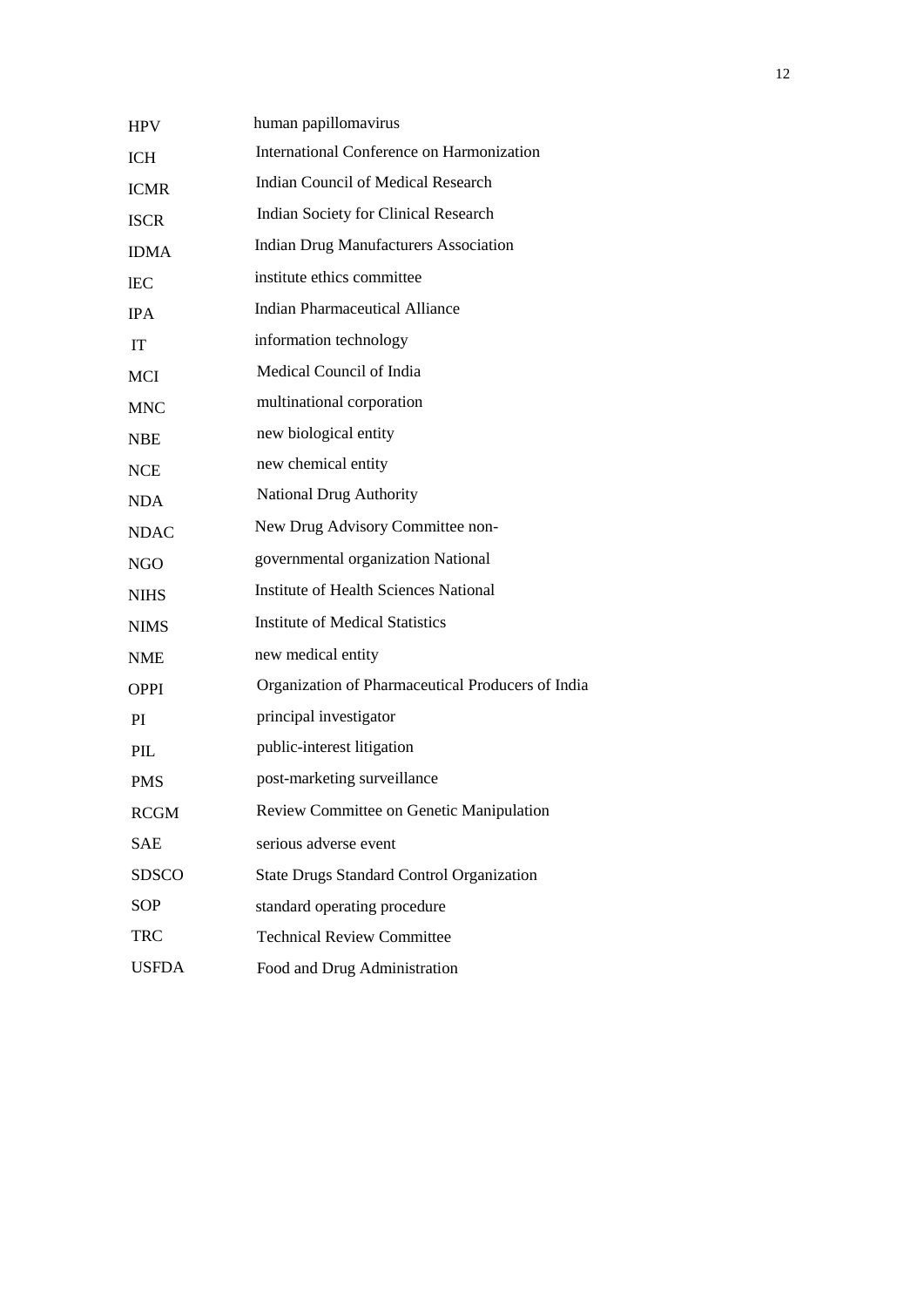| | |
|---|---|
| HPV | human papillomavirus |
| ICH | International Conference on Harmonization |
| ICMR | Indian Council of Medical Research |
| ISCR | Indian Society for Clinical Research |
| IDMA | Indian Drug Manufacturers Association |
| lEC | institute ethics committee |
| IPA | Indian Pharmaceutical Alliance |
| IT | information technology |
| MCI | Medical Council of India |
| MNC | multinational corporation |
| NBE | new biological entity |
| NCE | new chemical entity |
| NDA | National Drug Authority |
| NDAC | New Drug Advisory Committee non- |
| NGO | governmental organization National |
| NIHS | Institute of Health Sciences National |
| NIMS | Institute of Medical Statistics |
| NME | new medical entity |
| OPPI | Organization of Pharmaceutical Producers of India |
| PI | principal investigator |
| PIL | public-interest litigation |
| PMS | post-marketing surveillance |
| RCGM | Review Committee on Genetic Manipulation |
| SAE | serious adverse event |
| SDSCO | State Drugs Standard Control Organization |
| SOP | standard operating procedure |
| TRC | Technical Review Committee |
| USFDA | Food and Drug Administration |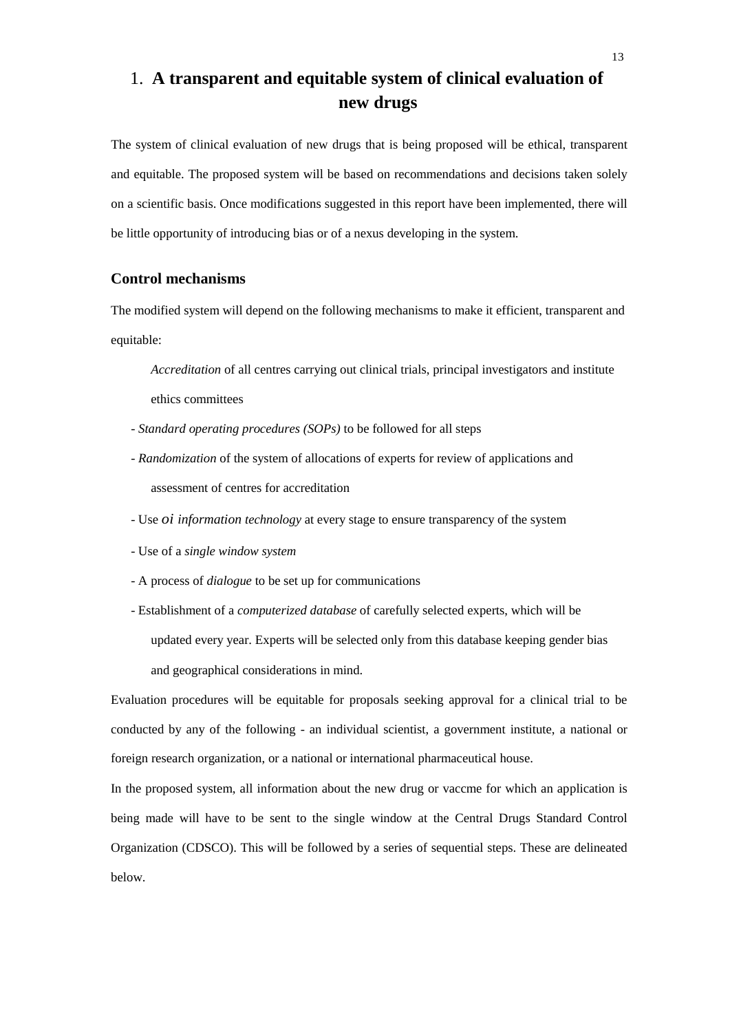# 1. A transparent and equitable system of clinical evaluation of new drugs

The system of clinical evaluation of new drugs that is being proposed will be ethical, transparent and equitable. The proposed system will be based on recommendations and decisions taken solely on a scientific basis. Once modifications suggested in this report have been implemented, there will be little opportunity of introducing bias or of a nexus developing in the system.

## Control mechanisms

The modified system will depend on the following mechanisms to make it efficient, transparent and equitable:

*Accreditation* of all centres carrying out clinical trials, principal investigators and institute ethics committees

- *Standard operating procedures (SOPs)* to be followed for all steps
- *Randomization* of the system of allocations of experts for review of applications and assessment of centres for accreditation
- Use *oi information technology* at every stage to ensure transparency of the system
- Use of a *single window system*
- A process of *dialogue* to be set up for communications
- Establishment of a *computerized database* of carefully selected experts, which will be updated every year. Experts will be selected only from this database keeping gender bias and geographical considerations in mind.

Evaluation procedures will be equitable for proposals seeking approval for a clinical trial to be conducted by any of the following - an individual scientist, a government institute, a national or foreign research organization, or a national or international pharmaceutical house.

In the proposed system, all information about the new drug or vaccme for which an application is being made will have to be sent to the single window at the Central Drugs Standard Control Organization (CDSCO). This will be followed by a series of sequential steps. These are delineated below.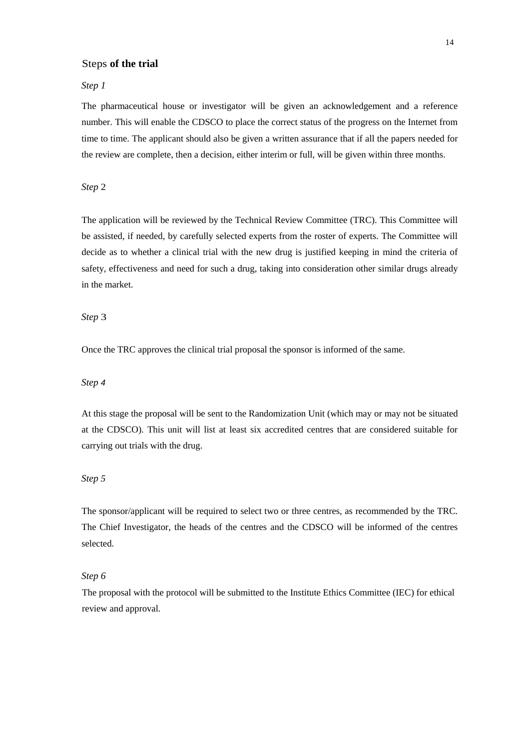### Steps **of the trial**

*Step 1*

The pharmaceutical house or investigator will be given an acknowledgement and a reference number. This will enable the CDSCO to place the correct status of the progress on the Internet from time to time. The applicant should also be given a written assurance that if all the papers needed for the review are complete, then a decision, either interim or full, will be given within three months.

*Step* 2

The application will be reviewed by the Technical Review Committee (TRC). This Committee will be assisted, if needed, by carefully selected experts from the roster of experts. The Committee will decide as to whether a clinical trial with the new drug is justified keeping in mind the criteria of safety, effectiveness and need for such a drug, taking into consideration other similar drugs already in the market.

*Step* 3

Once the TRC approves the clinical trial proposal the sponsor is informed of the same.

*Step 4*

At this stage the proposal will be sent to the Randomization Unit (which may or may not be situated at the CDSCO). This unit will list at least six accredited centres that are considered suitable for carrying out trials with the drug.

*Step 5*

The sponsor/applicant will be required to select two or three centres, as recommended by the TRC. The Chief Investigator, the heads of the centres and the CDSCO will be informed of the centres selected.

*Step 6*

The proposal with the protocol will be submitted to the Institute Ethics Committee (IEC) for ethical review and approval.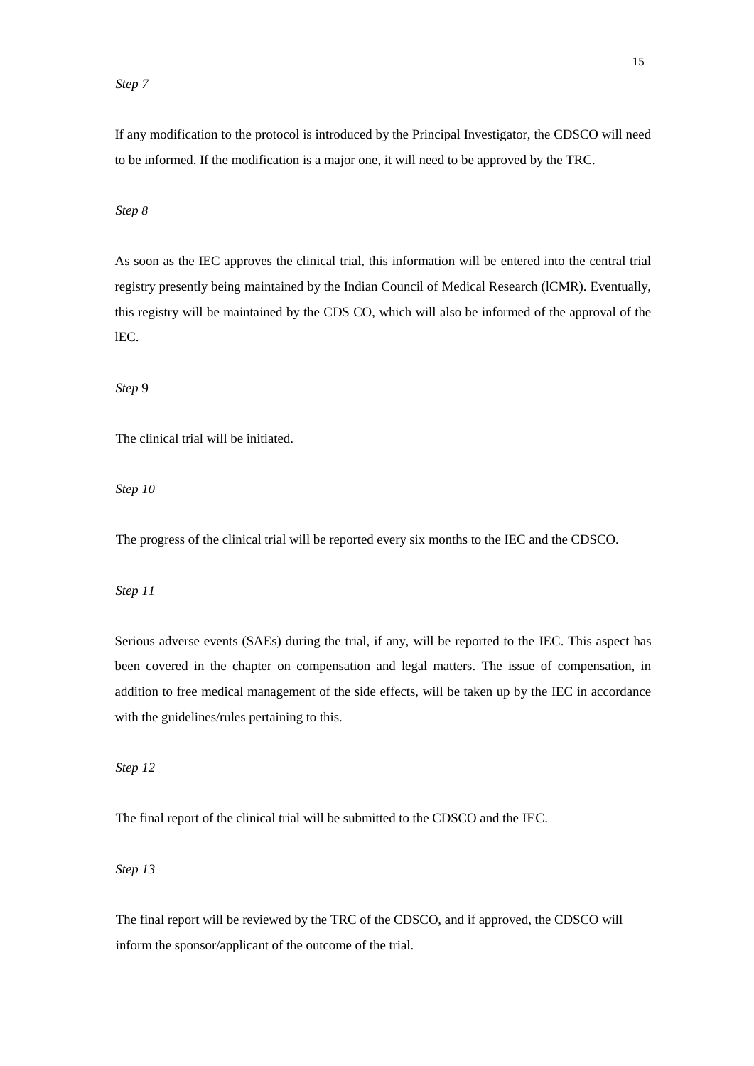*Step 7*

If any modification to the protocol is introduced by the Principal Investigator, the CDSCO will need to be informed. If the modification is a major one, it will need to be approved by the TRC.

*Step 8*

As soon as the IEC approves the clinical trial, this information will be entered into the central trial registry presently being maintained by the Indian Council of Medical Research (lCMR). Eventually, this registry will be maintained by the CDS CO, which will also be informed of the approval of the lEC.

*Step* 9

The clinical trial will be initiated.

*Step 10*

The progress of the clinical trial will be reported every six months to the IEC and the CDSCO.

*Step 11*

Serious adverse events (SAEs) during the trial, if any, will be reported to the IEC. This aspect has been covered in the chapter on compensation and legal matters. The issue of compensation, in addition to free medical management of the side effects, will be taken up by the IEC in accordance with the guidelines/rules pertaining to this.

*Step 12*

The final report of the clinical trial will be submitted to the CDSCO and the IEC.

*Step 13*

The final report will be reviewed by the TRC of the CDSCO, and if approved, the CDSCO will inform the sponsor/applicant of the outcome of the trial.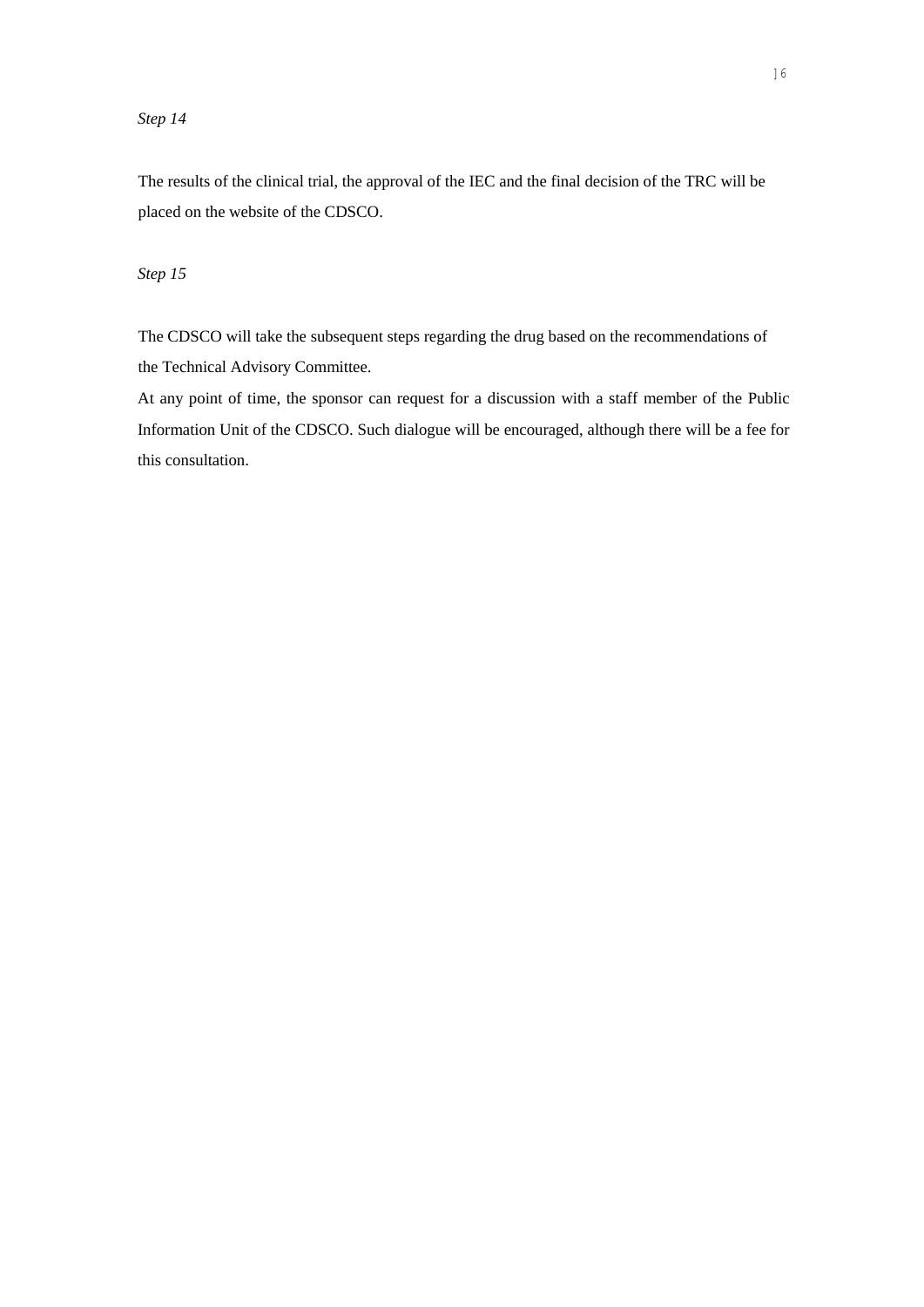*Step 14*

The results of the clinical trial, the approval of the IEC and the final decision of the TRC will be placed on the website of the CDSCO.

*Step 15*

The CDSCO will take the subsequent steps regarding the drug based on the recommendations of the Technical Advisory Committee.

At any point of time, the sponsor can request for a discussion with a staff member of the Public Information Unit of the CDSCO. Such dialogue will be encouraged, although there will be a fee for this consultation.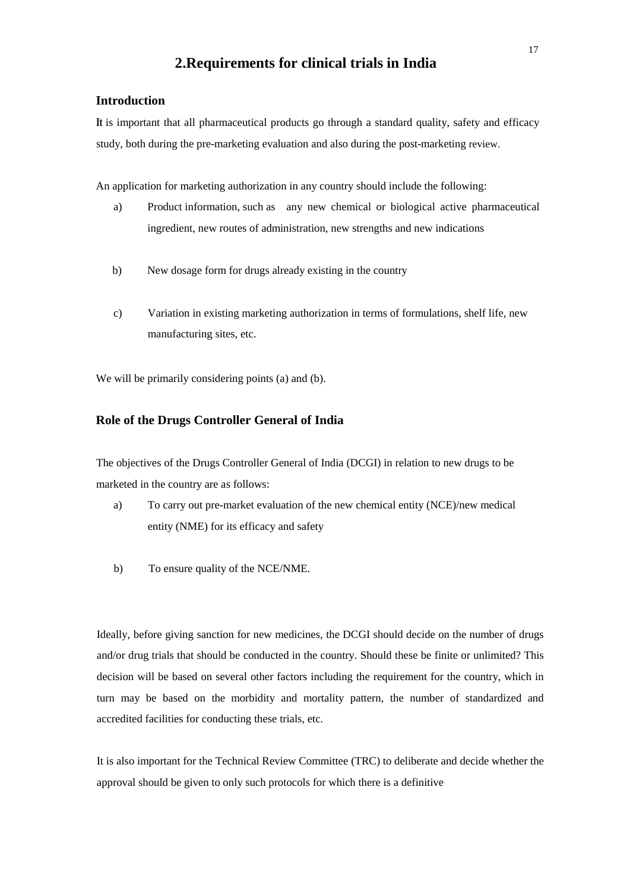## 2. Requirements for clinical trials in India

### Introduction

It is important that all pharmaceutical products go through a standard quality, safety and efficacy study, both during the pre-marketing evaluation and also during the post-marketing review.

An application for marketing authorization in any country should include the following:

a) Product information, such as any new chemical or biological active pharmaceutical ingredient, new routes of administration, new strengths and new indications

b) New dosage form for drugs already existing in the country

c) Variation in existing marketing authorization in terms of formulations, shelf life, new manufacturing sites, etc.

We will be primarily considering points (a) and (b).

### Role of the Drugs Controller General of India

The objectives of the Drugs Controller General of India (DCGI) in relation to new drugs to be marketed in the country are as follows:

a) To carry out pre-market evaluation of the new chemical entity (NCE)/new medical entity (NME) for its efficacy and safety

b) To ensure quality of the NCE/NME.

Ideally, before giving sanction for new medicines, the DCGI should decide on the number of drugs and/or drug trials that should be conducted in the country. Should these be finite or unlimited? This decision will be based on several other factors including the requirement for the country, which in turn may be based on the morbidity and mortality pattern, the number of standardized and accredited facilities for conducting these trials, etc.

It is also important for the Technical Review Committee (TRC) to deliberate and decide whether the approval should be given to only such protocols for which there is a definitive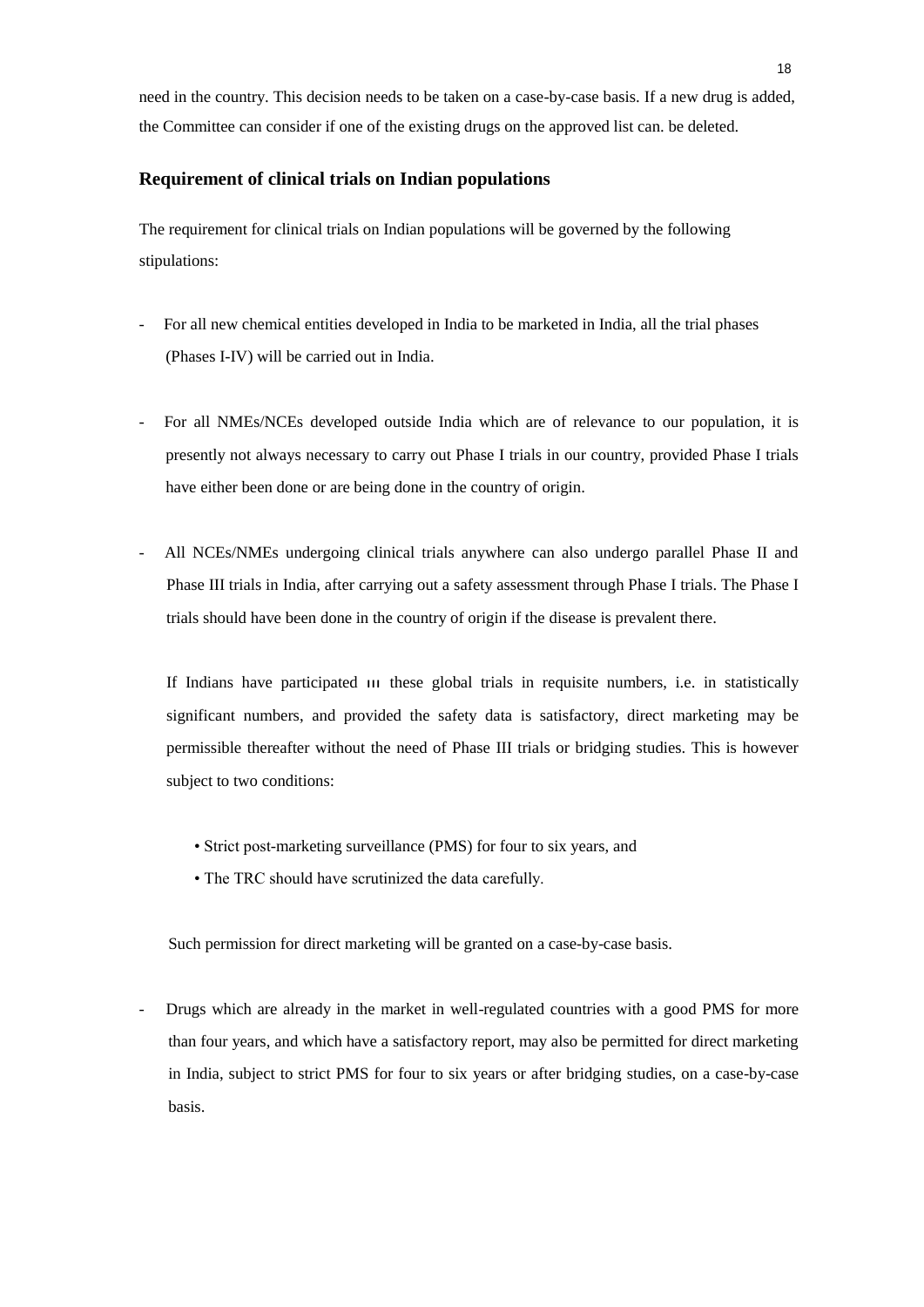need in the country. This decision needs to be taken on a case-by-case basis. If a new drug is added, the Committee can consider if one of the existing drugs on the approved list can. be deleted.

## Requirement of clinical trials on Indian populations

The requirement for clinical trials on Indian populations will be governed by the following stipulations:

- For all new chemical entities developed in India to be marketed in India, all the trial phases (Phases I-IV) will be carried out in India.

- For all NMEs/NCEs developed outside India which are of relevance to our population, it is presently not always necessary to carry out Phase I trials in our country, provided Phase I trials have either been done or are being done in the country of origin.

- All NCEs/NMEs undergoing clinical trials anywhere can also undergo parallel Phase II and Phase III trials in India, after carrying out a safety assessment through Phase I trials. The Phase I trials should have been done in the country of origin if the disease is prevalent there.

  If Indians have participated in these global trials in requisite numbers, i.e. in statistically significant numbers, and provided the safety data is satisfactory, direct marketing may be permissible thereafter without the need of Phase III trials or bridging studies. This is however subject to two conditions:

  - Strict post-marketing surveillance (PMS) for four to six years, and
  - The TRC should have scrutinized the data carefully.

  Such permission for direct marketing will be granted on a case-by-case basis.

- Drugs which are already in the market in well-regulated countries with a good PMS for more than four years, and which have a satisfactory report, may also be permitted for direct marketing in India, subject to strict PMS for four to six years or after bridging studies, on a case-by-case basis.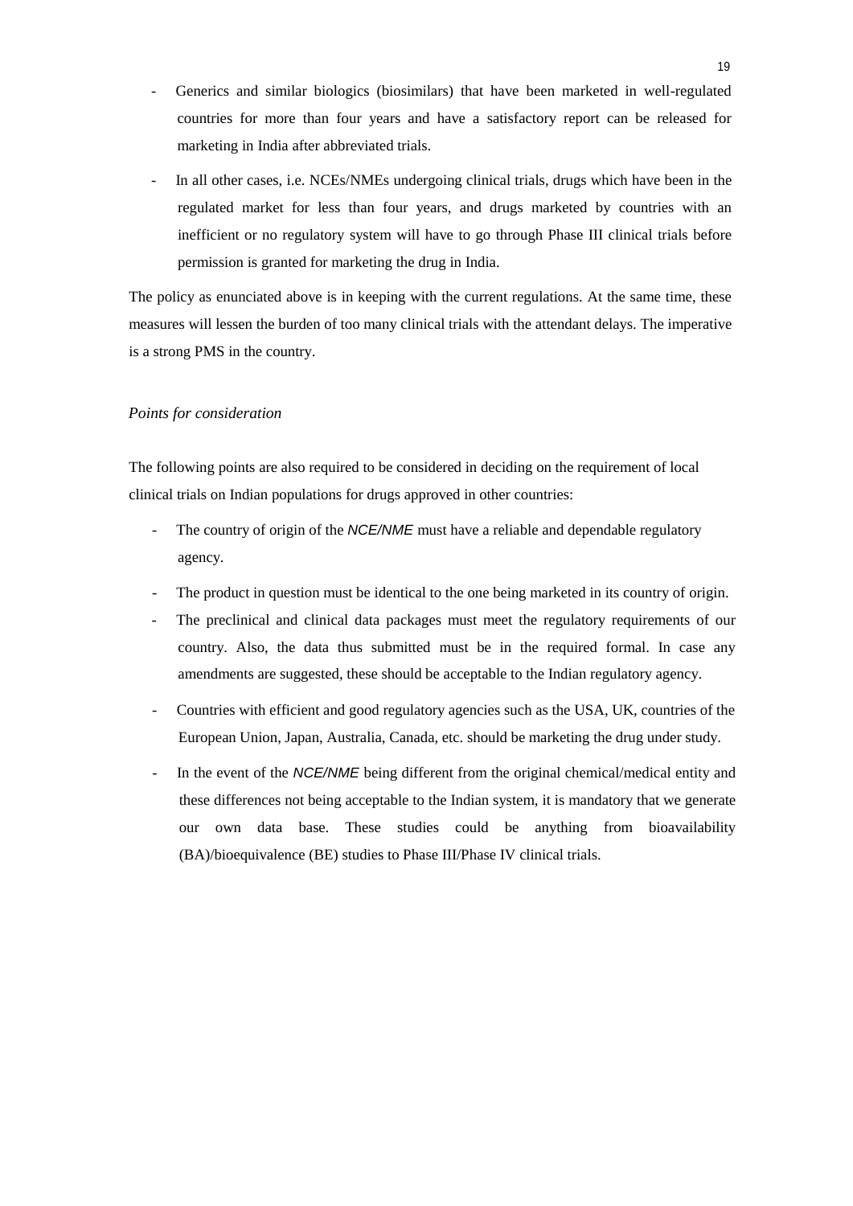- Generics and similar biologics (biosimilars) that have been marketed in well-regulated countries for more than four years and have a satisfactory report can be released for marketing in India after abbreviated trials.

- In all other cases, i.e. NCEs/NMEs undergoing clinical trials, drugs which have been in the regulated market for less than four years, and drugs marketed by countries with an inefficient or no regulatory system will have to go through Phase III clinical trials before permission is granted for marketing the drug in India.

The policy as enunciated above is in keeping with the current regulations. At the same time, these measures will lessen the burden of too many clinical trials with the attendant delays. The imperative is a strong PMS in the country.

*Points for consideration*

The following points are also required to be considered in deciding on the requirement of local clinical trials on Indian populations for drugs approved in other countries:

- The country of origin of the *NCE/NME* must have a reliable and dependable regulatory agency.
- The product in question must be identical to the one being marketed in its country of origin.
- The preclinical and clinical data packages must meet the regulatory requirements of our country. Also, the data thus submitted must be in the required formal. In case any amendments are suggested, these should be acceptable to the Indian regulatory agency.
- Countries with efficient and good regulatory agencies such as the USA, UK, countries of the European Union, Japan, Australia, Canada, etc. should be marketing the drug under study.
- In the event of the *NCE/NME* being different from the original chemical/medical entity and these differences not being acceptable to the Indian system, it is mandatory that we generate our own data base. These studies could be anything from bioavailability (BA)/bioequivalence (BE) studies to Phase III/Phase IV clinical trials.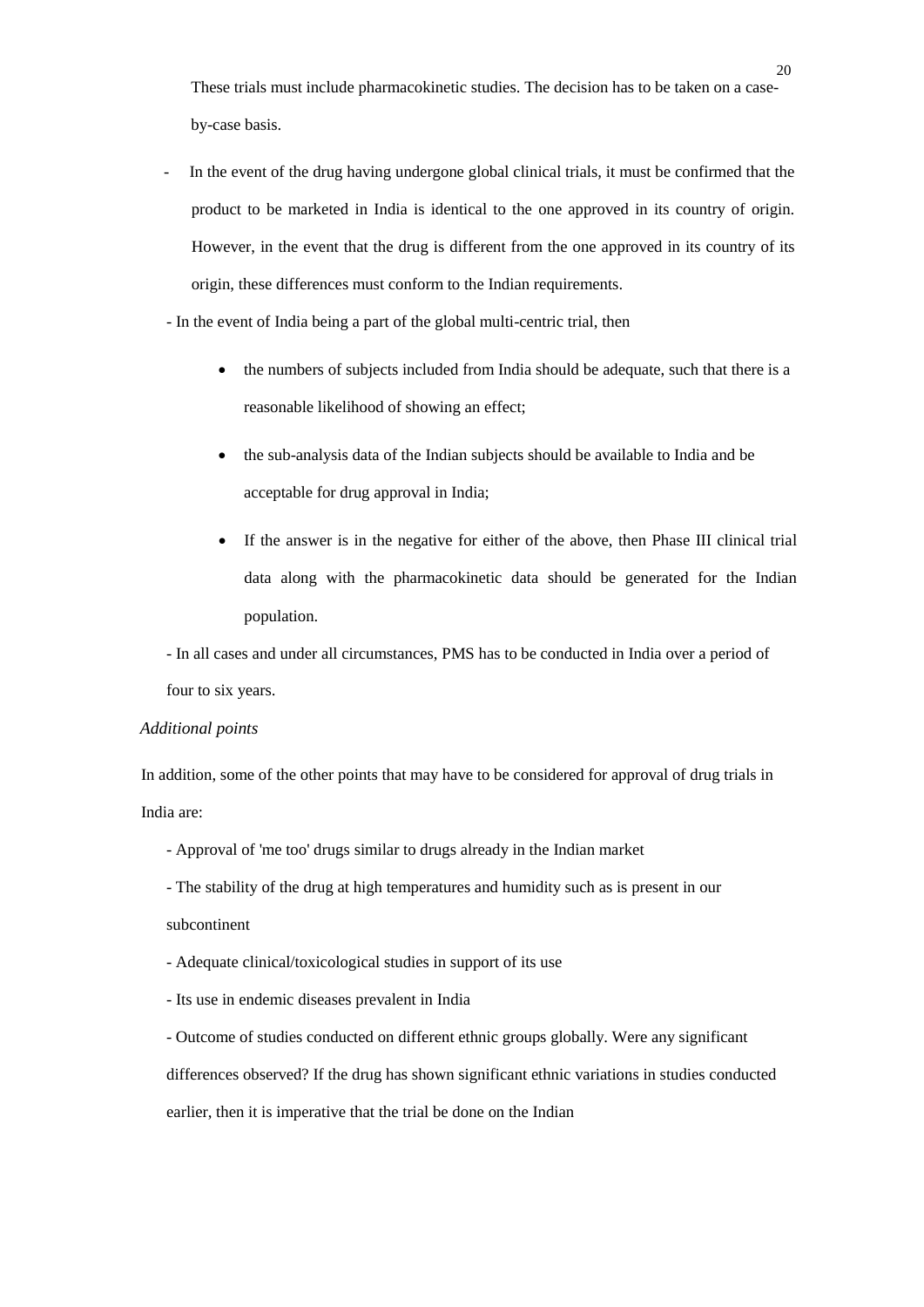These trials must include pharmacokinetic studies. The decision has to be taken on a case-by-case basis.

- In the event of the drug having undergone global clinical trials, it must be confirmed that the product to be marketed in India is identical to the one approved in its country of origin. However, in the event that the drug is different from the one approved in its country of its origin, these differences must conform to the Indian requirements.
- In the event of India being a part of the global multi-centric trial, then
  - the numbers of subjects included from India should be adequate, such that there is a reasonable likelihood of showing an effect;
  - the sub-analysis data of the Indian subjects should be available to India and be acceptable for drug approval in India;
  - If the answer is in the negative for either of the above, then Phase III clinical trial data along with the pharmacokinetic data should be generated for the Indian population.
- In all cases and under all circumstances, PMS has to be conducted in India over a period of four to six years.

*Additional points*

In addition, some of the other points that may have to be considered for approval of drug trials in India are:

- Approval of 'me too' drugs similar to drugs already in the Indian market
- The stability of the drug at high temperatures and humidity such as is present in our subcontinent
- Adequate clinical/toxicological studies in support of its use
- Its use in endemic diseases prevalent in India
- Outcome of studies conducted on different ethnic groups globally. Were any significant differences observed? If the drug has shown significant ethnic variations in studies conducted earlier, then it is imperative that the trial be done on the Indian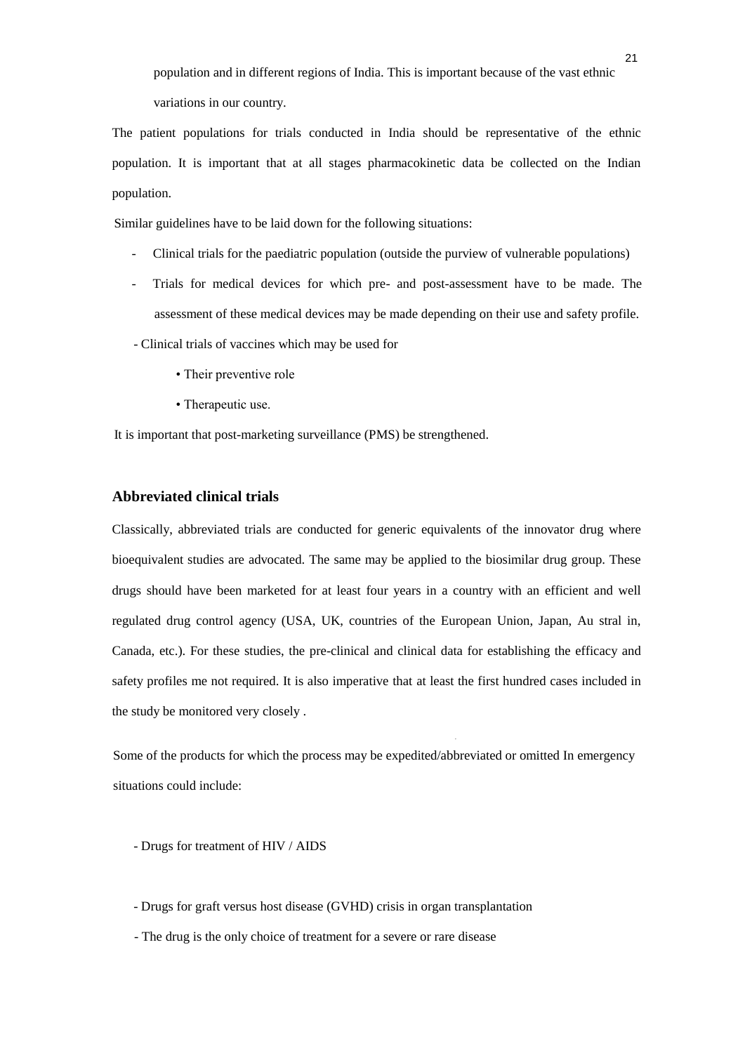population and in different regions of India. This is important because of the vast ethnic variations in our country.

The patient populations for trials conducted in India should be representative of the ethnic population. It is important that at all stages pharmacokinetic data be collected on the Indian population.

Similar guidelines have to be laid down for the following situations:

- Clinical trials for the paediatric population (outside the purview of vulnerable populations)
- Trials for medical devices for which pre- and post-assessment have to be made. The assessment of these medical devices may be made depending on their use and safety profile.
- Clinical trials of vaccines which may be used for
  - Their preventive role
  - Therapeutic use.

It is important that post-marketing surveillance (PMS) be strengthened.

## Abbreviated clinical trials

Classically, abbreviated trials are conducted for generic equivalents of the innovator drug where bioequivalent studies are advocated. The same may be applied to the biosimilar drug group. These drugs should have been marketed for at least four years in a country with an efficient and well regulated drug control agency (USA, UK, countries of the European Union, Japan, Au stral in, Canada, etc.). For these studies, the pre-clinical and clinical data for establishing the efficacy and safety profiles me not required. It is also imperative that at least the first hundred cases included in the study be monitored very closely .

Some of the products for which the process may be expedited/abbreviated or omitted In emergency situations could include:

- Drugs for treatment of HIV / AIDS
- Drugs for graft versus host disease (GVHD) crisis in organ transplantation
- The drug is the only choice of treatment for a severe or rare disease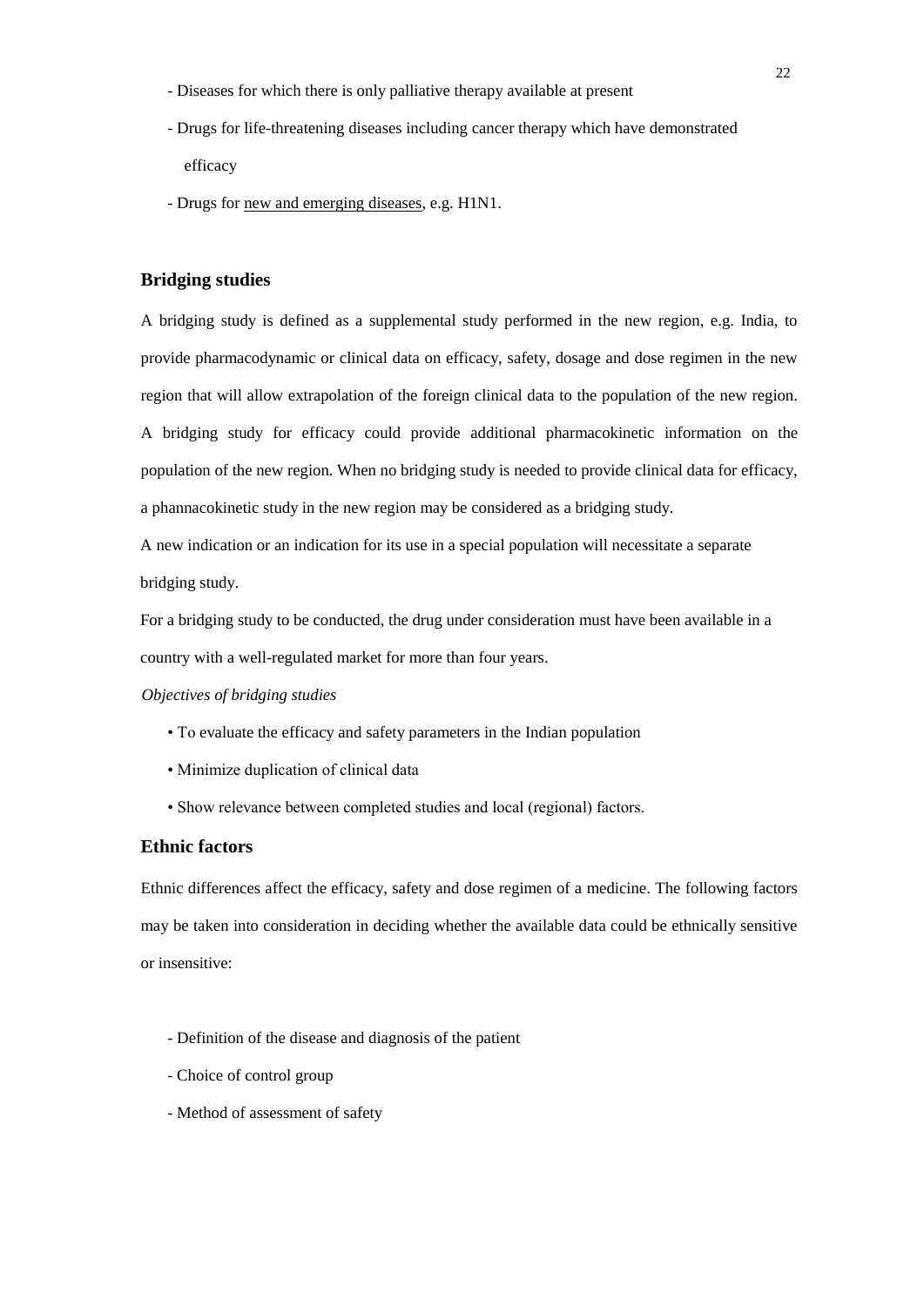- Diseases for which there is only palliative therapy available at present
- Drugs for life-threatening diseases including cancer therapy which have demonstrated efficacy
- Drugs for new and emerging diseases, e.g. H1N1.

## Bridging studies

A bridging study is defined as a supplemental study performed in the new region, e.g. India, to provide pharmacodynamic or clinical data on efficacy, safety, dosage and dose regimen in the new region that will allow extrapolation of the foreign clinical data to the population of the new region. A bridging study for efficacy could provide additional pharmacokinetic information on the population of the new region. When no bridging study is needed to provide clinical data for efficacy, a phannacokinetic study in the new region may be considered as a bridging study.

A new indication or an indication for its use in a special population will necessitate a separate bridging study.

For a bridging study to be conducted, the drug under consideration must have been available in a country with a well-regulated market for more than four years.

*Objectives of bridging studies*

- To evaluate the efficacy and safety parameters in the Indian population
- Minimize duplication of clinical data
- Show relevance between completed studies and local (regional) factors.

## Ethnic factors

Ethnic differences affect the efficacy, safety and dose regimen of a medicine. The following factors may be taken into consideration in deciding whether the available data could be ethnically sensitive or insensitive:

- Definition of the disease and diagnosis of the patient
- Choice of control group
- Method of assessment of safety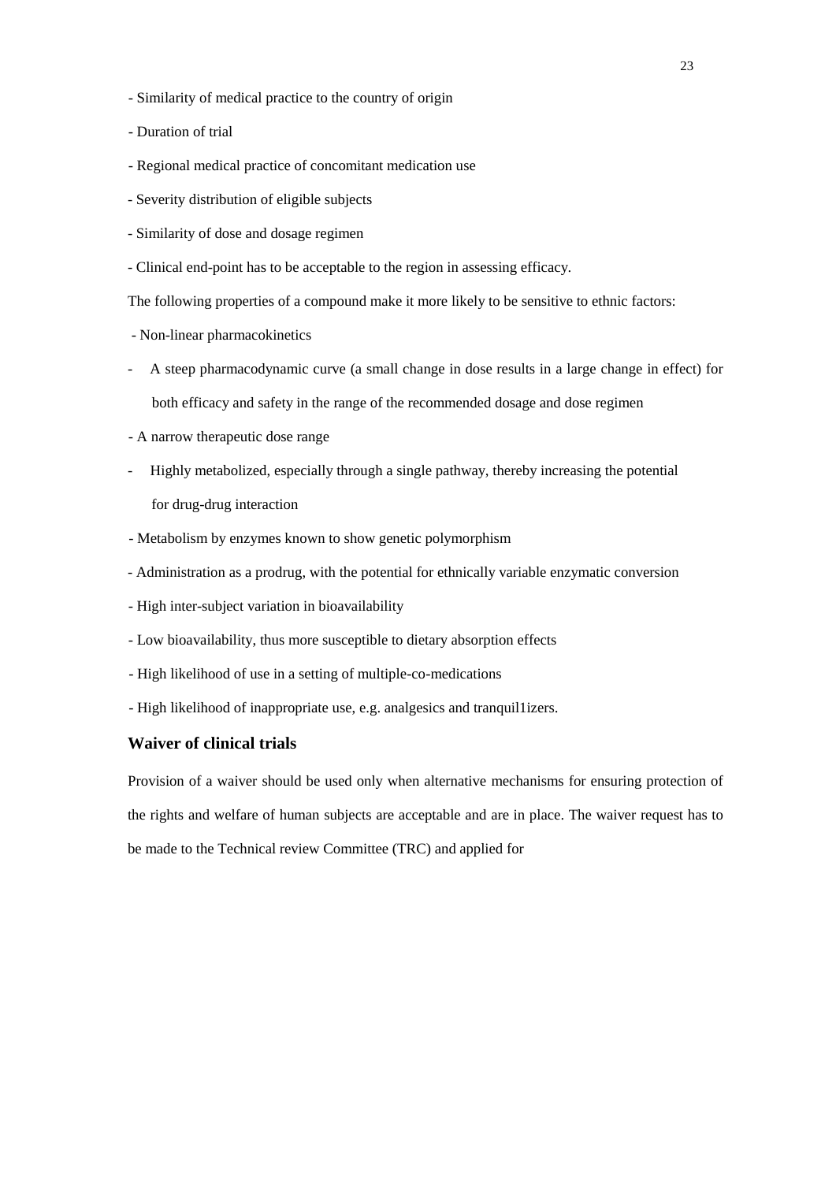- Similarity of medical practice to the country of origin
- Duration of trial
- Regional medical practice of concomitant medication use
- Severity distribution of eligible subjects
- Similarity of dose and dosage regimen
- Clinical end-point has to be acceptable to the region in assessing efficacy.

The following properties of a compound make it more likely to be sensitive to ethnic factors:

- Non-linear pharmacokinetics
- A steep pharmacodynamic curve (a small change in dose results in a large change in effect) for both efficacy and safety in the range of the recommended dosage and dose regimen
- A narrow therapeutic dose range
- Highly metabolized, especially through a single pathway, thereby increasing the potential for drug-drug interaction
- Metabolism by enzymes known to show genetic polymorphism
- Administration as a prodrug, with the potential for ethnically variable enzymatic conversion
- High inter-subject variation in bioavailability
- Low bioavailability, thus more susceptible to dietary absorption effects
- High likelihood of use in a setting of multiple-co-medications
- High likelihood of inappropriate use, e.g. analgesics and tranquil1izers.

### Waiver of clinical trials

Provision of a waiver should be used only when alternative mechanisms for ensuring protection of the rights and welfare of human subjects are acceptable and are in place. The waiver request has to be made to the Technical review Committee (TRC) and applied for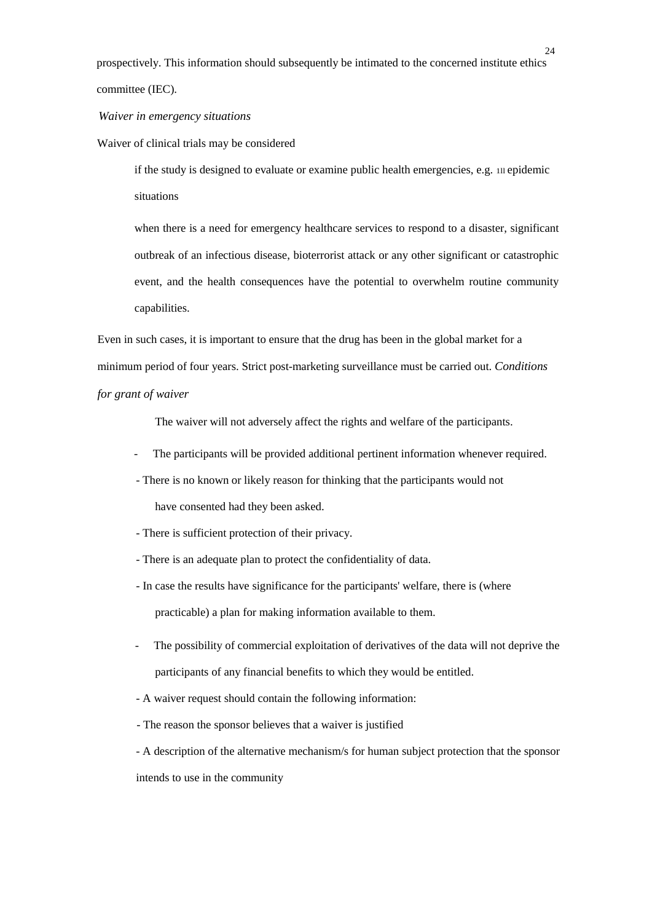prospectively. This information should subsequently be intimated to the concerned institute ethics committee (IEC).

*Waiver in emergency situations*

Waiver of clinical trials may be considered

if the study is designed to evaluate or examine public health emergencies, e.g. 1ll epidemic situations

when there is a need for emergency healthcare services to respond to a disaster, significant outbreak of an infectious disease, bioterrorist attack or any other significant or catastrophic event, and the health consequences have the potential to overwhelm routine community capabilities.

Even in such cases, it is important to ensure that the drug has been in the global market for a minimum period of four years. Strict post-marketing surveillance must be carried out. *Conditions for grant of waiver*

The waiver will not adversely affect the rights and welfare of the participants.

- The participants will be provided additional pertinent information whenever required.
- There is no known or likely reason for thinking that the participants would not have consented had they been asked.
- There is sufficient protection of their privacy.
- There is an adequate plan to protect the confidentiality of data.
- In case the results have significance for the participants' welfare, there is (where practicable) a plan for making information available to them.
- The possibility of commercial exploitation of derivatives of the data will not deprive the participants of any financial benefits to which they would be entitled.
- A waiver request should contain the following information:
- The reason the sponsor believes that a waiver is justified
- A description of the alternative mechanism/s for human subject protection that the sponsor intends to use in the community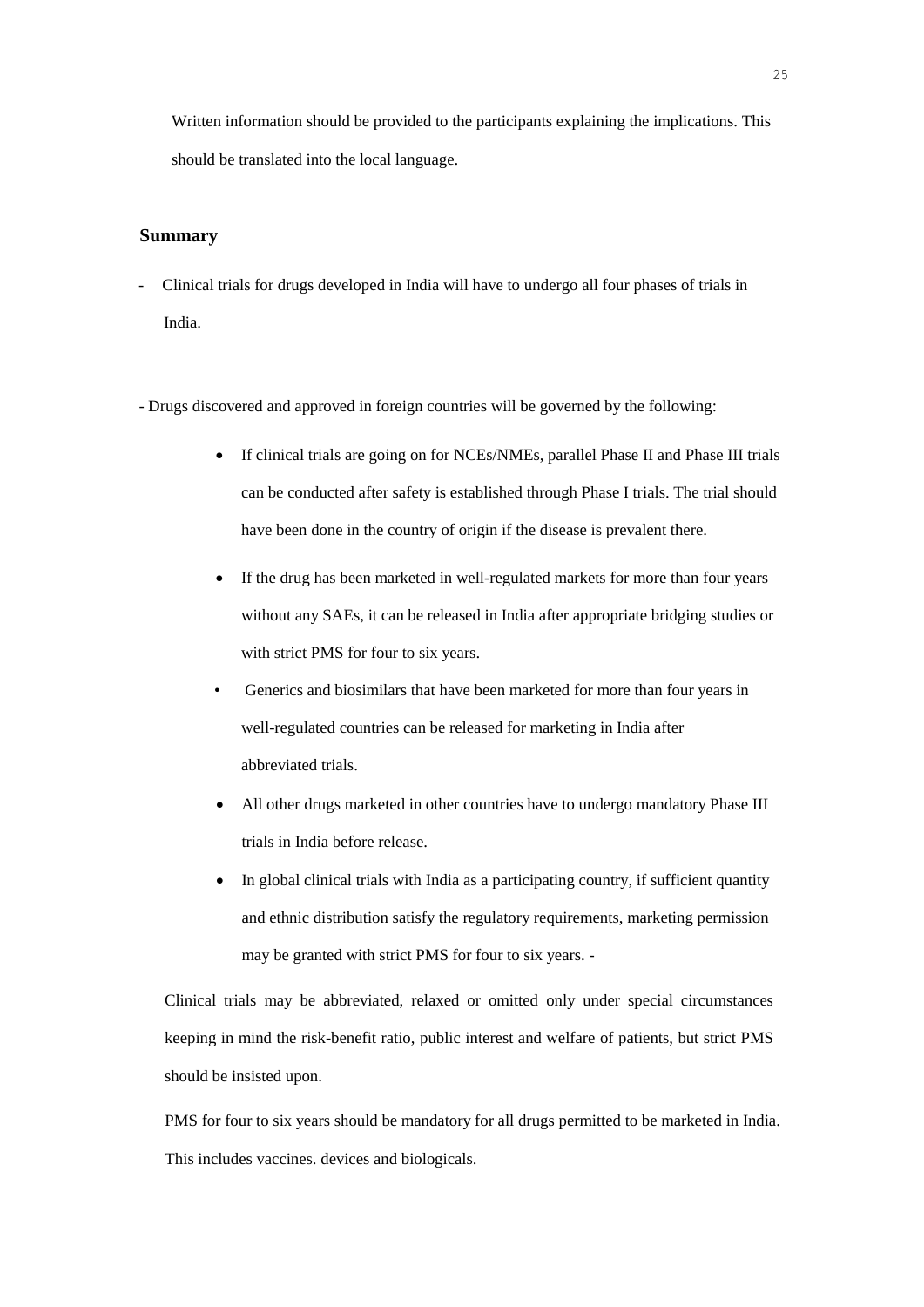Written information should be provided to the participants explaining the implications. This should be translated into the local language.

**Summary**

- Clinical trials for drugs developed in India will have to undergo all four phases of trials in India.

- Drugs discovered and approved in foreign countries will be governed by the following:

  - If clinical trials are going on for NCEs/NMEs, parallel Phase II and Phase III trials can be conducted after safety is established through Phase I trials. The trial should have been done in the country of origin if the disease is prevalent there.
  - If the drug has been marketed in well-regulated markets for more than four years without any SAEs, it can be released in India after appropriate bridging studies or with strict PMS for four to six years.
  - Generics and biosimilars that have been marketed for more than four years in well-regulated countries can be released for marketing in India after abbreviated trials.
  - All other drugs marketed in other countries have to undergo mandatory Phase III trials in India before release.
  - In global clinical trials with India as a participating country, if sufficient quantity and ethnic distribution satisfy the regulatory requirements, marketing permission may be granted with strict PMS for four to six years. -

Clinical trials may be abbreviated, relaxed or omitted only under special circumstances keeping in mind the risk-benefit ratio, public interest and welfare of patients, but strict PMS should be insisted upon.

PMS for four to six years should be mandatory for all drugs permitted to be marketed in India. This includes vaccines. devices and biologicals.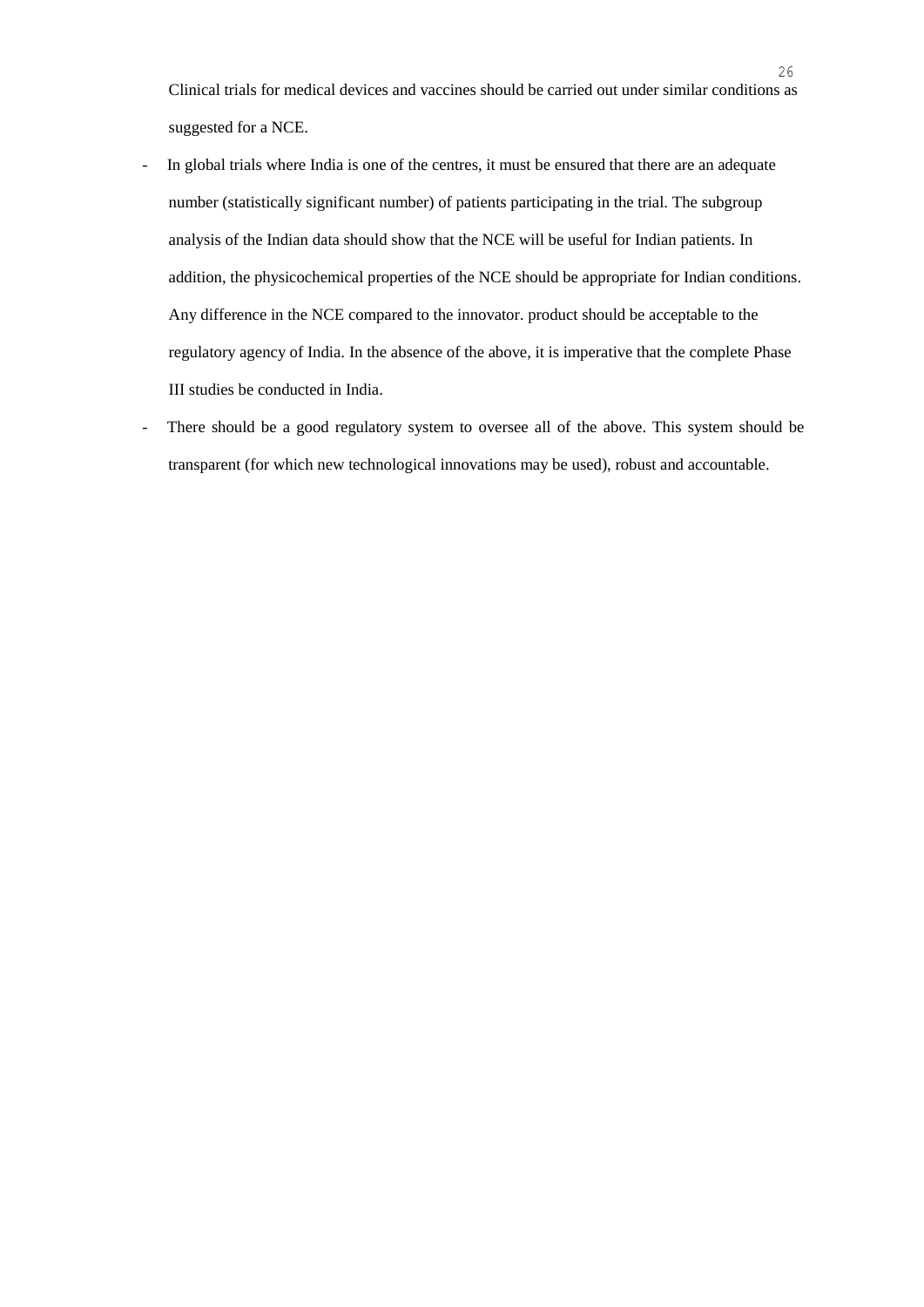Clinical trials for medical devices and vaccines should be carried out under similar conditions as suggested for a NCE.

- In global trials where India is one of the centres, it must be ensured that there are an adequate number (statistically significant number) of patients participating in the trial. The subgroup analysis of the Indian data should show that the NCE will be useful for Indian patients. In addition, the physicochemical properties of the NCE should be appropriate for Indian conditions. Any difference in the NCE compared to the innovator. product should be acceptable to the regulatory agency of India. In the absence of the above, it is imperative that the complete Phase III studies be conducted in India.
- There should be a good regulatory system to oversee all of the above. This system should be transparent (for which new technological innovations may be used), robust and accountable.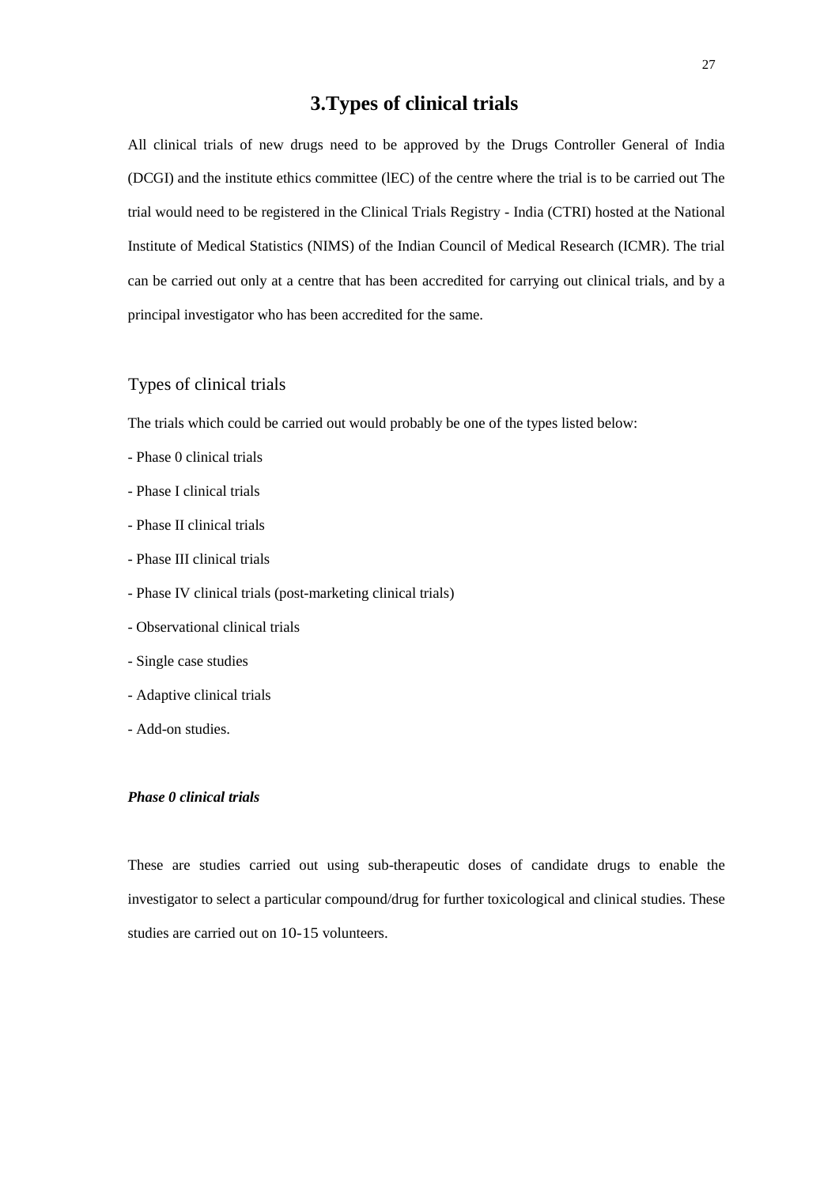# 3.Types of clinical trials

All clinical trials of new drugs need to be approved by the Drugs Controller General of India (DCGI) and the institute ethics committee (lEC) of the centre where the trial is to be carried out The trial would need to be registered in the Clinical Trials Registry - India (CTRI) hosted at the National Institute of Medical Statistics (NIMS) of the Indian Council of Medical Research (ICMR). The trial can be carried out only at a centre that has been accredited for carrying out clinical trials, and by a principal investigator who has been accredited for the same.

## Types of clinical trials

The trials which could be carried out would probably be one of the types listed below:

- Phase 0 clinical trials
- Phase I clinical trials
- Phase II clinical trials
- Phase III clinical trials
- Phase IV clinical trials (post-marketing clinical trials)
- Observational clinical trials
- Single case studies
- Adaptive clinical trials
- Add-on studies.

### *Phase 0 clinical trials*

These are studies carried out using sub-therapeutic doses of candidate drugs to enable the investigator to select a particular compound/drug for further toxicological and clinical studies. These studies are carried out on 10-15 volunteers.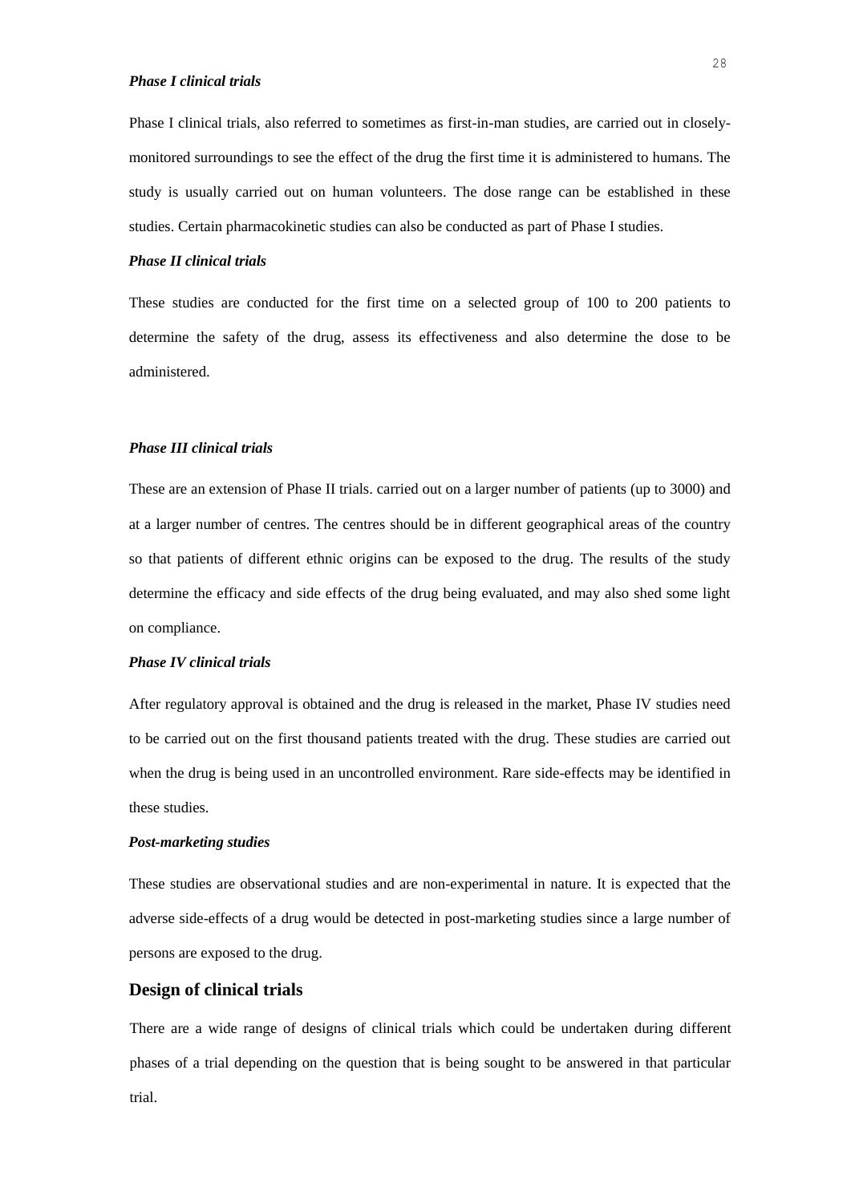***Phase I clinical trials***

Phase I clinical trials, also referred to sometimes as first-in-man studies, are carried out in closely-monitored surroundings to see the effect of the drug the first time it is administered to humans. The study is usually carried out on human volunteers. The dose range can be established in these studies. Certain pharmacokinetic studies can also be conducted as part of Phase I studies.

***Phase II clinical trials***

These studies are conducted for the first time on a selected group of 100 to 200 patients to determine the safety of the drug, assess its effectiveness and also determine the dose to be administered.

***Phase III clinical trials***

These are an extension of Phase II trials. carried out on a larger number of patients (up to 3000) and at a larger number of centres. The centres should be in different geographical areas of the country so that patients of different ethnic origins can be exposed to the drug. The results of the study determine the efficacy and side effects of the drug being evaluated, and may also shed some light on compliance.

***Phase IV clinical trials***

After regulatory approval is obtained and the drug is released in the market, Phase IV studies need to be carried out on the first thousand patients treated with the drug. These studies are carried out when the drug is being used in an uncontrolled environment. Rare side-effects may be identified in these studies.

***Post-marketing studies***

These studies are observational studies and are non-experimental in nature. It is expected that the adverse side-effects of a drug would be detected in post-marketing studies since a large number of persons are exposed to the drug.

## Design of clinical trials

There are a wide range of designs of clinical trials which could be undertaken during different phases of a trial depending on the question that is being sought to be answered in that particular trial.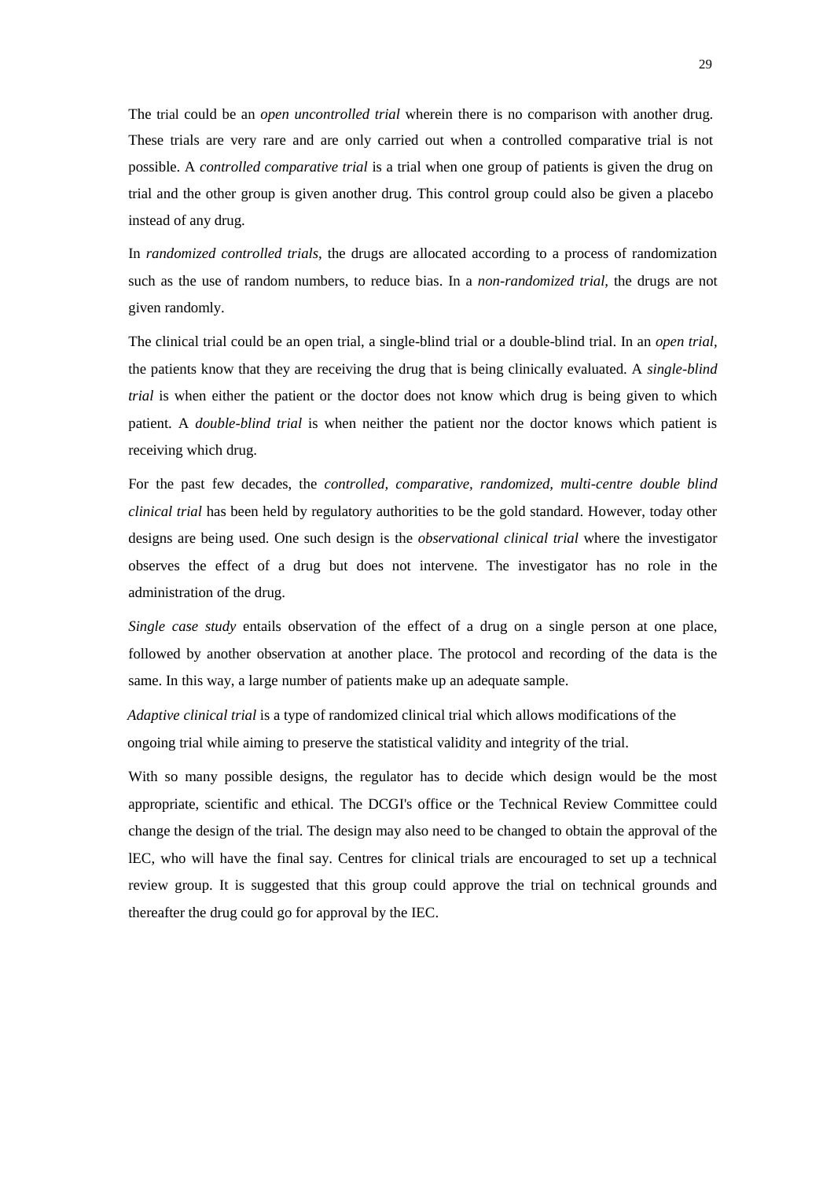The trial could be an *open uncontrolled trial* wherein there is no comparison with another drug. These trials are very rare and are only carried out when a controlled comparative trial is not possible. A *controlled comparative trial* is a trial when one group of patients is given the drug on trial and the other group is given another drug. This control group could also be given a placebo instead of any drug.

In *randomized controlled trials,* the drugs are allocated according to a process of randomization such as the use of random numbers, to reduce bias. In a *non-randomized trial,* the drugs are not given randomly.

The clinical trial could be an open trial, a single-blind trial or a double-blind trial. In an *open trial,* the patients know that they are receiving the drug that is being clinically evaluated. A *single-blind trial* is when either the patient or the doctor does not know which drug is being given to which patient. A *double-blind trial* is when neither the patient nor the doctor knows which patient is receiving which drug.

For the past few decades, the *controlled, comparative, randomized, multi-centre double blind clinical trial* has been held by regulatory authorities to be the gold standard. However, today other designs are being used. One such design is the *observational clinical trial* where the investigator observes the effect of a drug but does not intervene. The investigator has no role in the administration of the drug.

*Single case study* entails observation of the effect of a drug on a single person at one place, followed by another observation at another place. The protocol and recording of the data is the same. In this way, a large number of patients make up an adequate sample.

*Adaptive clinical trial* is a type of randomized clinical trial which allows modifications of the ongoing trial while aiming to preserve the statistical validity and integrity of the trial.

With so many possible designs, the regulator has to decide which design would be the most appropriate, scientific and ethical. The DCGI's office or the Technical Review Committee could change the design of the trial. The design may also need to be changed to obtain the approval of the lEC, who will have the final say. Centres for clinical trials are encouraged to set up a technical review group. It is suggested that this group could approve the trial on technical grounds and thereafter the drug could go for approval by the IEC.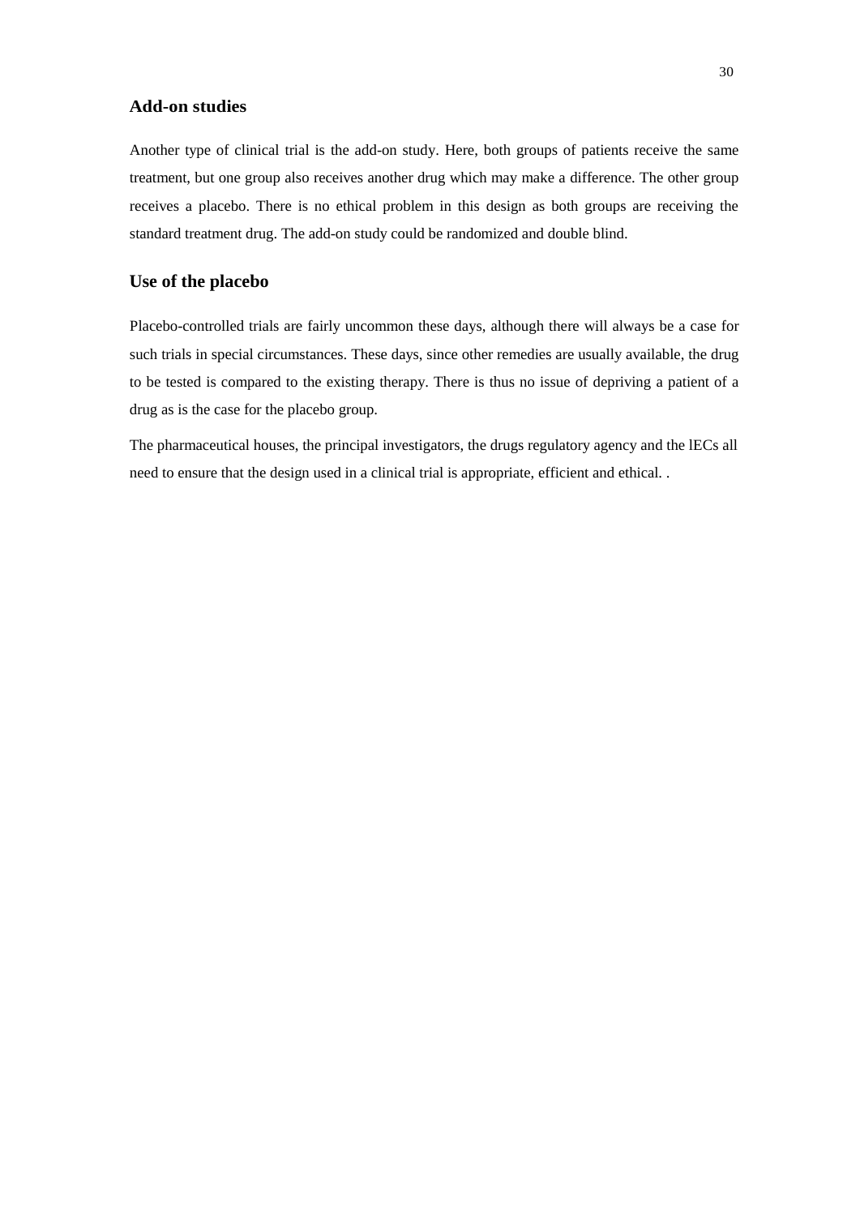## Add-on studies

Another type of clinical trial is the add-on study. Here, both groups of patients receive the same treatment, but one group also receives another drug which may make a difference. The other group receives a placebo. There is no ethical problem in this design as both groups are receiving the standard treatment drug. The add-on study could be randomized and double blind.

## Use of the placebo

Placebo-controlled trials are fairly uncommon these days, although there will always be a case for such trials in special circumstances. These days, since other remedies are usually available, the drug to be tested is compared to the existing therapy. There is thus no issue of depriving a patient of a drug as is the case for the placebo group.

The pharmaceutical houses, the principal investigators, the drugs regulatory agency and the lECs all need to ensure that the design used in a clinical trial is appropriate, efficient and ethical. .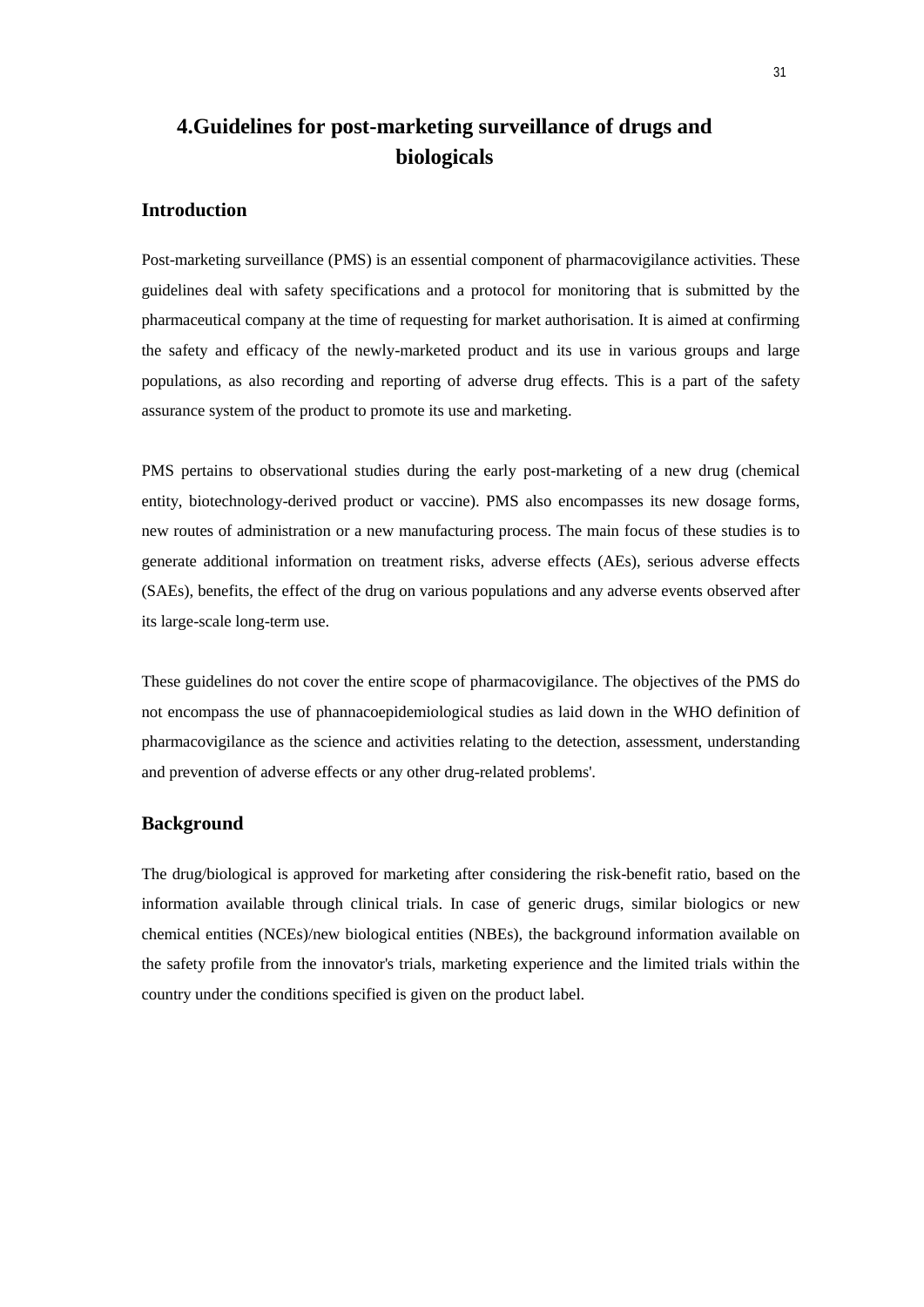# 4.Guidelines for post-marketing surveillance of drugs and biologicals

## Introduction

Post-marketing surveillance (PMS) is an essential component of pharmacovigilance activities. These guidelines deal with safety specifications and a protocol for monitoring that is submitted by the pharmaceutical company at the time of requesting for market authorisation. It is aimed at confirming the safety and efficacy of the newly-marketed product and its use in various groups and large populations, as also recording and reporting of adverse drug effects. This is a part of the safety assurance system of the product to promote its use and marketing.

PMS pertains to observational studies during the early post-marketing of a new drug (chemical entity, biotechnology-derived product or vaccine). PMS also encompasses its new dosage forms, new routes of administration or a new manufacturing process. The main focus of these studies is to generate additional information on treatment risks, adverse effects (AEs), serious adverse effects (SAEs), benefits, the effect of the drug on various populations and any adverse events observed after its large-scale long-term use.

These guidelines do not cover the entire scope of pharmacovigilance. The objectives of the PMS do not encompass the use of phannacoepidemiological studies as laid down in the WHO definition of pharmacovigilance as the science and activities relating to the detection, assessment, understanding and prevention of adverse effects or any other drug-related problems'.

## Background

The drug/biological is approved for marketing after considering the risk-benefit ratio, based on the information available through clinical trials. In case of generic drugs, similar biologics or new chemical entities (NCEs)/new biological entities (NBEs), the background information available on the safety profile from the innovator's trials, marketing experience and the limited trials within the country under the conditions specified is given on the product label.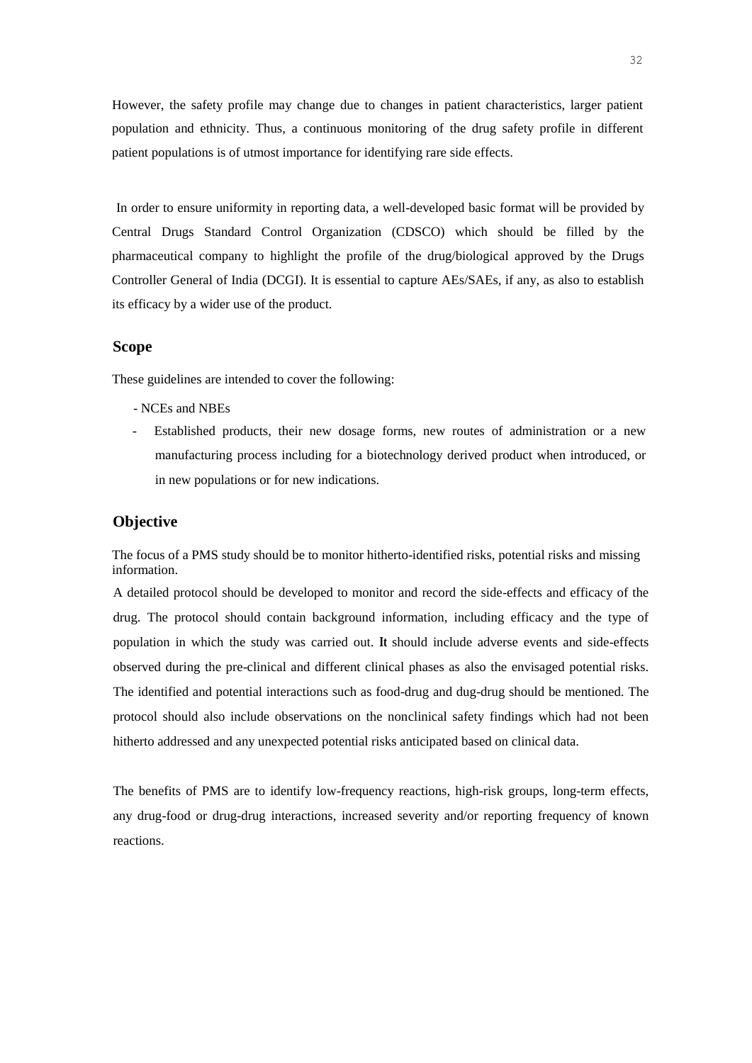However, the safety profile may change due to changes in patient characteristics, larger patient population and ethnicity. Thus, a continuous monitoring of the drug safety profile in different patient populations is of utmost importance for identifying rare side effects.

In order to ensure uniformity in reporting data, a well-developed basic format will be provided by Central Drugs Standard Control Organization (CDSCO) which should be filled by the pharmaceutical company to highlight the profile of the drug/biological approved by the Drugs Controller General of India (DCGI). It is essential to capture AEs/SAEs, if any, as also to establish its efficacy by a wider use of the product.

### Scope

These guidelines are intended to cover the following:

- NCEs and NBEs
- Established products, their new dosage forms, new routes of administration or a new manufacturing process including for a biotechnology derived product when introduced, or in new populations or for new indications.

### Objective

The focus of a PMS study should be to monitor hitherto-identified risks, potential risks and missing information.

A detailed protocol should be developed to monitor and record the side-effects and efficacy of the drug. The protocol should contain background information, including efficacy and the type of population in which the study was carried out. It should include adverse events and side-effects observed during the pre-clinical and different clinical phases as also the envisaged potential risks. The identified and potential interactions such as food-drug and dug-drug should be mentioned. The protocol should also include observations on the nonclinical safety findings which had not been hitherto addressed and any unexpected potential risks anticipated based on clinical data.

The benefits of PMS are to identify low-frequency reactions, high-risk groups, long-term effects, any drug-food or drug-drug interactions, increased severity and/or reporting frequency of known reactions.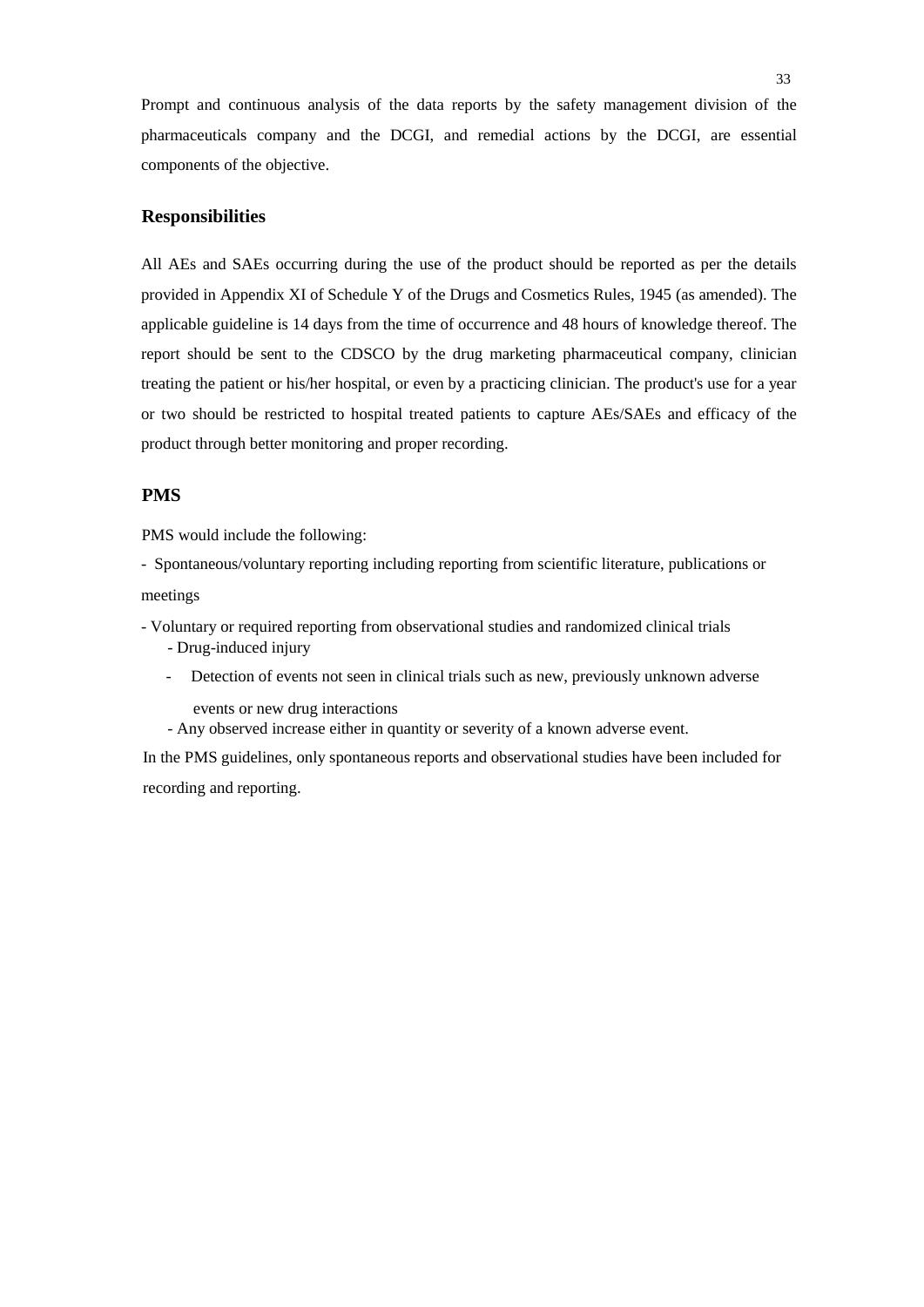Prompt and continuous analysis of the data reports by the safety management division of the pharmaceuticals company and the DCGI, and remedial actions by the DCGI, are essential components of the objective.

## Responsibilities

All AEs and SAEs occurring during the use of the product should be reported as per the details provided in Appendix XI of Schedule Y of the Drugs and Cosmetics Rules, 1945 (as amended). The applicable guideline is 14 days from the time of occurrence and 48 hours of knowledge thereof. The report should be sent to the CDSCO by the drug marketing pharmaceutical company, clinician treating the patient or his/her hospital, or even by a practicing clinician. The product's use for a year or two should be restricted to hospital treated patients to capture AEs/SAEs and efficacy of the product through better monitoring and proper recording.

## PMS

PMS would include the following:

- Spontaneous/voluntary reporting including reporting from scientific literature, publications or meetings
- Voluntary or required reporting from observational studies and randomized clinical trials
  - Drug-induced injury
  - Detection of events not seen in clinical trials such as new, previously unknown adverse events or new drug interactions
  - Any observed increase either in quantity or severity of a known adverse event.

In the PMS guidelines, only spontaneous reports and observational studies have been included for recording and reporting.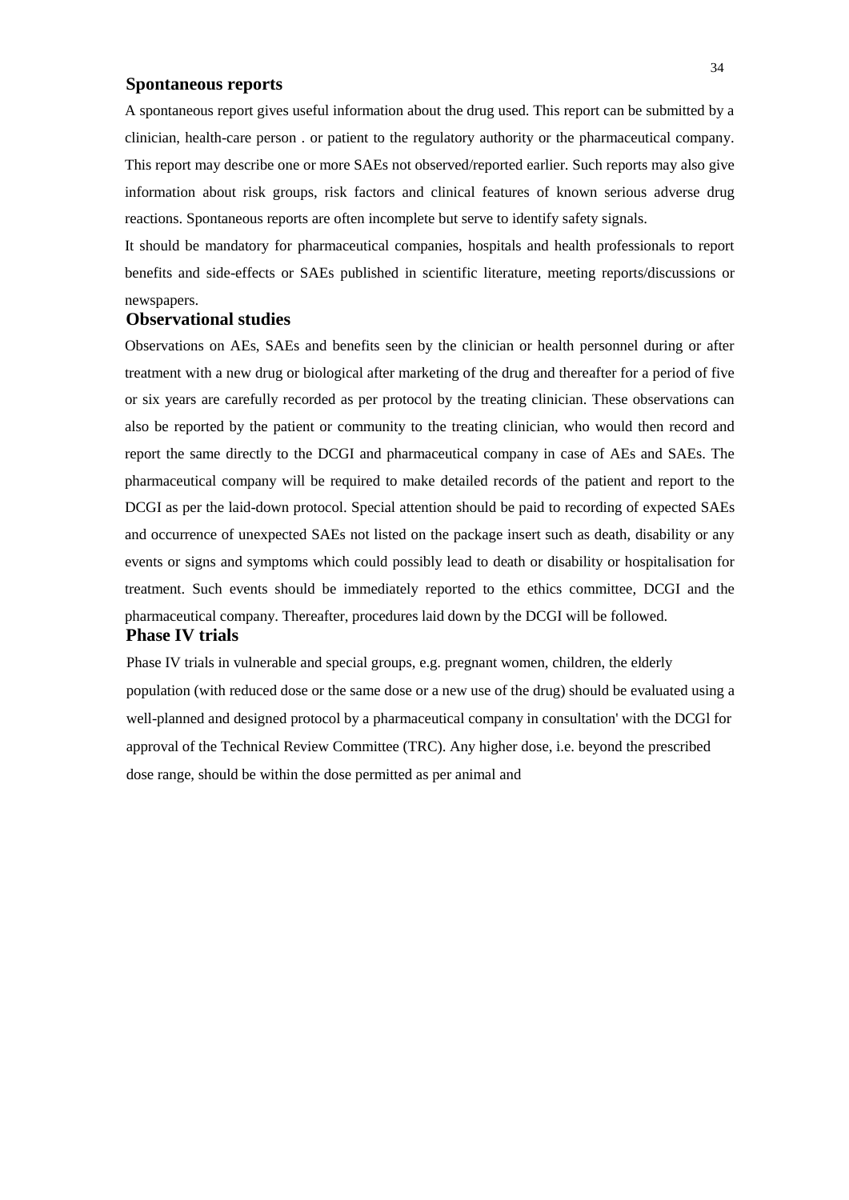### Spontaneous reports

A spontaneous report gives useful information about the drug used. This report can be submitted by a clinician, health-care person . or patient to the regulatory authority or the pharmaceutical company. This report may describe one or more SAEs not observed/reported earlier. Such reports may also give information about risk groups, risk factors and clinical features of known serious adverse drug reactions. Spontaneous reports are often incomplete but serve to identify safety signals.

It should be mandatory for pharmaceutical companies, hospitals and health professionals to report benefits and side-effects or SAEs published in scientific literature, meeting reports/discussions or newspapers.

### Observational studies

Observations on AEs, SAEs and benefits seen by the clinician or health personnel during or after treatment with a new drug or biological after marketing of the drug and thereafter for a period of five or six years are carefully recorded as per protocol by the treating clinician. These observations can also be reported by the patient or community to the treating clinician, who would then record and report the same directly to the DCGI and pharmaceutical company in case of AEs and SAEs. The pharmaceutical company will be required to make detailed records of the patient and report to the DCGI as per the laid-down protocol. Special attention should be paid to recording of expected SAEs and occurrence of unexpected SAEs not listed on the package insert such as death, disability or any events or signs and symptoms which could possibly lead to death or disability or hospitalisation for treatment. Such events should be immediately reported to the ethics committee, DCGI and the pharmaceutical company. Thereafter, procedures laid down by the DCGI will be followed.

### Phase IV trials

Phase IV trials in vulnerable and special groups, e.g. pregnant women, children, the elderly population (with reduced dose or the same dose or a new use of the drug) should be evaluated using a well-planned and designed protocol by a pharmaceutical company in consultation' with the DCGl for approval of the Technical Review Committee (TRC). Any higher dose, i.e. beyond the prescribed dose range, should be within the dose permitted as per animal and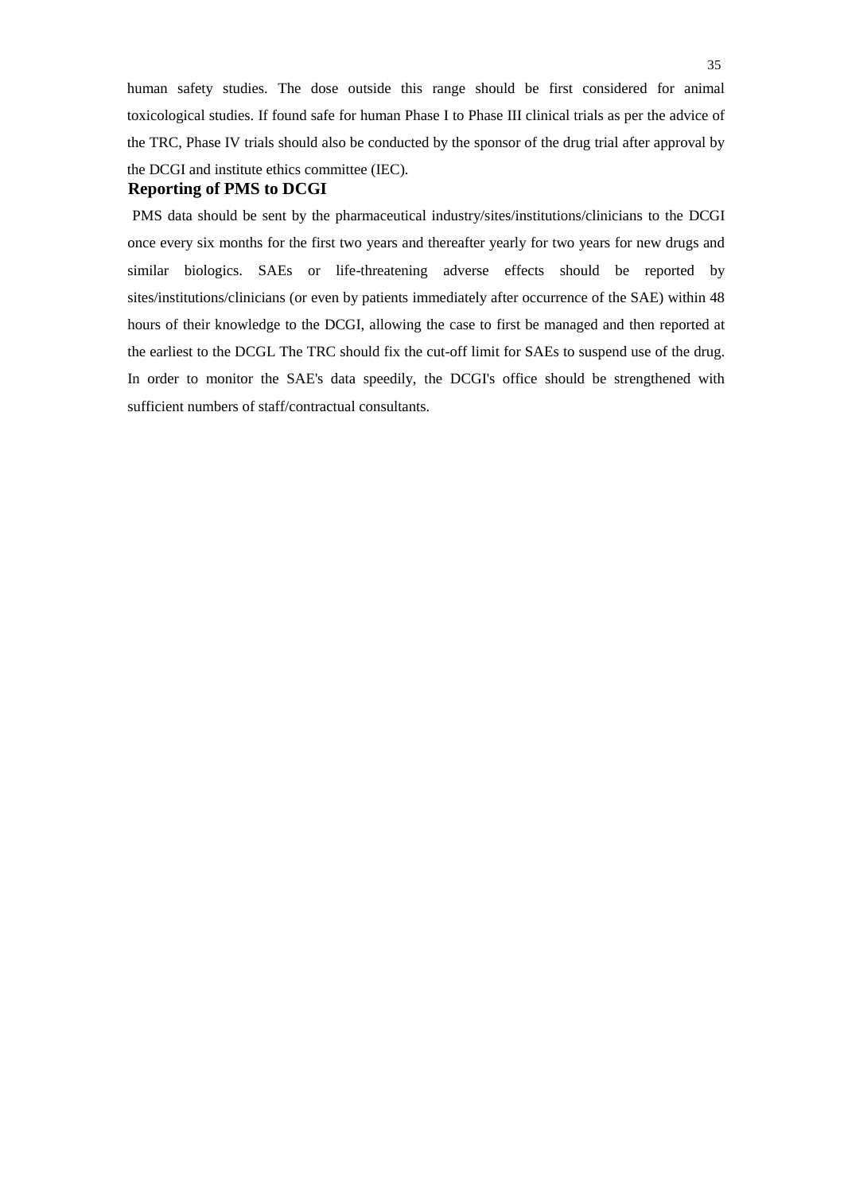human safety studies. The dose outside this range should be first considered for animal toxicological studies. If found safe for human Phase I to Phase III clinical trials as per the advice of the TRC, Phase IV trials should also be conducted by the sponsor of the drug trial after approval by the DCGI and institute ethics committee (IEC).

**Reporting of PMS to DCGI**

PMS data should be sent by the pharmaceutical industry/sites/institutions/clinicians to the DCGI once every six months for the first two years and thereafter yearly for two years for new drugs and similar biologics. SAEs or life-threatening adverse effects should be reported by sites/institutions/clinicians (or even by patients immediately after occurrence of the SAE) within 48 hours of their knowledge to the DCGI, allowing the case to first be managed and then reported at the earliest to the DCGL The TRC should fix the cut-off limit for SAEs to suspend use of the drug. In order to monitor the SAE's data speedily, the DCGI's office should be strengthened with sufficient numbers of staff/contractual consultants.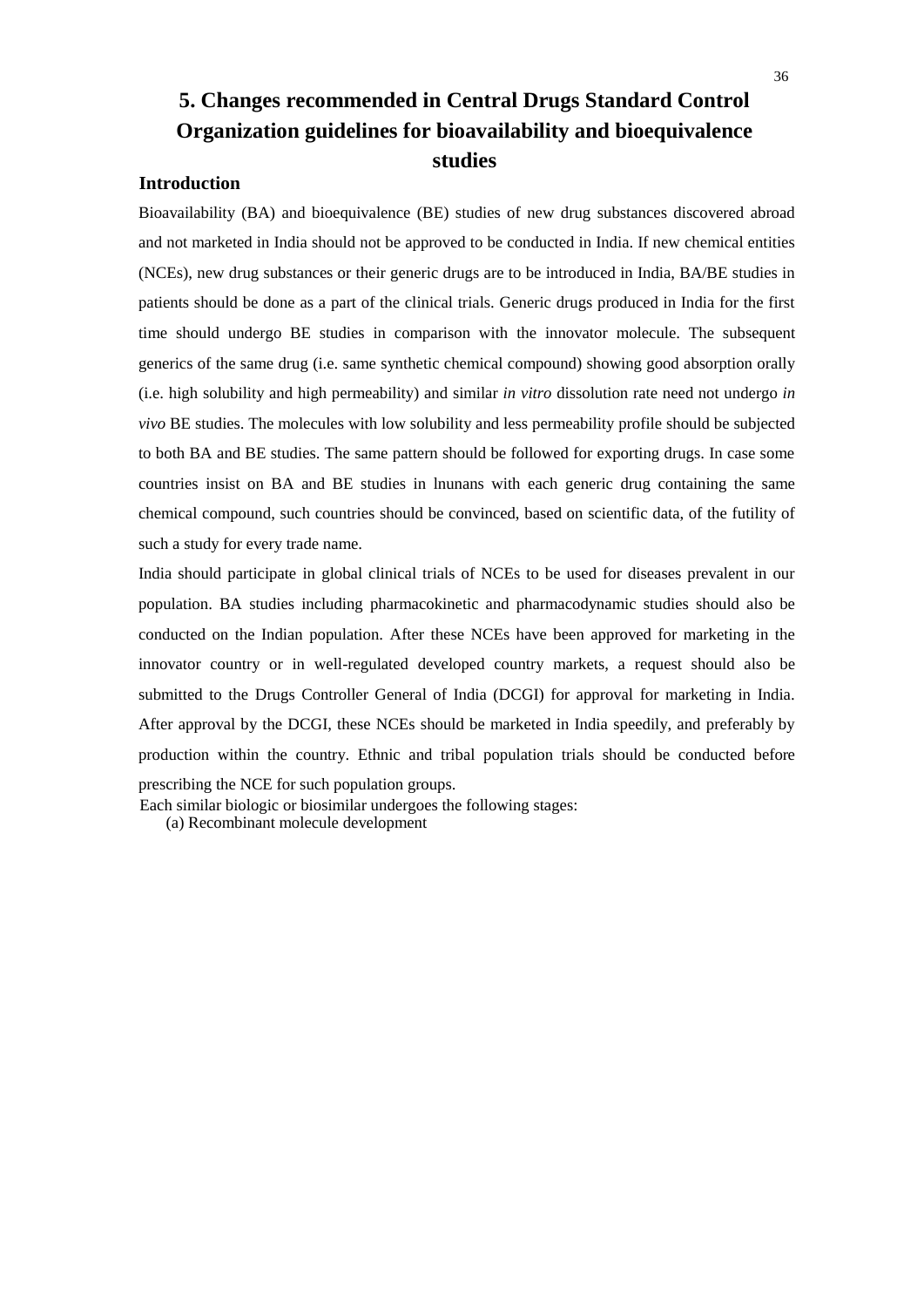# 5. Changes recommended in Central Drugs Standard Control Organization guidelines for bioavailability and bioequivalence studies

## Introduction

Bioavailability (BA) and bioequivalence (BE) studies of new drug substances discovered abroad and not marketed in India should not be approved to be conducted in India. If new chemical entities (NCEs), new drug substances or their generic drugs are to be introduced in India, BA/BE studies in patients should be done as a part of the clinical trials. Generic drugs produced in India for the first time should undergo BE studies in comparison with the innovator molecule. The subsequent generics of the same drug (i.e. same synthetic chemical compound) showing good absorption orally (i.e. high solubility and high permeability) and similar *in vitro* dissolution rate need not undergo *in vivo* BE studies. The molecules with low solubility and less permeability profile should be subjected to both BA and BE studies. The same pattern should be followed for exporting drugs. In case some countries insist on BA and BE studies in lnunans with each generic drug containing the same chemical compound, such countries should be convinced, based on scientific data, of the futility of such a study for every trade name.

India should participate in global clinical trials of NCEs to be used for diseases prevalent in our population. BA studies including pharmacokinetic and pharmacodynamic studies should also be conducted on the Indian population. After these NCEs have been approved for marketing in the innovator country or in well-regulated developed country markets, a request should also be submitted to the Drugs Controller General of India (DCGI) for approval for marketing in India. After approval by the DCGI, these NCEs should be marketed in India speedily, and preferably by production within the country. Ethnic and tribal population trials should be conducted before prescribing the NCE for such population groups.

Each similar biologic or biosimilar undergoes the following stages:

(a) Recombinant molecule development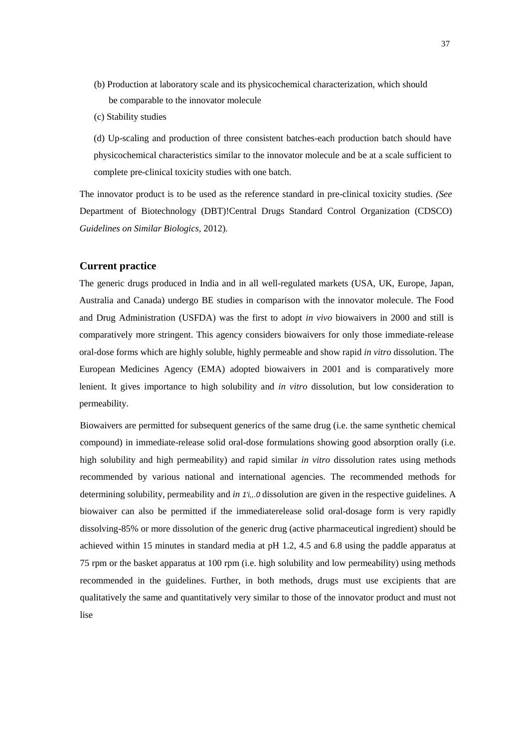(b) Production at laboratory scale and its physicochemical characterization, which should be comparable to the innovator molecule

(c) Stability studies

(d) Up-scaling and production of three consistent batches-each production batch should have physicochemical characteristics similar to the innovator molecule and be at a scale sufficient to complete pre-clinical toxicity studies with one batch.

The innovator product is to be used as the reference standard in pre-clinical toxicity studies. *(See* Department of Biotechnology (DBT)!Central Drugs Standard Control Organization (CDSCO) *Guidelines on Similar Biologics,* 2012).

### Current practice

The generic drugs produced in India and in all well-regulated markets (USA, UK, Europe, Japan, Australia and Canada) undergo BE studies in comparison with the innovator molecule. The Food and Drug Administration (USFDA) was the first to adopt *in vivo* biowaivers in 2000 and still is comparatively more stringent. This agency considers biowaivers for only those immediate-release oral-dose forms which are highly soluble, highly permeable and show rapid *in vitro* dissolution. The European Medicines Agency (EMA) adopted biowaivers in 2001 and is comparatively more lenient. It gives importance to high solubility and *in vitro* dissolution, but low consideration to permeability.

Biowaivers are permitted for subsequent generics of the same drug (i.e. the same synthetic chemical compound) in immediate-release solid oral-dose formulations showing good absorption orally (i.e. high solubility and high permeability) and rapid similar *in vitro* dissolution rates using methods recommended by various national and international agencies. The recommended methods for determining solubility, permeability and *in 1'i,,.0* dissolution are given in the respective guidelines. A biowaiver can also be permitted if the immediaterelease solid oral-dosage form is very rapidly dissolving-85% or more dissolution of the generic drug (active pharmaceutical ingredient) should be achieved within 15 minutes in standard media at pH 1.2, 4.5 and 6.8 using the paddle apparatus at 75 rpm or the basket apparatus at 100 rpm (i.e. high solubility and low permeability) using methods recommended in the guidelines. Further, in both methods, drugs must use excipients that are qualitatively the same and quantitatively very similar to those of the innovator product and must not lise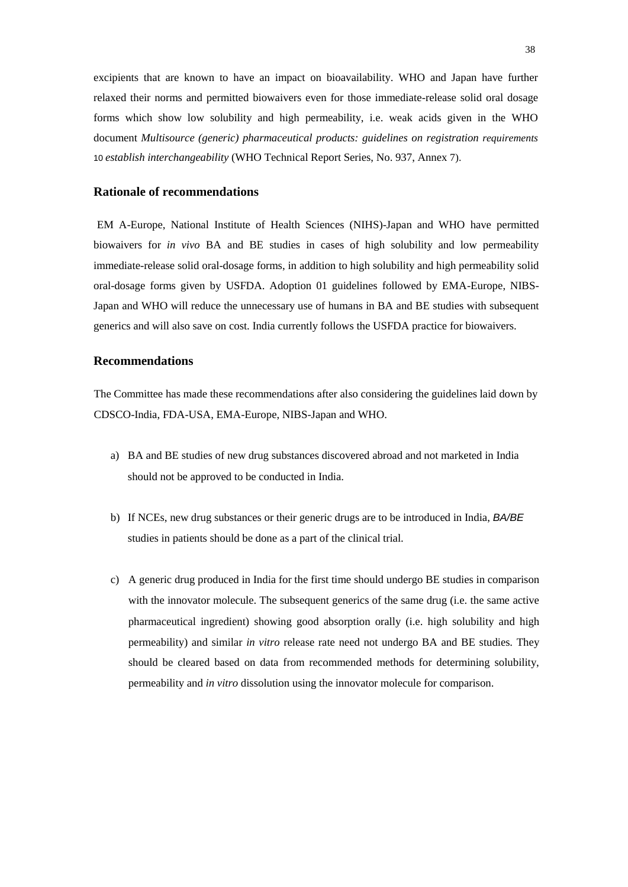excipients that are known to have an impact on bioavailability. WHO and Japan have further relaxed their norms and permitted biowaivers even for those immediate-release solid oral dosage forms which show low solubility and high permeability, i.e. weak acids given in the WHO document *Multisource (generic) pharmaceutical products: guidelines on registration requirements* 10 *establish interchangeability* (WHO Technical Report Series, No. 937, Annex 7).

## Rationale of recommendations

EM A-Europe, National Institute of Health Sciences (NIHS)-Japan and WHO have permitted biowaivers for *in vivo* BA and BE studies in cases of high solubility and low permeability immediate-release solid oral-dosage forms, in addition to high solubility and high permeability solid oral-dosage forms given by USFDA. Adoption 01 guidelines followed by EMA-Europe, NIBS-Japan and WHO will reduce the unnecessary use of humans in BA and BE studies with subsequent generics and will also save on cost. India currently follows the USFDA practice for biowaivers.

## Recommendations

The Committee has made these recommendations after also considering the guidelines laid down by CDSCO-India, FDA-USA, EMA-Europe, NIBS-Japan and WHO.

a) BA and BE studies of new drug substances discovered abroad and not marketed in India should not be approved to be conducted in India.

b) If NCEs, new drug substances or their generic drugs are to be introduced in India, *BA/BE* studies in patients should be done as a part of the clinical trial.

c) A generic drug produced in India for the first time should undergo BE studies in comparison with the innovator molecule. The subsequent generics of the same drug (i.e. the same active pharmaceutical ingredient) showing good absorption orally (i.e. high solubility and high permeability) and similar *in vitro* release rate need not undergo BA and BE studies. They should be cleared based on data from recommended methods for determining solubility, permeability and *in vitro* dissolution using the innovator molecule for comparison.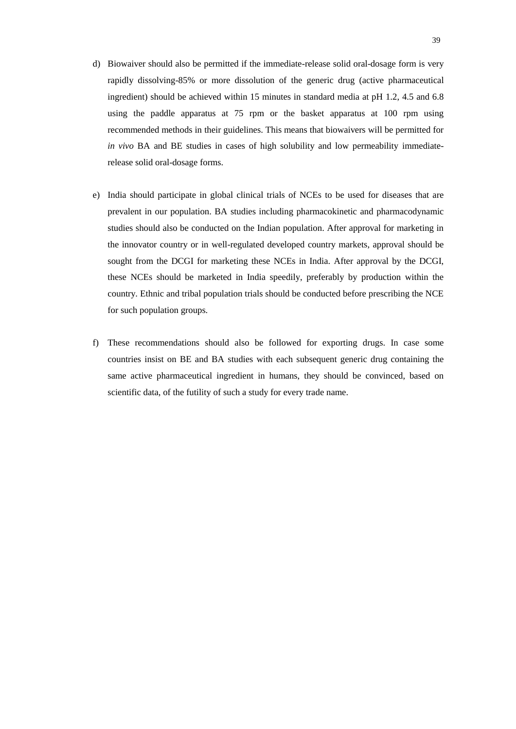d) Biowaiver should also be permitted if the immediate-release solid oral-dosage form is very rapidly dissolving-85% or more dissolution of the generic drug (active pharmaceutical ingredient) should be achieved within 15 minutes in standard media at pH 1.2, 4.5 and 6.8 using the paddle apparatus at 75 rpm or the basket apparatus at 100 rpm using recommended methods in their guidelines. This means that biowaivers will be permitted for *in vivo* BA and BE studies in cases of high solubility and low permeability immediate-release solid oral-dosage forms.

e) India should participate in global clinical trials of NCEs to be used for diseases that are prevalent in our population. BA studies including pharmacokinetic and pharmacodynamic studies should also be conducted on the Indian population. After approval for marketing in the innovator country or in well-regulated developed country markets, approval should be sought from the DCGI for marketing these NCEs in India. After approval by the DCGI, these NCEs should be marketed in India speedily, preferably by production within the country. Ethnic and tribal population trials should be conducted before prescribing the NCE for such population groups.

f) These recommendations should also be followed for exporting drugs. In case some countries insist on BE and BA studies with each subsequent generic drug containing the same active pharmaceutical ingredient in humans, they should be convinced, based on scientific data, of the futility of such a study for every trade name.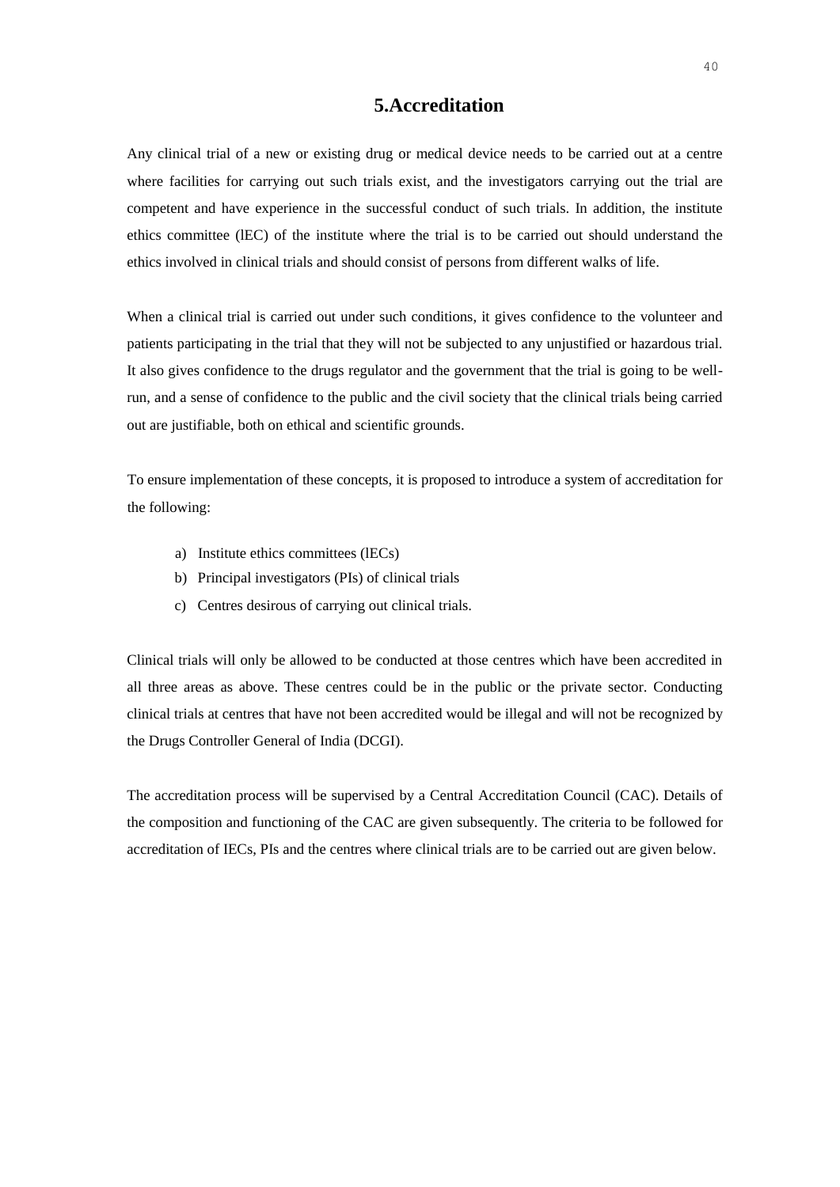# 5.Accreditation

Any clinical trial of a new or existing drug or medical device needs to be carried out at a centre where facilities for carrying out such trials exist, and the investigators carrying out the trial are competent and have experience in the successful conduct of such trials. In addition, the institute ethics committee (lEC) of the institute where the trial is to be carried out should understand the ethics involved in clinical trials and should consist of persons from different walks of life.

When a clinical trial is carried out under such conditions, it gives confidence to the volunteer and patients participating in the trial that they will not be subjected to any unjustified or hazardous trial. It also gives confidence to the drugs regulator and the government that the trial is going to be well-run, and a sense of confidence to the public and the civil society that the clinical trials being carried out are justifiable, both on ethical and scientific grounds.

To ensure implementation of these concepts, it is proposed to introduce a system of accreditation for the following:

a) Institute ethics committees (lECs)
b) Principal investigators (PIs) of clinical trials
c) Centres desirous of carrying out clinical trials.

Clinical trials will only be allowed to be conducted at those centres which have been accredited in all three areas as above. These centres could be in the public or the private sector. Conducting clinical trials at centres that have not been accredited would be illegal and will not be recognized by the Drugs Controller General of India (DCGI).

The accreditation process will be supervised by a Central Accreditation Council (CAC). Details of the composition and functioning of the CAC are given subsequently. The criteria to be followed for accreditation of IECs, PIs and the centres where clinical trials are to be carried out are given below.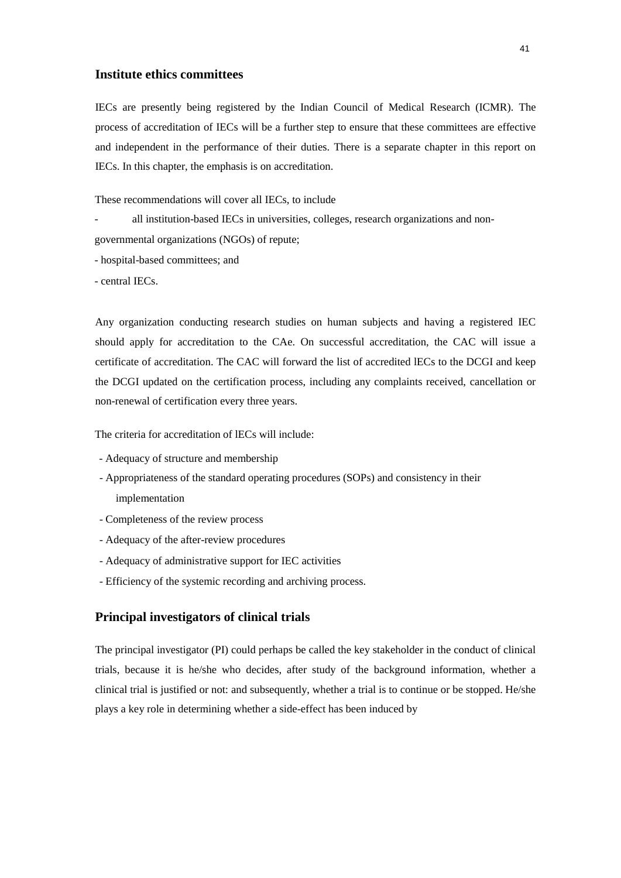## Institute ethics committees

IECs are presently being registered by the Indian Council of Medical Research (ICMR). The process of accreditation of IECs will be a further step to ensure that these committees are effective and independent in the performance of their duties. There is a separate chapter in this report on IECs. In this chapter, the emphasis is on accreditation.

These recommendations will cover all IECs, to include

- all institution-based IECs in universities, colleges, research organizations and non-governmental organizations (NGOs) of repute;
- hospital-based committees; and
- central IECs.

Any organization conducting research studies on human subjects and having a registered IEC should apply for accreditation to the CAe. On successful accreditation, the CAC will issue a certificate of accreditation. The CAC will forward the list of accredited lECs to the DCGI and keep the DCGI updated on the certification process, including any complaints received, cancellation or non-renewal of certification every three years.

The criteria for accreditation of lECs will include:

- Adequacy of structure and membership
- Appropriateness of the standard operating procedures (SOPs) and consistency in their implementation
- Completeness of the review process
- Adequacy of the after-review procedures
- Adequacy of administrative support for IEC activities
- Efficiency of the systemic recording and archiving process.

## Principal investigators of clinical trials

The principal investigator (PI) could perhaps be called the key stakeholder in the conduct of clinical trials, because it is he/she who decides, after study of the background information, whether a clinical trial is justified or not: and subsequently, whether a trial is to continue or be stopped. He/she plays a key role in determining whether a side-effect has been induced by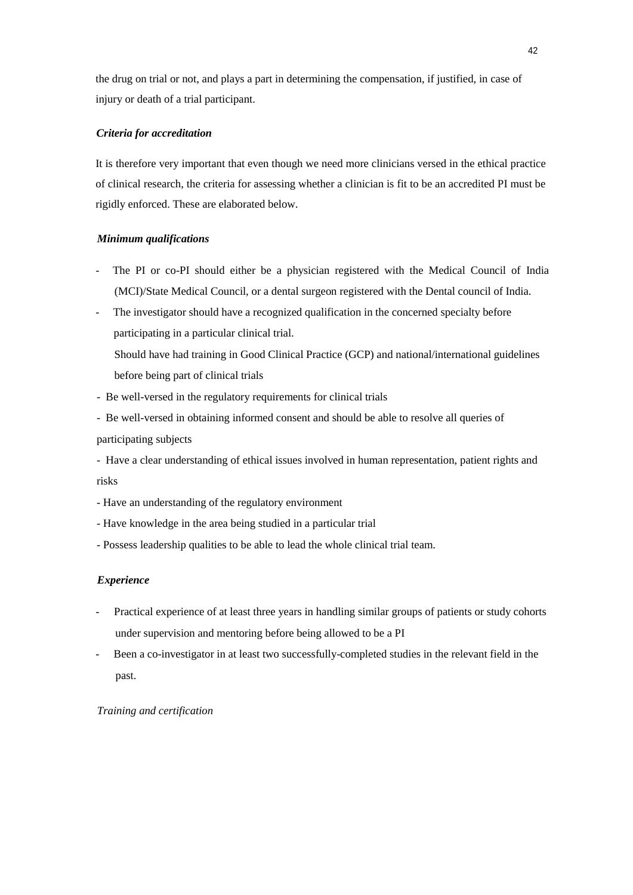the drug on trial or not, and plays a part in determining the compensation, if justified, in case of injury or death of a trial participant.

***Criteria for accreditation***

It is therefore very important that even though we need more clinicians versed in the ethical practice of clinical research, the criteria for assessing whether a clinician is fit to be an accredited PI must be rigidly enforced. These are elaborated below.

***Minimum qualifications***

- The PI or co-PI should either be a physician registered with the Medical Council of India (MCI)/State Medical Council, or a dental surgeon registered with the Dental council of India.
- The investigator should have a recognized qualification in the concerned specialty before participating in a particular clinical trial.
  Should have had training in Good Clinical Practice (GCP) and national/international guidelines before being part of clinical trials
- Be well-versed in the regulatory requirements for clinical trials
- Be well-versed in obtaining informed consent and should be able to resolve all queries of participating subjects
- Have a clear understanding of ethical issues involved in human representation, patient rights and risks
- Have an understanding of the regulatory environment
- Have knowledge in the area being studied in a particular trial
- Possess leadership qualities to be able to lead the whole clinical trial team.

***Experience***

- Practical experience of at least three years in handling similar groups of patients or study cohorts under supervision and mentoring before being allowed to be a PI
- Been a co-investigator in at least two successfully-completed studies in the relevant field in the past.

*Training and certification*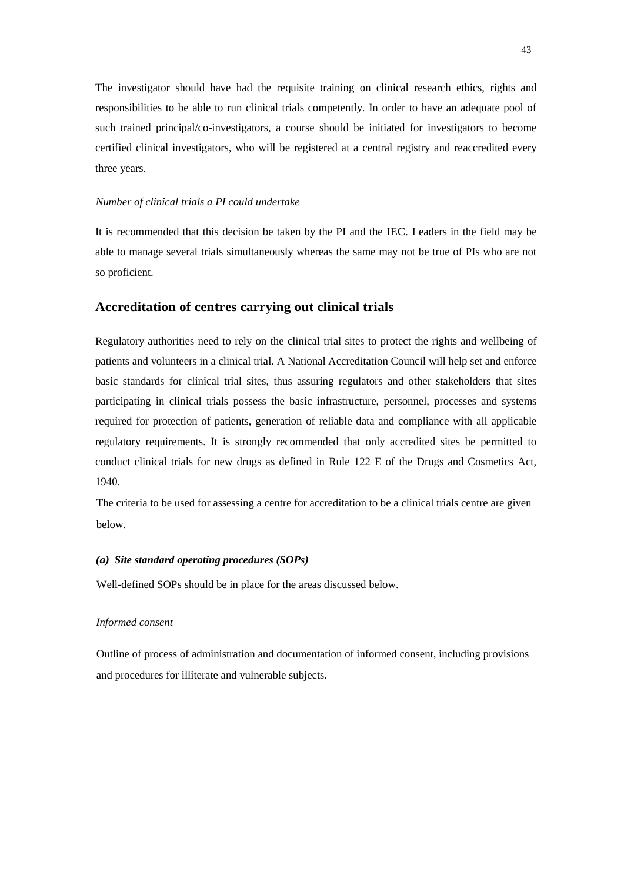The investigator should have had the requisite training on clinical research ethics, rights and responsibilities to be able to run clinical trials competently. In order to have an adequate pool of such trained principal/co-investigators, a course should be initiated for investigators to become certified clinical investigators, who will be registered at a central registry and reaccredited every three years.

*Number of clinical trials a PI could undertake*

It is recommended that this decision be taken by the PI and the IEC. Leaders in the field may be able to manage several trials simultaneously whereas the same may not be true of PIs who are not so proficient.

## Accreditation of centres carrying out clinical trials

Regulatory authorities need to rely on the clinical trial sites to protect the rights and wellbeing of patients and volunteers in a clinical trial. A National Accreditation Council will help set and enforce basic standards for clinical trial sites, thus assuring regulators and other stakeholders that sites participating in clinical trials possess the basic infrastructure, personnel, processes and systems required for protection of patients, generation of reliable data and compliance with all applicable regulatory requirements. It is strongly recommended that only accredited sites be permitted to conduct clinical trials for new drugs as defined in Rule 122 E of the Drugs and Cosmetics Act, 1940.

The criteria to be used for assessing a centre for accreditation to be a clinical trials centre are given below.

***(a) Site standard operating procedures (SOPs)***

Well-defined SOPs should be in place for the areas discussed below.

*Informed consent*

Outline of process of administration and documentation of informed consent, including provisions and procedures for illiterate and vulnerable subjects.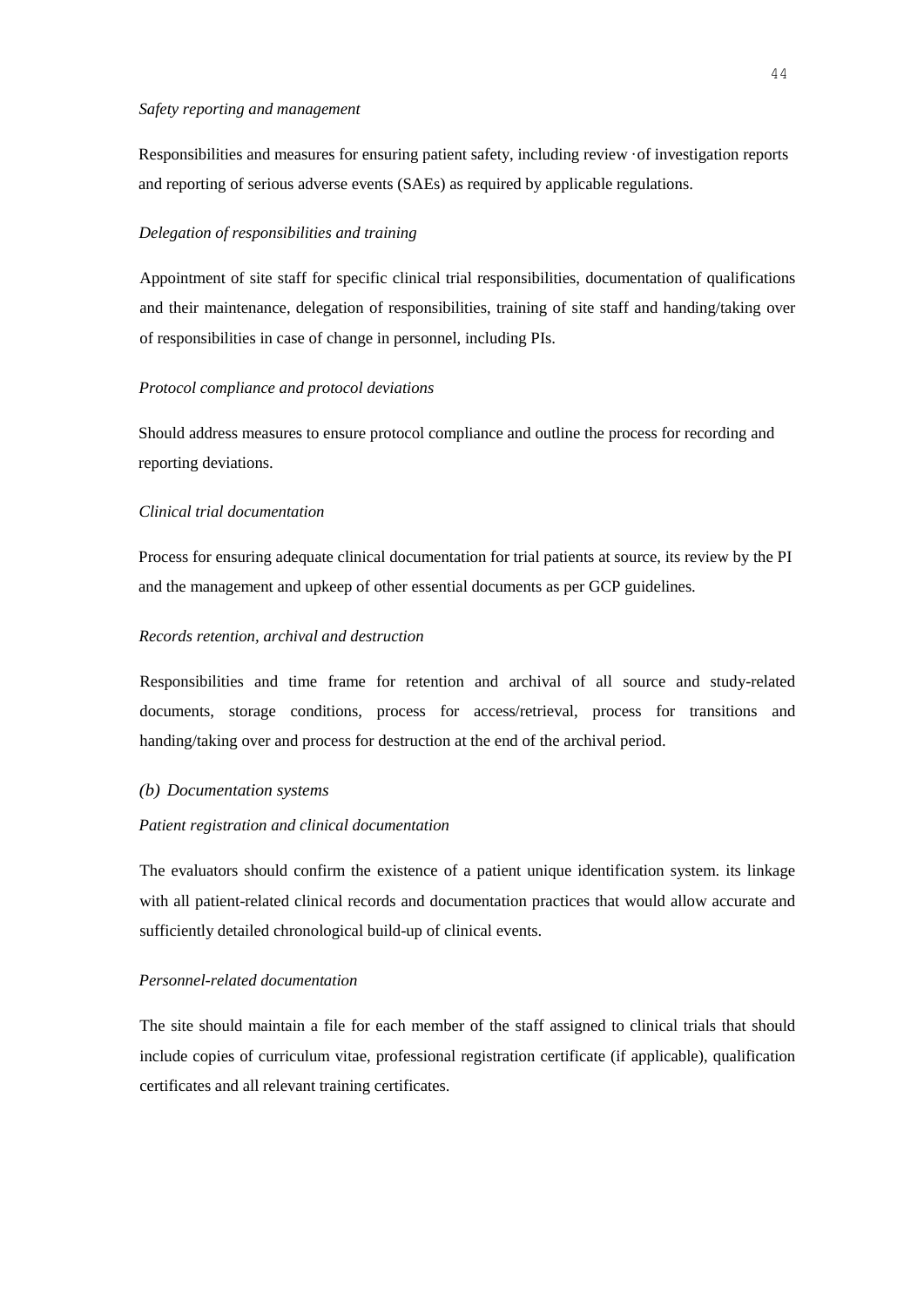*Safety reporting and management*

Responsibilities and measures for ensuring patient safety, including review ·of investigation reports and reporting of serious adverse events (SAEs) as required by applicable regulations.

*Delegation of responsibilities and training*

Appointment of site staff for specific clinical trial responsibilities, documentation of qualifications and their maintenance, delegation of responsibilities, training of site staff and handing/taking over of responsibilities in case of change in personnel, including PIs.

*Protocol compliance and protocol deviations*

Should address measures to ensure protocol compliance and outline the process for recording and reporting deviations.

*Clinical trial documentation*

Process for ensuring adequate clinical documentation for trial patients at source, its review by the PI and the management and upkeep of other essential documents as per GCP guidelines.

*Records retention, archival and destruction*

Responsibilities and time frame for retention and archival of all source and study-related documents, storage conditions, process for access/retrieval, process for transitions and handing/taking over and process for destruction at the end of the archival period.

*(b) Documentation systems*

*Patient registration and clinical documentation*

The evaluators should confirm the existence of a patient unique identification system. its linkage with all patient-related clinical records and documentation practices that would allow accurate and sufficiently detailed chronological build-up of clinical events.

*Personnel-related documentation*

The site should maintain a file for each member of the staff assigned to clinical trials that should include copies of curriculum vitae, professional registration certificate (if applicable), qualification certificates and all relevant training certificates.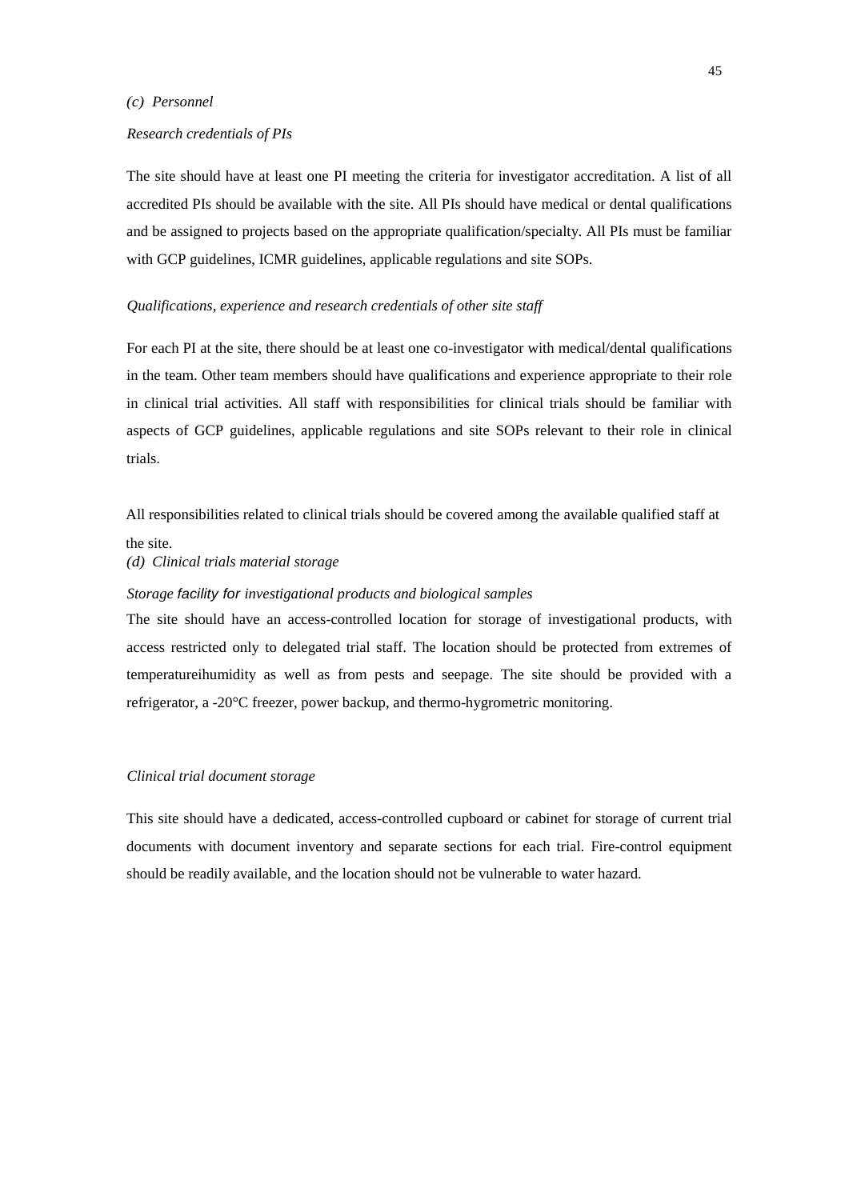*(c) Personnel*

*Research credentials of PIs*

The site should have at least one PI meeting the criteria for investigator accreditation. A list of all accredited PIs should be available with the site. All PIs should have medical or dental qualifications and be assigned to projects based on the appropriate qualification/specialty. All PIs must be familiar with GCP guidelines, ICMR guidelines, applicable regulations and site SOPs.

*Qualifications, experience and research credentials of other site staff*

For each PI at the site, there should be at least one co-investigator with medical/dental qualifications in the team. Other team members should have qualifications and experience appropriate to their role in clinical trial activities. All staff with responsibilities for clinical trials should be familiar with aspects of GCP guidelines, applicable regulations and site SOPs relevant to their role in clinical trials.

All responsibilities related to clinical trials should be covered among the available qualified staff at the site.

*(d) Clinical trials material storage*

*Storage facility for investigational products and biological samples*

The site should have an access-controlled location for storage of investigational products, with access restricted only to delegated trial staff. The location should be protected from extremes of temperatureihumidity as well as from pests and seepage. The site should be provided with a refrigerator, a -20°C freezer, power backup, and thermo-hygrometric monitoring.

*Clinical trial document storage*

This site should have a dedicated, access-controlled cupboard or cabinet for storage of current trial documents with document inventory and separate sections for each trial. Fire-control equipment should be readily available, and the location should not be vulnerable to water hazard.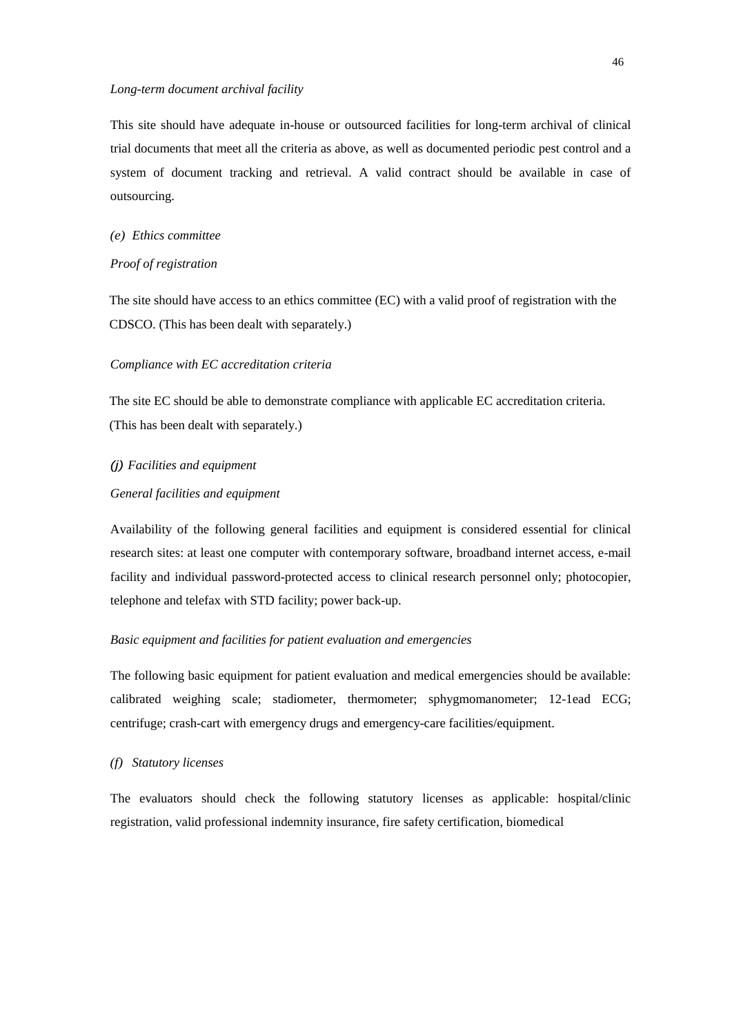*Long-term document archival facility*

This site should have adequate in-house or outsourced facilities for long-term archival of clinical trial documents that meet all the criteria as above, as well as documented periodic pest control and a system of document tracking and retrieval. A valid contract should be available in case of outsourcing.

*(e) Ethics committee*

*Proof of registration*

The site should have access to an ethics committee (EC) with a valid proof of registration with the CDSCO. (This has been dealt with separately.)

*Compliance with EC accreditation criteria*

The site EC should be able to demonstrate compliance with applicable EC accreditation criteria. (This has been dealt with separately.)

*(j) Facilities and equipment*

*General facilities and equipment*

Availability of the following general facilities and equipment is considered essential for clinical research sites: at least one computer with contemporary software, broadband internet access, e-mail facility and individual password-protected access to clinical research personnel only; photocopier, telephone and telefax with STD facility; power back-up.

*Basic equipment and facilities for patient evaluation and emergencies*

The following basic equipment for patient evaluation and medical emergencies should be available: calibrated weighing scale; stadiometer, thermometer; sphygmomanometer; 12-1ead ECG; centrifuge; crash-cart with emergency drugs and emergency-care facilities/equipment.

*(f) Statutory licenses*

The evaluators should check the following statutory licenses as applicable: hospital/clinic registration, valid professional indemnity insurance, fire safety certification, biomedical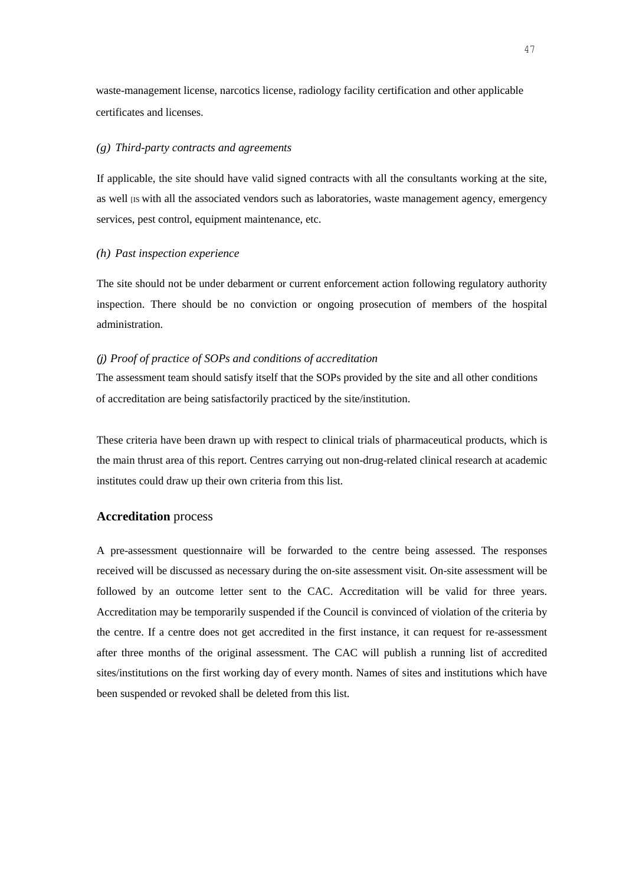waste-management license, narcotics license, radiology facility certification and other applicable certificates and licenses.

*(g) Third-party contracts and agreements*

If applicable, the site should have valid signed contracts with all the consultants working at the site, as well [IS with all the associated vendors such as laboratories, waste management agency, emergency services, pest control, equipment maintenance, etc.

*(h) Past inspection experience*

The site should not be under debarment or current enforcement action following regulatory authority inspection. There should be no conviction or ongoing prosecution of members of the hospital administration.

*(j) Proof of practice of SOPs and conditions of accreditation*

The assessment team should satisfy itself that the SOPs provided by the site and all other conditions of accreditation are being satisfactorily practiced by the site/institution.

These criteria have been drawn up with respect to clinical trials of pharmaceutical products, which is the main thrust area of this report. Centres carrying out non-drug-related clinical research at academic institutes could draw up their own criteria from this list.

## **Accreditation** process

A pre-assessment questionnaire will be forwarded to the centre being assessed. The responses received will be discussed as necessary during the on-site assessment visit. On-site assessment will be followed by an outcome letter sent to the CAC. Accreditation will be valid for three years. Accreditation may be temporarily suspended if the Council is convinced of violation of the criteria by the centre. If a centre does not get accredited in the first instance, it can request for re-assessment after three months of the original assessment. The CAC will publish a running list of accredited sites/institutions on the first working day of every month. Names of sites and institutions which have been suspended or revoked shall be deleted from this list.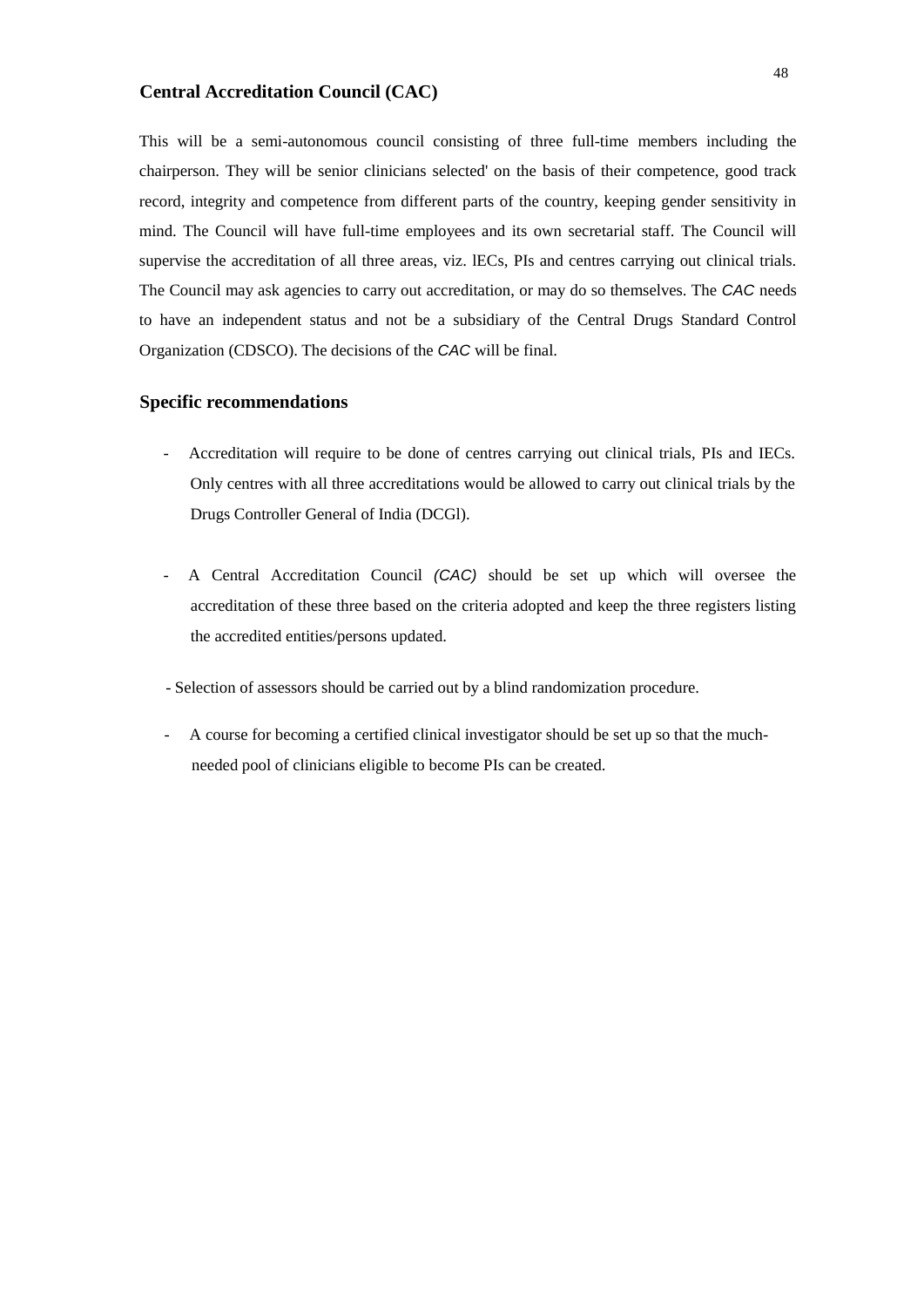## Central Accreditation Council (CAC)

This will be a semi-autonomous council consisting of three full-time members including the chairperson. They will be senior clinicians selected' on the basis of their competence, good track record, integrity and competence from different parts of the country, keeping gender sensitivity in mind. The Council will have full-time employees and its own secretarial staff. The Council will supervise the accreditation of all three areas, viz. lECs, PIs and centres carrying out clinical trials. The Council may ask agencies to carry out accreditation, or may do so themselves. The *CAC* needs to have an independent status and not be a subsidiary of the Central Drugs Standard Control Organization (CDSCO). The decisions of the *CAC* will be final.

## Specific recommendations

- Accreditation will require to be done of centres carrying out clinical trials, PIs and IECs. Only centres with all three accreditations would be allowed to carry out clinical trials by the Drugs Controller General of India (DCGl).

- A Central Accreditation Council *(CAC)* should be set up which will oversee the accreditation of these three based on the criteria adopted and keep the three registers listing the accredited entities/persons updated.

- Selection of assessors should be carried out by a blind randomization procedure.

- A course for becoming a certified clinical investigator should be set up so that the much-needed pool of clinicians eligible to become PIs can be created.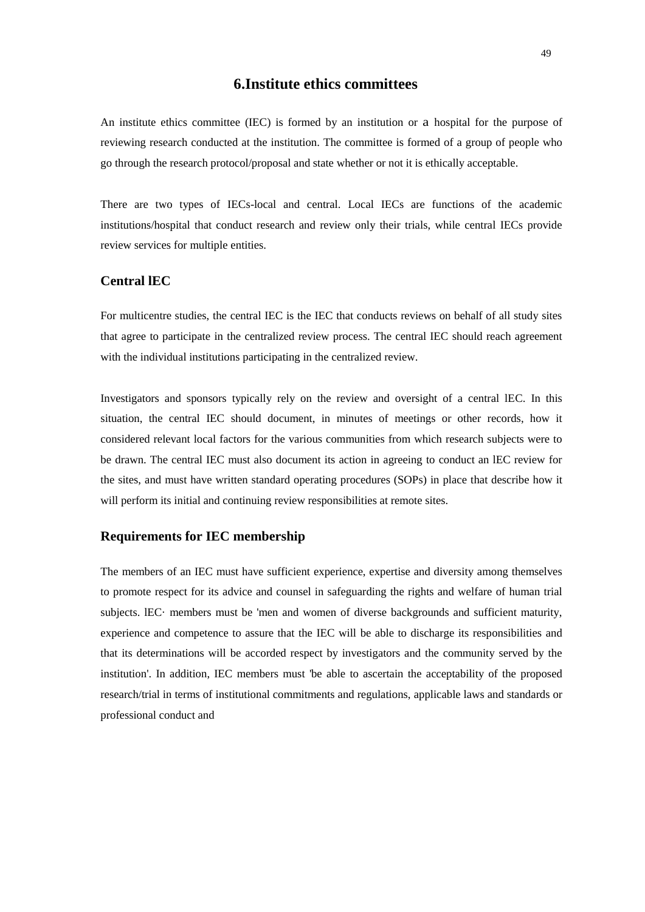# 6.Institute ethics committees

An institute ethics committee (IEC) is formed by an institution or a hospital for the purpose of reviewing research conducted at the institution. The committee is formed of a group of people who go through the research protocol/proposal and state whether or not it is ethically acceptable.

There are two types of IECs-local and central. Local IECs are functions of the academic institutions/hospital that conduct research and review only their trials, while central IECs provide review services for multiple entities.

## Central lEC

For multicentre studies, the central IEC is the IEC that conducts reviews on behalf of all study sites that agree to participate in the centralized review process. The central IEC should reach agreement with the individual institutions participating in the centralized review.

Investigators and sponsors typically rely on the review and oversight of a central lEC. In this situation, the central IEC should document, in minutes of meetings or other records, how it considered relevant local factors for the various communities from which research subjects were to be drawn. The central IEC must also document its action in agreeing to conduct an lEC review for the sites, and must have written standard operating procedures (SOPs) in place that describe how it will perform its initial and continuing review responsibilities at remote sites.

## Requirements for IEC membership

The members of an IEC must have sufficient experience, expertise and diversity among themselves to promote respect for its advice and counsel in safeguarding the rights and welfare of human trial subjects. lEC· members must be 'men and women of diverse backgrounds and sufficient maturity, experience and competence to assure that the IEC will be able to discharge its responsibilities and that its determinations will be accorded respect by investigators and the community served by the institution'. In addition, IEC members must 'be able to ascertain the acceptability of the proposed research/trial in terms of institutional commitments and regulations, applicable laws and standards or professional conduct and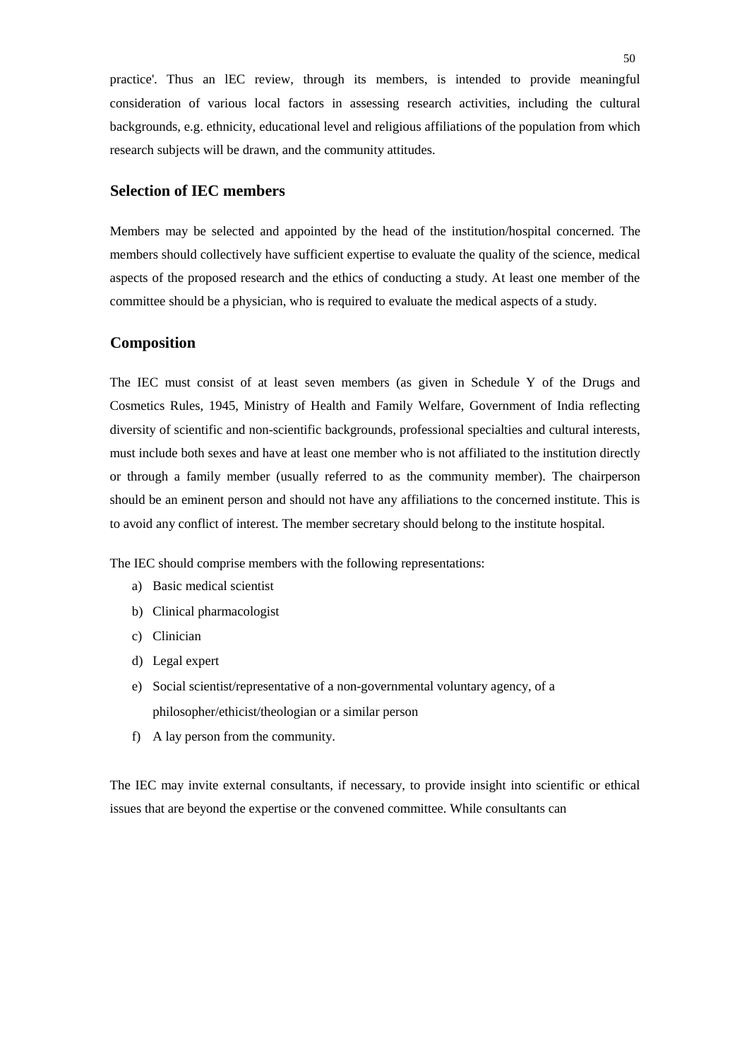practice'. Thus an lEC review, through its members, is intended to provide meaningful consideration of various local factors in assessing research activities, including the cultural backgrounds, e.g. ethnicity, educational level and religious affiliations of the population from which research subjects will be drawn, and the community attitudes.

### Selection of IEC members

Members may be selected and appointed by the head of the institution/hospital concerned. The members should collectively have sufficient expertise to evaluate the quality of the science, medical aspects of the proposed research and the ethics of conducting a study. At least one member of the committee should be a physician, who is required to evaluate the medical aspects of a study.

### Composition

The IEC must consist of at least seven members (as given in Schedule Y of the Drugs and Cosmetics Rules, 1945, Ministry of Health and Family Welfare, Government of India reflecting diversity of scientific and non-scientific backgrounds, professional specialties and cultural interests, must include both sexes and have at least one member who is not affiliated to the institution directly or through a family member (usually referred to as the community member). The chairperson should be an eminent person and should not have any affiliations to the concerned institute. This is to avoid any conflict of interest. The member secretary should belong to the institute hospital.

The IEC should comprise members with the following representations:

a) Basic medical scientist
b) Clinical pharmacologist
c) Clinician
d) Legal expert
e) Social scientist/representative of a non-governmental voluntary agency, of a philosopher/ethicist/theologian or a similar person
f) A lay person from the community.

The IEC may invite external consultants, if necessary, to provide insight into scientific or ethical issues that are beyond the expertise or the convened committee. While consultants can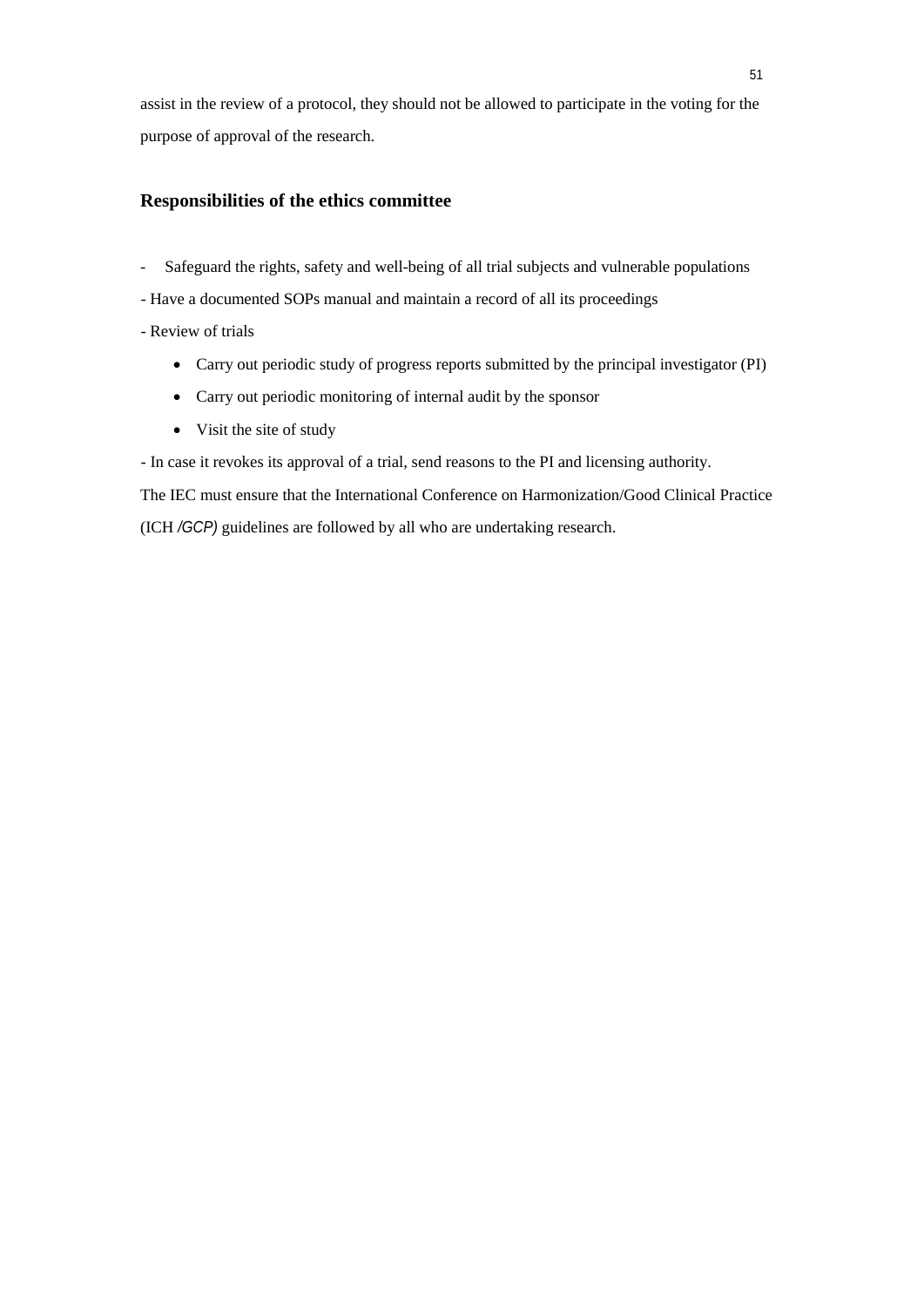assist in the review of a protocol, they should not be allowed to participate in the voting for the purpose of approval of the research.

## Responsibilities of the ethics committee

- Safeguard the rights, safety and well-being of all trial subjects and vulnerable populations
- Have a documented SOPs manual and maintain a record of all its proceedings
- Review of trials
    - Carry out periodic study of progress reports submitted by the principal investigator (PI)
    - Carry out periodic monitoring of internal audit by the sponsor
    - Visit the site of study
- In case it revokes its approval of a trial, send reasons to the PI and licensing authority.

The IEC must ensure that the International Conference on Harmonization/Good Clinical Practice (ICH */GCP)* guidelines are followed by all who are undertaking research.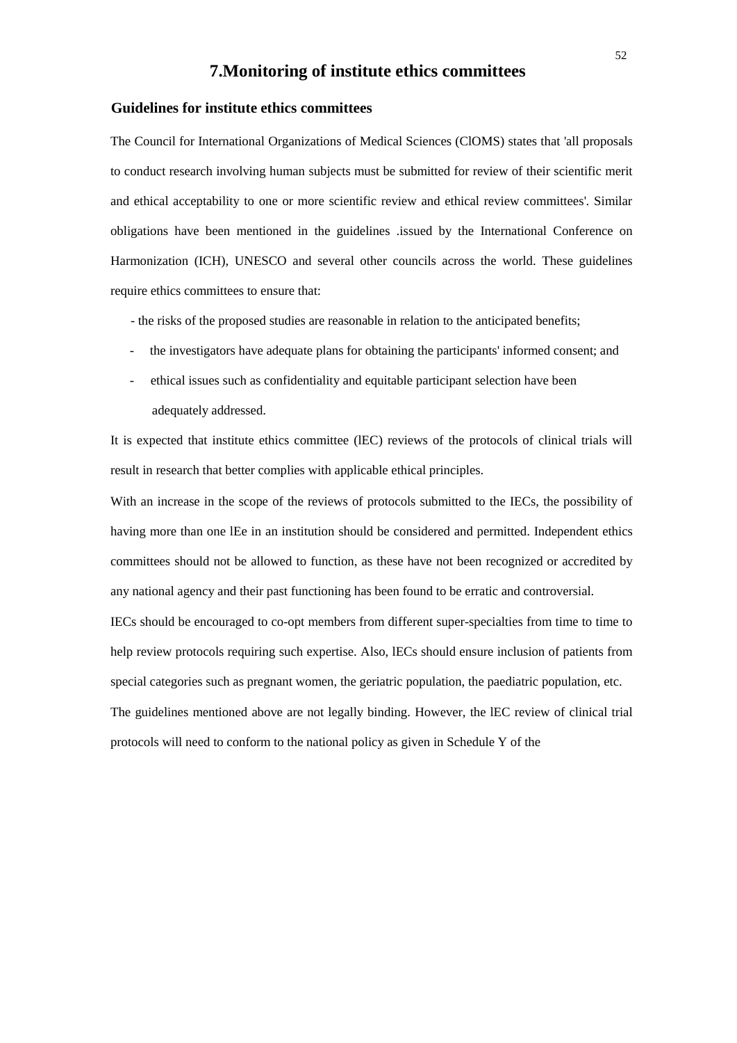# 7.Monitoring of institute ethics committees

## Guidelines for institute ethics committees

The Council for International Organizations of Medical Sciences (ClOMS) states that 'all proposals to conduct research involving human subjects must be submitted for review of their scientific merit and ethical acceptability to one or more scientific review and ethical review committees'. Similar obligations have been mentioned in the guidelines .issued by the International Conference on Harmonization (ICH), UNESCO and several other councils across the world. These guidelines require ethics committees to ensure that:

- the risks of the proposed studies are reasonable in relation to the anticipated benefits;
- the investigators have adequate plans for obtaining the participants' informed consent; and
- ethical issues such as confidentiality and equitable participant selection have been adequately addressed.

It is expected that institute ethics committee (lEC) reviews of the protocols of clinical trials will result in research that better complies with applicable ethical principles.

With an increase in the scope of the reviews of protocols submitted to the IECs, the possibility of having more than one lEe in an institution should be considered and permitted. Independent ethics committees should not be allowed to function, as these have not been recognized or accredited by any national agency and their past functioning has been found to be erratic and controversial.

IECs should be encouraged to co-opt members from different super-specialties from time to time to help review protocols requiring such expertise. Also, lECs should ensure inclusion of patients from special categories such as pregnant women, the geriatric population, the paediatric population, etc.

The guidelines mentioned above are not legally binding. However, the lEC review of clinical trial protocols will need to conform to the national policy as given in Schedule Y of the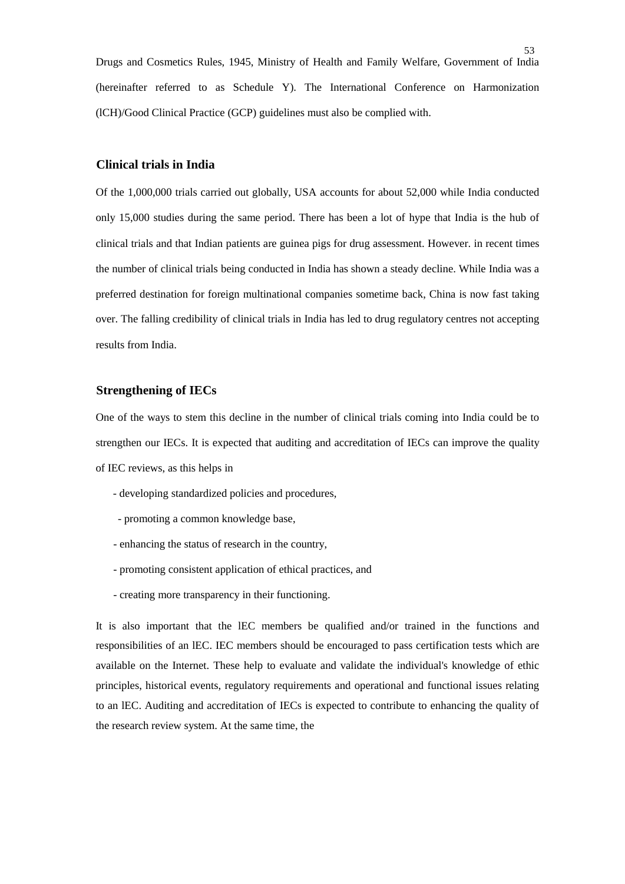Drugs and Cosmetics Rules, 1945, Ministry of Health and Family Welfare, Government of India (hereinafter referred to as Schedule Y). The International Conference on Harmonization (lCH)/Good Clinical Practice (GCP) guidelines must also be complied with.

### Clinical trials in India

Of the 1,000,000 trials carried out globally, USA accounts for about 52,000 while India conducted only 15,000 studies during the same period. There has been a lot of hype that India is the hub of clinical trials and that Indian patients are guinea pigs for drug assessment. However. in recent times the number of clinical trials being conducted in India has shown a steady decline. While India was a preferred destination for foreign multinational companies sometime back, China is now fast taking over. The falling credibility of clinical trials in India has led to drug regulatory centres not accepting results from India.

### Strengthening of IECs

One of the ways to stem this decline in the number of clinical trials coming into India could be to strengthen our IECs. It is expected that auditing and accreditation of IECs can improve the quality of IEC reviews, as this helps in

- developing standardized policies and procedures,
- promoting a common knowledge base,
- enhancing the status of research in the country,
- promoting consistent application of ethical practices, and
- creating more transparency in their functioning.

It is also important that the lEC members be qualified and/or trained in the functions and responsibilities of an lEC. IEC members should be encouraged to pass certification tests which are available on the Internet. These help to evaluate and validate the individual's knowledge of ethic principles, historical events, regulatory requirements and operational and functional issues relating to an lEC. Auditing and accreditation of IECs is expected to contribute to enhancing the quality of the research review system. At the same time, the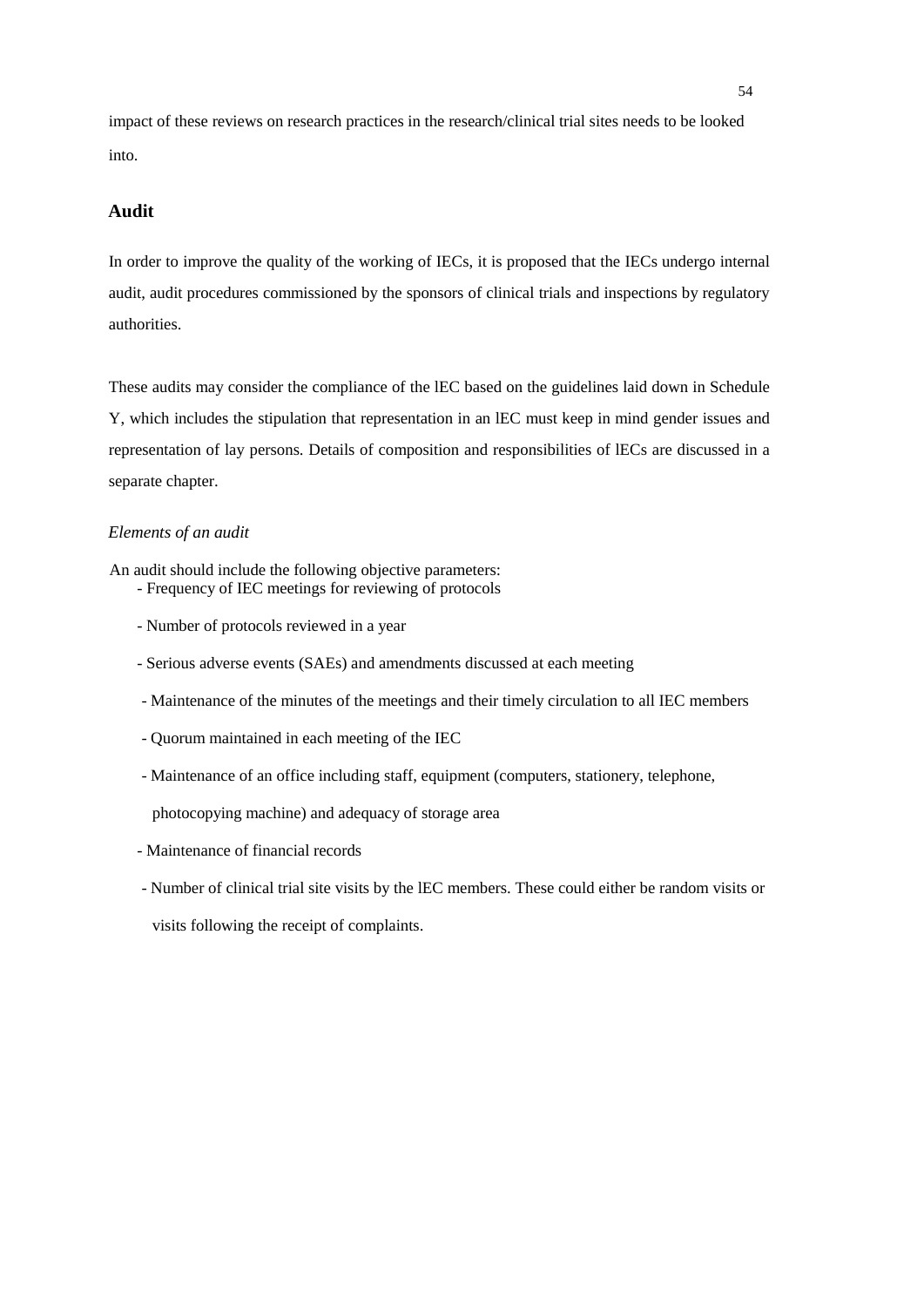impact of these reviews on research practices in the research/clinical trial sites needs to be looked into.

## Audit

In order to improve the quality of the working of IECs, it is proposed that the IECs undergo internal audit, audit procedures commissioned by the sponsors of clinical trials and inspections by regulatory authorities.

These audits may consider the compliance of the lEC based on the guidelines laid down in Schedule Y, which includes the stipulation that representation in an lEC must keep in mind gender issues and representation of lay persons. Details of composition and responsibilities of lECs are discussed in a separate chapter.

### *Elements of an audit*

An audit should include the following objective parameters:

- Frequency of IEC meetings for reviewing of protocols
- Number of protocols reviewed in a year
- Serious adverse events (SAEs) and amendments discussed at each meeting
- Maintenance of the minutes of the meetings and their timely circulation to all IEC members
- Quorum maintained in each meeting of the IEC
- Maintenance of an office including staff, equipment (computers, stationery, telephone, photocopying machine) and adequacy of storage area
- Maintenance of financial records
- Number of clinical trial site visits by the lEC members. These could either be random visits or visits following the receipt of complaints.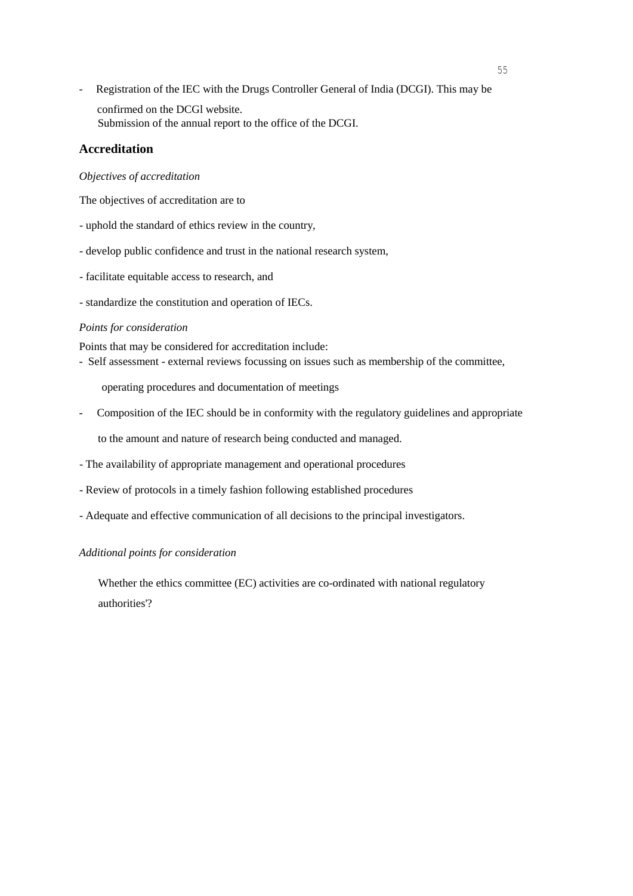- Registration of the IEC with the Drugs Controller General of India (DCGI). This may be confirmed on the DCGl website.
  Submission of the annual report to the office of the DCGI.

## Accreditation

*Objectives of accreditation*

The objectives of accreditation are to

- uphold the standard of ethics review in the country,
- develop public confidence and trust in the national research system,
- facilitate equitable access to research, and
- standardize the constitution and operation of IECs.

*Points for consideration*

Points that may be considered for accreditation include:

- Self assessment - external reviews focussing on issues such as membership of the committee, operating procedures and documentation of meetings
- Composition of the IEC should be in conformity with the regulatory guidelines and appropriate to the amount and nature of research being conducted and managed.
- The availability of appropriate management and operational procedures
- Review of protocols in a timely fashion following established procedures
- Adequate and effective communication of all decisions to the principal investigators.

*Additional points for consideration*

Whether the ethics committee (EC) activities are co-ordinated with national regulatory authorities'?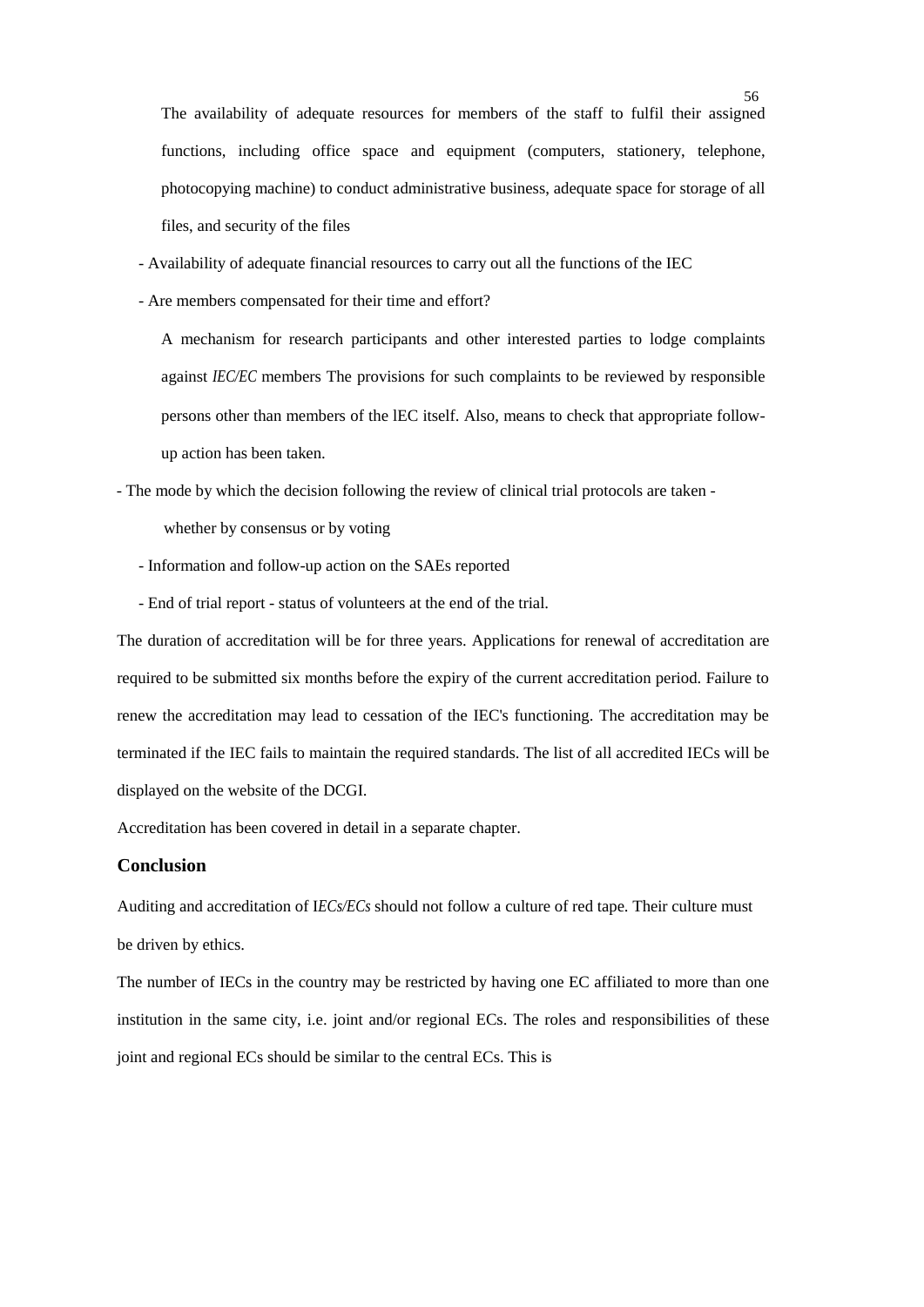The availability of adequate resources for members of the staff to fulfil their assigned functions, including office space and equipment (computers, stationery, telephone, photocopying machine) to conduct administrative business, adequate space for storage of all files, and security of the files

- Availability of adequate financial resources to carry out all the functions of the IEC
- Are members compensated for their time and effort?

A mechanism for research participants and other interested parties to lodge complaints against *IEC/EC* members The provisions for such complaints to be reviewed by responsible persons other than members of the lEC itself. Also, means to check that appropriate follow-up action has been taken.

- The mode by which the decision following the review of clinical trial protocols are taken - whether by consensus or by voting
- Information and follow-up action on the SAEs reported
- End of trial report - status of volunteers at the end of the trial.

The duration of accreditation will be for three years. Applications for renewal of accreditation are required to be submitted six months before the expiry of the current accreditation period. Failure to renew the accreditation may lead to cessation of the IEC's functioning. The accreditation may be terminated if the IEC fails to maintain the required standards. The list of all accredited IECs will be displayed on the website of the DCGI.

Accreditation has been covered in detail in a separate chapter.

## Conclusion

Auditing and accreditation of I*ECs/ECs* should not follow a culture of red tape. Their culture must be driven by ethics.

The number of IECs in the country may be restricted by having one EC affiliated to more than one institution in the same city, i.e. joint and/or regional ECs. The roles and responsibilities of these joint and regional ECs should be similar to the central ECs. This is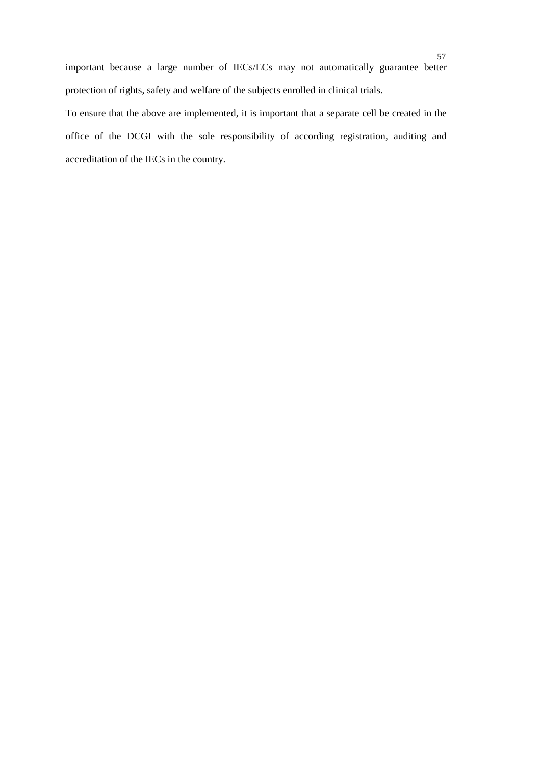important because a large number of IECs/ECs may not automatically guarantee better protection of rights, safety and welfare of the subjects enrolled in clinical trials.

To ensure that the above are implemented, it is important that a separate cell be created in the office of the DCGI with the sole responsibility of according registration, auditing and accreditation of the IECs in the country.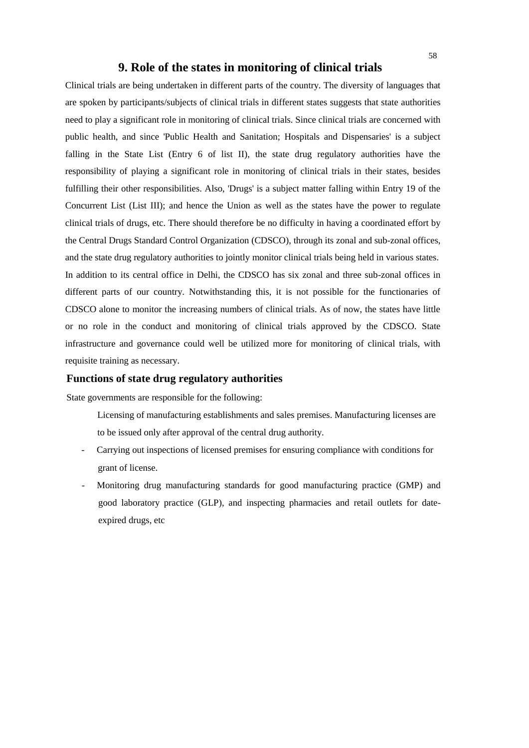## 9. Role of the states in monitoring of clinical trials

Clinical trials are being undertaken in different parts of the country. The diversity of languages that are spoken by participants/subjects of clinical trials in different states suggests that state authorities need to play a significant role in monitoring of clinical trials. Since clinical trials are concerned with public health, and since 'Public Health and Sanitation; Hospitals and Dispensaries' is a subject falling in the State List (Entry 6 of list II), the state drug regulatory authorities have the responsibility of playing a significant role in monitoring of clinical trials in their states, besides fulfilling their other responsibilities. Also, 'Drugs' is a subject matter falling within Entry 19 of the Concurrent List (List III); and hence the Union as well as the states have the power to regulate clinical trials of drugs, etc. There should therefore be no difficulty in having a coordinated effort by the Central Drugs Standard Control Organization (CDSCO), through its zonal and sub-zonal offices, and the state drug regulatory authorities to jointly monitor clinical trials being held in various states. In addition to its central office in Delhi, the CDSCO has six zonal and three sub-zonal offices in different parts of our country. Notwithstanding this, it is not possible for the functionaries of CDSCO alone to monitor the increasing numbers of clinical trials. As of now, the states have little or no role in the conduct and monitoring of clinical trials approved by the CDSCO. State infrastructure and governance could well be utilized more for monitoring of clinical trials, with requisite training as necessary.

### Functions of state drug regulatory authorities

State governments are responsible for the following:

- Licensing of manufacturing establishments and sales premises. Manufacturing licenses are to be issued only after approval of the central drug authority.
- Carrying out inspections of licensed premises for ensuring compliance with conditions for grant of license.
- Monitoring drug manufacturing standards for good manufacturing practice (GMP) and good laboratory practice (GLP), and inspecting pharmacies and retail outlets for date-expired drugs, etc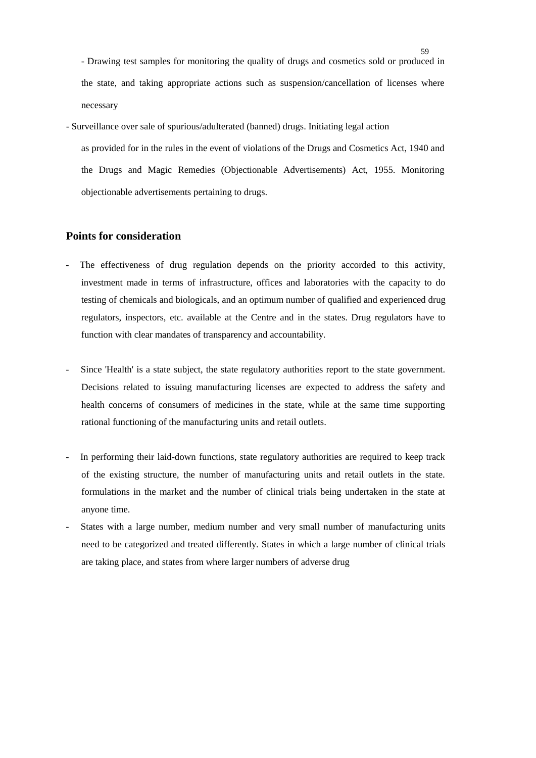- Drawing test samples for monitoring the quality of drugs and cosmetics sold or produced in the state, and taking appropriate actions such as suspension/cancellation of licenses where necessary

- Surveillance over sale of spurious/adulterated (banned) drugs. Initiating legal action as provided for in the rules in the event of violations of the Drugs and Cosmetics Act, 1940 and the Drugs and Magic Remedies (Objectionable Advertisements) Act, 1955. Monitoring objectionable advertisements pertaining to drugs.

## Points for consideration

- The effectiveness of drug regulation depends on the priority accorded to this activity, investment made in terms of infrastructure, offices and laboratories with the capacity to do testing of chemicals and biologicals, and an optimum number of qualified and experienced drug regulators, inspectors, etc. available at the Centre and in the states. Drug regulators have to function with clear mandates of transparency and accountability.

- Since 'Health' is a state subject, the state regulatory authorities report to the state government. Decisions related to issuing manufacturing licenses are expected to address the safety and health concerns of consumers of medicines in the state, while at the same time supporting rational functioning of the manufacturing units and retail outlets.

- In performing their laid-down functions, state regulatory authorities are required to keep track of the existing structure, the number of manufacturing units and retail outlets in the state. formulations in the market and the number of clinical trials being undertaken in the state at anyone time.

- States with a large number, medium number and very small number of manufacturing units need to be categorized and treated differently. States in which a large number of clinical trials are taking place, and states from where larger numbers of adverse drug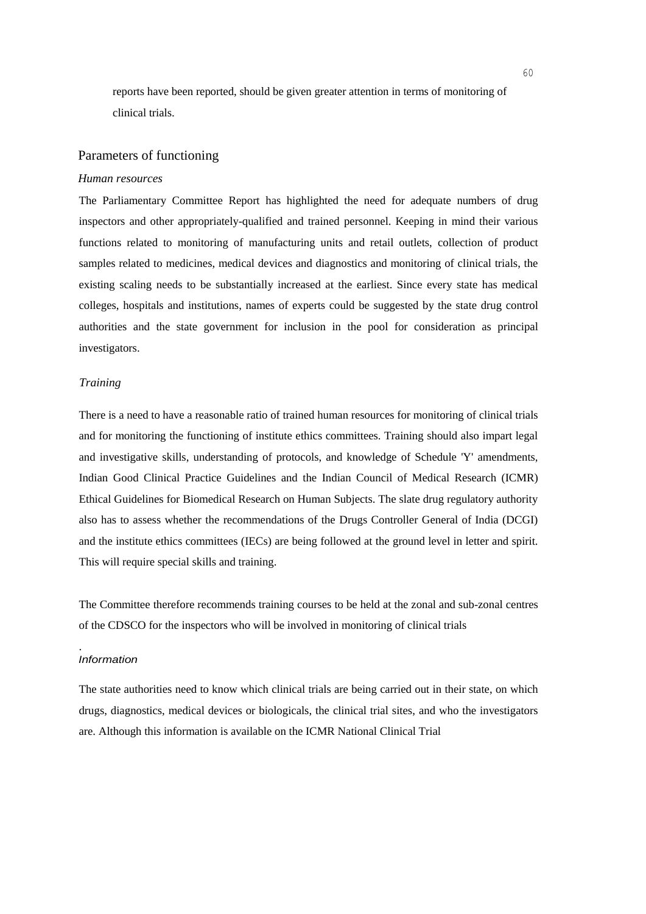reports have been reported, should be given greater attention in terms of monitoring of clinical trials.

## Parameters of functioning

### *Human resources*

The Parliamentary Committee Report has highlighted the need for adequate numbers of drug inspectors and other appropriately-qualified and trained personnel. Keeping in mind their various functions related to monitoring of manufacturing units and retail outlets, collection of product samples related to medicines, medical devices and diagnostics and monitoring of clinical trials, the existing scaling needs to be substantially increased at the earliest. Since every state has medical colleges, hospitals and institutions, names of experts could be suggested by the state drug control authorities and the state government for inclusion in the pool for consideration as principal investigators.

### *Training*

There is a need to have a reasonable ratio of trained human resources for monitoring of clinical trials and for monitoring the functioning of institute ethics committees. Training should also impart legal and investigative skills, understanding of protocols, and knowledge of Schedule 'Y' amendments, Indian Good Clinical Practice Guidelines and the Indian Council of Medical Research (ICMR) Ethical Guidelines for Biomedical Research on Human Subjects. The slate drug regulatory authority also has to assess whether the recommendations of the Drugs Controller General of India (DCGI) and the institute ethics committees (IECs) are being followed at the ground level in letter and spirit. This will require special skills and training.

The Committee therefore recommends training courses to be held at the zonal and sub-zonal centres of the CDSCO for the inspectors who will be involved in monitoring of clinical trials

.

### *Information*

The state authorities need to know which clinical trials are being carried out in their state, on which drugs, diagnostics, medical devices or biologicals, the clinical trial sites, and who the investigators are. Although this information is available on the ICMR National Clinical Trial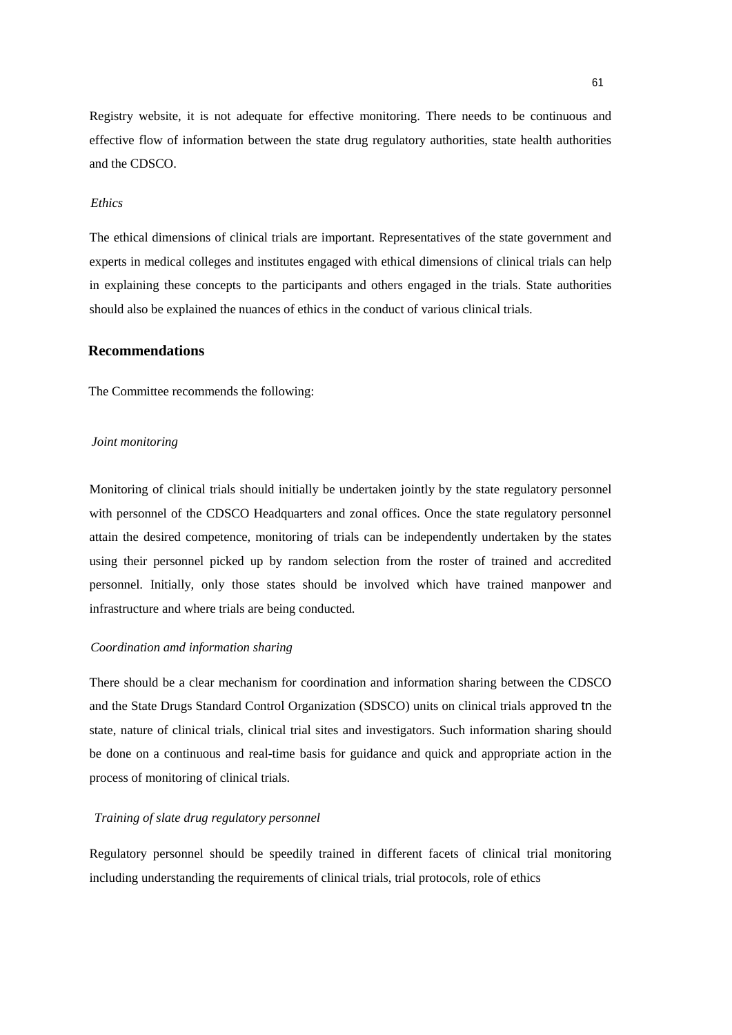Registry website, it is not adequate for effective monitoring. There needs to be continuous and effective flow of information between the state drug regulatory authorities, state health authorities and the CDSCO.

*Ethics*

The ethical dimensions of clinical trials are important. Representatives of the state government and experts in medical colleges and institutes engaged with ethical dimensions of clinical trials can help in explaining these concepts to the participants and others engaged in the trials. State authorities should also be explained the nuances of ethics in the conduct of various clinical trials.

## Recommendations

The Committee recommends the following:

*Joint monitoring*

Monitoring of clinical trials should initially be undertaken jointly by the state regulatory personnel with personnel of the CDSCO Headquarters and zonal offices. Once the state regulatory personnel attain the desired competence, monitoring of trials can be independently undertaken by the states using their personnel picked up by random selection from the roster of trained and accredited personnel. Initially, only those states should be involved which have trained manpower and infrastructure and where trials are being conducted.

*Coordination amd information sharing*

There should be a clear mechanism for coordination and information sharing between the CDSCO and the State Drugs Standard Control Organization (SDSCO) units on clinical trials approved tn the state, nature of clinical trials, clinical trial sites and investigators. Such information sharing should be done on a continuous and real-time basis for guidance and quick and appropriate action in the process of monitoring of clinical trials.

*Training of slate drug regulatory personnel*

Regulatory personnel should be speedily trained in different facets of clinical trial monitoring including understanding the requirements of clinical trials, trial protocols, role of ethics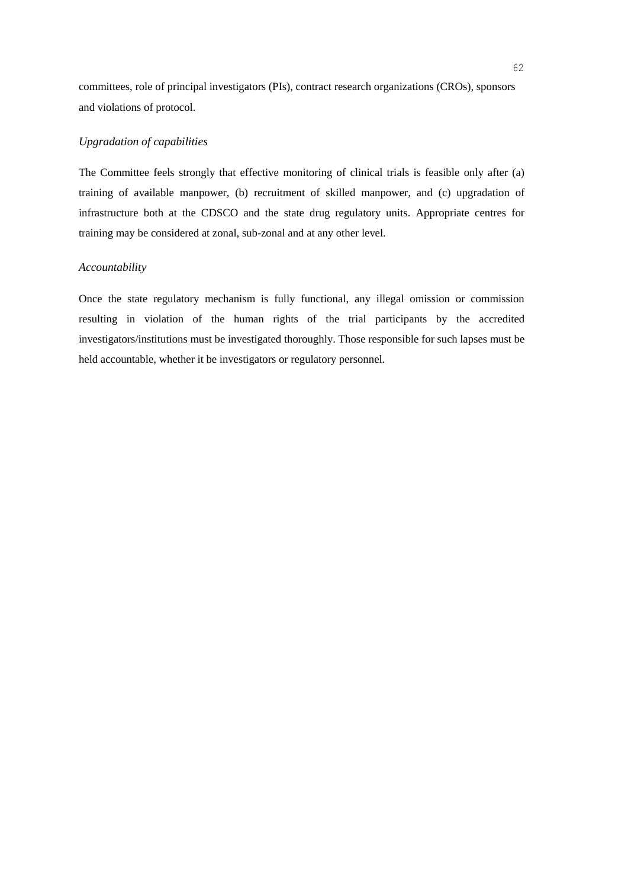committees, role of principal investigators (PIs), contract research organizations (CROs), sponsors and violations of protocol.

*Upgradation of capabilities*

The Committee feels strongly that effective monitoring of clinical trials is feasible only after (a) training of available manpower, (b) recruitment of skilled manpower, and (c) upgradation of infrastructure both at the CDSCO and the state drug regulatory units. Appropriate centres for training may be considered at zonal, sub-zonal and at any other level.

*Accountability*

Once the state regulatory mechanism is fully functional, any illegal omission or commission resulting in violation of the human rights of the trial participants by the accredited investigators/institutions must be investigated thoroughly. Those responsible for such lapses must be held accountable, whether it be investigators or regulatory personnel.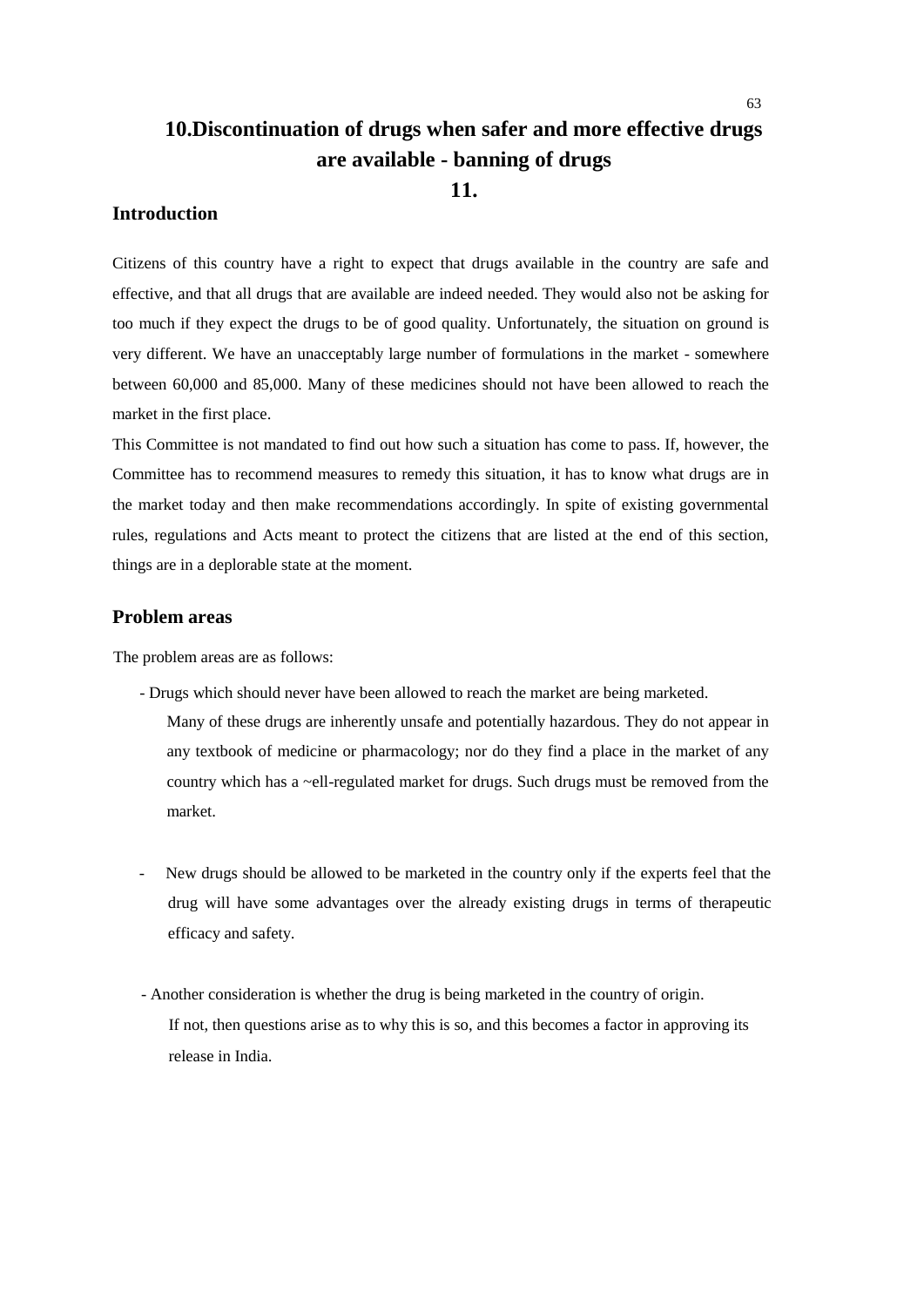# 10.Discontinuation of drugs when safer and more effective drugs are available - banning of drugs

# 11.

## Introduction

Citizens of this country have a right to expect that drugs available in the country are safe and effective, and that all drugs that are available are indeed needed. They would also not be asking for too much if they expect the drugs to be of good quality. Unfortunately, the situation on ground is very different. We have an unacceptably large number of formulations in the market - somewhere between 60,000 and 85,000. Many of these medicines should not have been allowed to reach the market in the first place.

This Committee is not mandated to find out how such a situation has come to pass. If, however, the Committee has to recommend measures to remedy this situation, it has to know what drugs are in the market today and then make recommendations accordingly. In spite of existing governmental rules, regulations and Acts meant to protect the citizens that are listed at the end of this section, things are in a deplorable state at the moment.

## Problem areas

The problem areas are as follows:

- Drugs which should never have been allowed to reach the market are being marketed.

  Many of these drugs are inherently unsafe and potentially hazardous. They do not appear in any textbook of medicine or pharmacology; nor do they find a place in the market of any country which has a ~ell-regulated market for drugs. Such drugs must be removed from the market.

- New drugs should be allowed to be marketed in the country only if the experts feel that the drug will have some advantages over the already existing drugs in terms of therapeutic efficacy and safety.

- Another consideration is whether the drug is being marketed in the country of origin.

  If not, then questions arise as to why this is so, and this becomes a factor in approving its release in India.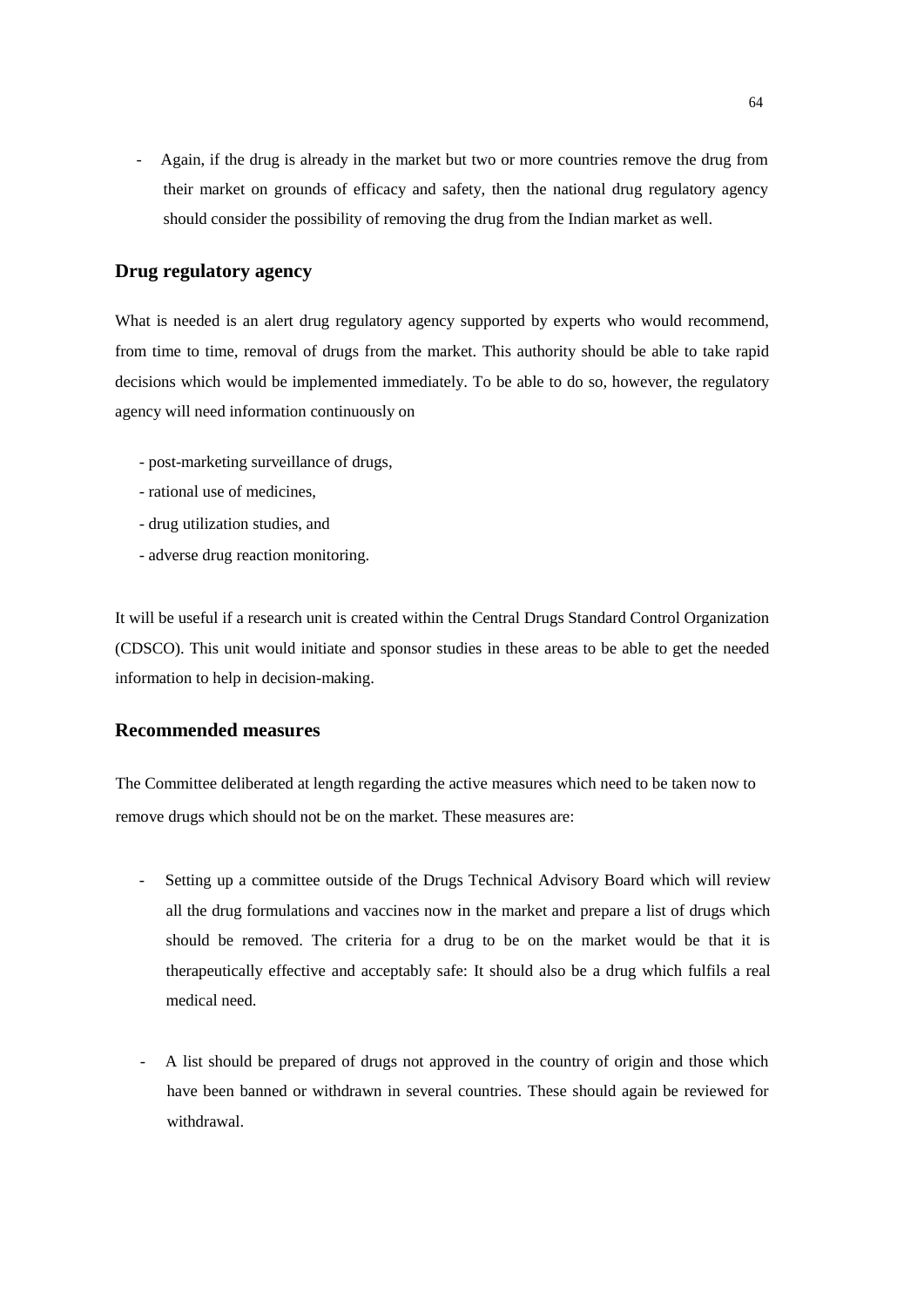- Again, if the drug is already in the market but two or more countries remove the drug from their market on grounds of efficacy and safety, then the national drug regulatory agency should consider the possibility of removing the drug from the Indian market as well.

## Drug regulatory agency

What is needed is an alert drug regulatory agency supported by experts who would recommend, from time to time, removal of drugs from the market. This authority should be able to take rapid decisions which would be implemented immediately. To be able to do so, however, the regulatory agency will need information continuously on

- post-marketing surveillance of drugs,
- rational use of medicines,
- drug utilization studies, and
- adverse drug reaction monitoring.

It will be useful if a research unit is created within the Central Drugs Standard Control Organization (CDSCO). This unit would initiate and sponsor studies in these areas to be able to get the needed information to help in decision-making.

## Recommended measures

The Committee deliberated at length regarding the active measures which need to be taken now to remove drugs which should not be on the market. These measures are:

- Setting up a committee outside of the Drugs Technical Advisory Board which will review all the drug formulations and vaccines now in the market and prepare a list of drugs which should be removed. The criteria for a drug to be on the market would be that it is therapeutically effective and acceptably safe: It should also be a drug which fulfils a real medical need.

- A list should be prepared of drugs not approved in the country of origin and those which have been banned or withdrawn in several countries. These should again be reviewed for withdrawal.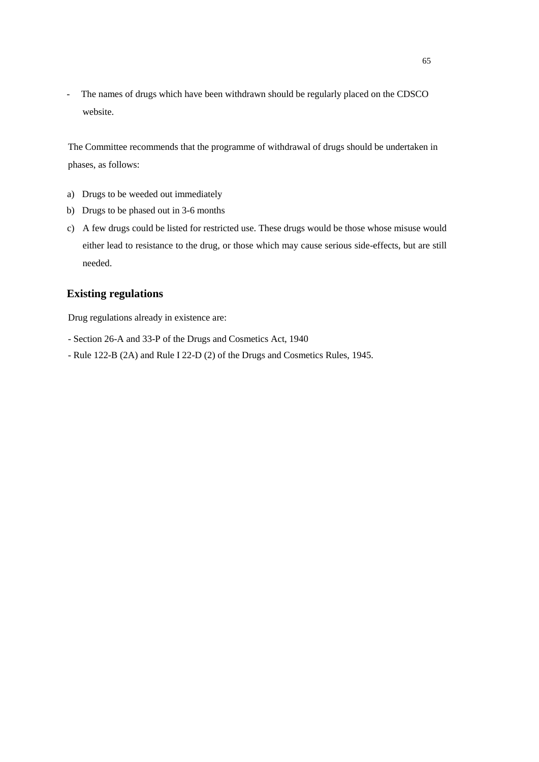- The names of drugs which have been withdrawn should be regularly placed on the CDSCO website.

The Committee recommends that the programme of withdrawal of drugs should be undertaken in phases, as follows:

a) Drugs to be weeded out immediately
b) Drugs to be phased out in 3-6 months
c) A few drugs could be listed for restricted use. These drugs would be those whose misuse would either lead to resistance to the drug, or those which may cause serious side-effects, but are still needed.

## Existing regulations

Drug regulations already in existence are:

- Section 26-A and 33-P of the Drugs and Cosmetics Act, 1940
- Rule 122-B (2A) and Rule I 22-D (2) of the Drugs and Cosmetics Rules, 1945.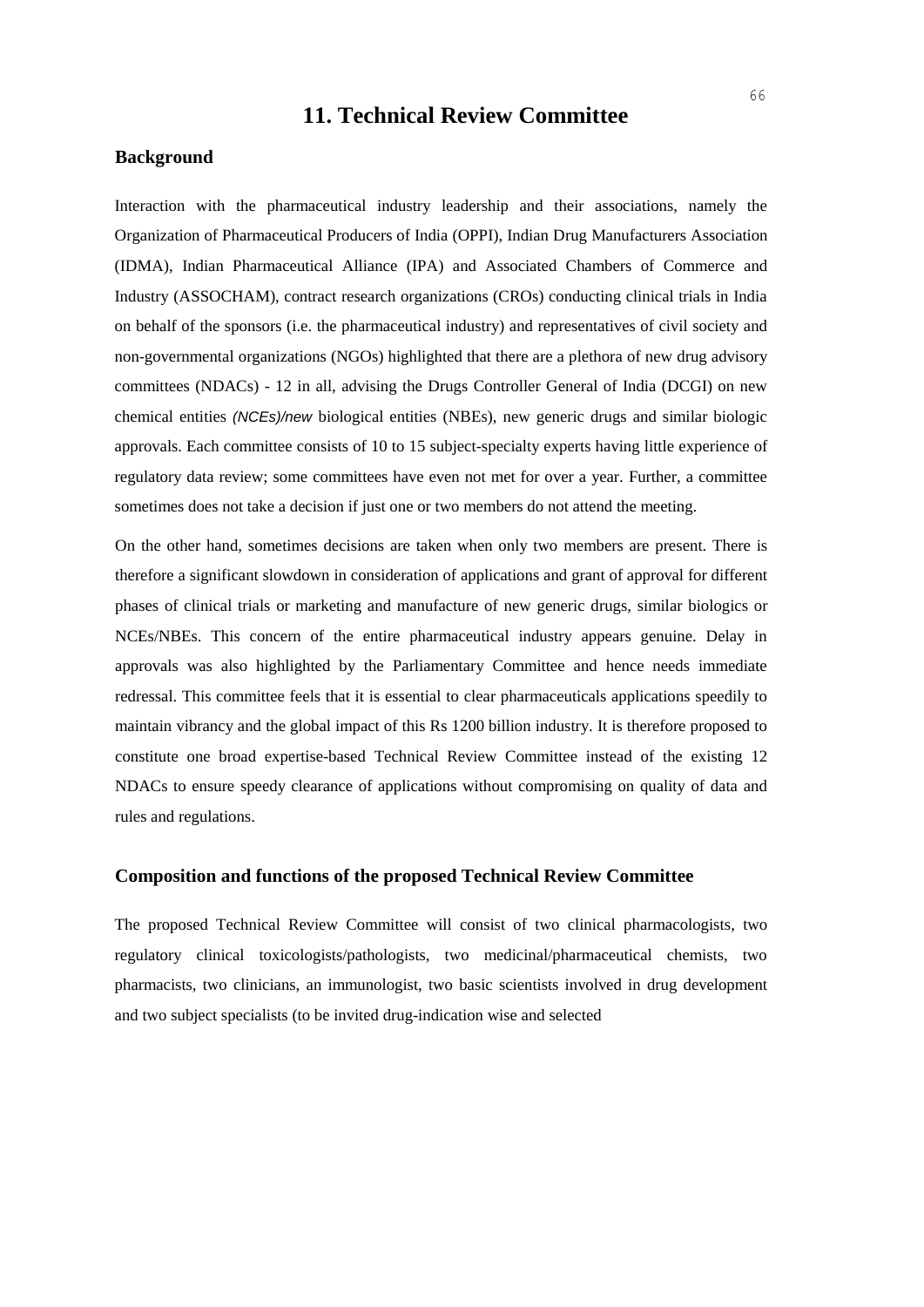# 11. Technical Review Committee

## Background

Interaction with the pharmaceutical industry leadership and their associations, namely the Organization of Pharmaceutical Producers of India (OPPI), Indian Drug Manufacturers Association (IDMA), Indian Pharmaceutical Alliance (IPA) and Associated Chambers of Commerce and Industry (ASSOCHAM), contract research organizations (CROs) conducting clinical trials in India on behalf of the sponsors (i.e. the pharmaceutical industry) and representatives of civil society and non-governmental organizations (NGOs) highlighted that there are a plethora of new drug advisory committees (NDACs) - 12 in all, advising the Drugs Controller General of India (DCGI) on new chemical entities *(NCEs)/new* biological entities (NBEs), new generic drugs and similar biologic approvals. Each committee consists of 10 to 15 subject-specialty experts having little experience of regulatory data review; some committees have even not met for over a year. Further, a committee sometimes does not take a decision if just one or two members do not attend the meeting.

On the other hand, sometimes decisions are taken when only two members are present. There is therefore a significant slowdown in consideration of applications and grant of approval for different phases of clinical trials or marketing and manufacture of new generic drugs, similar biologics or NCEs/NBEs. This concern of the entire pharmaceutical industry appears genuine. Delay in approvals was also highlighted by the Parliamentary Committee and hence needs immediate redressal. This committee feels that it is essential to clear pharmaceuticals applications speedily to maintain vibrancy and the global impact of this Rs 1200 billion industry. It is therefore proposed to constitute one broad expertise-based Technical Review Committee instead of the existing 12 NDACs to ensure speedy clearance of applications without compromising on quality of data and rules and regulations.

## Composition and functions of the proposed Technical Review Committee

The proposed Technical Review Committee will consist of two clinical pharmacologists, two regulatory clinical toxicologists/pathologists, two medicinal/pharmaceutical chemists, two pharmacists, two clinicians, an immunologist, two basic scientists involved in drug development and two subject specialists (to be invited drug-indication wise and selected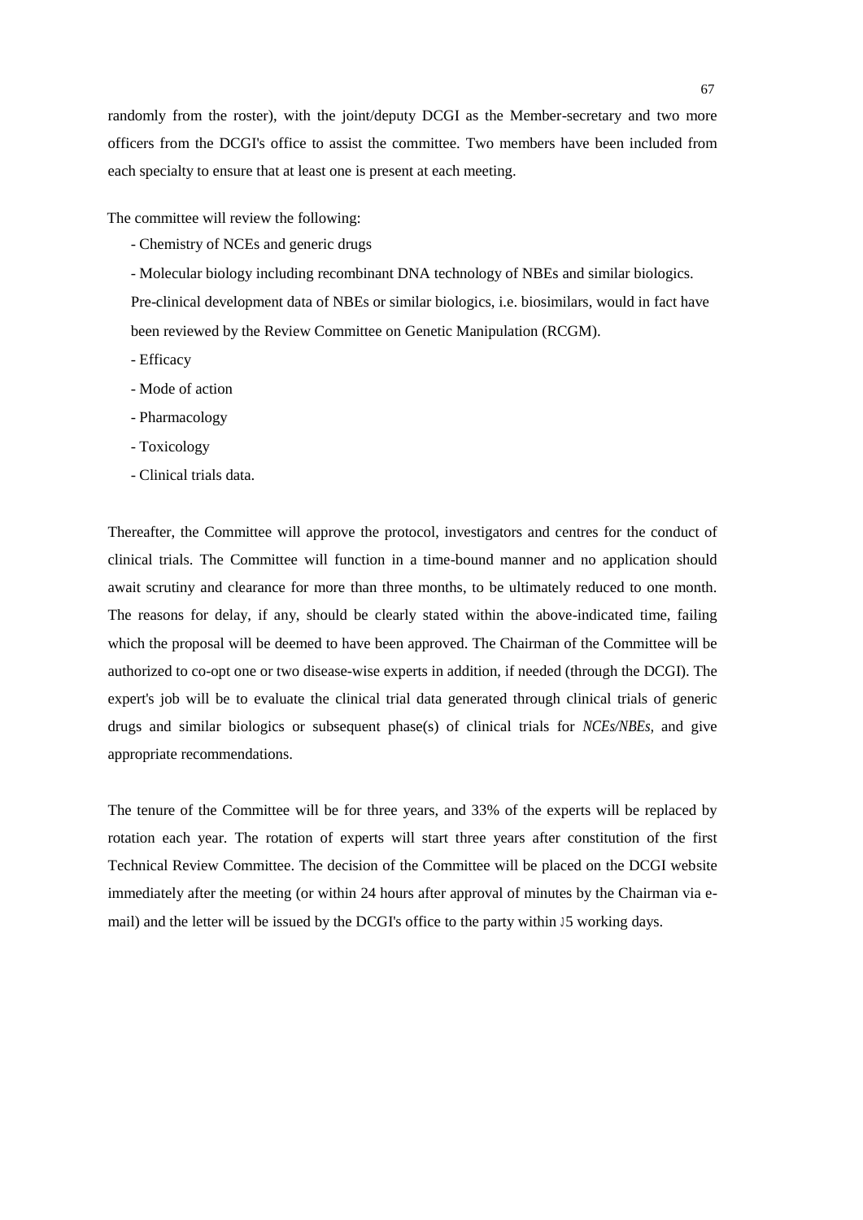randomly from the roster), with the joint/deputy DCGI as the Member-secretary and two more officers from the DCGI's office to assist the committee. Two members have been included from each specialty to ensure that at least one is present at each meeting.

The committee will review the following:

- Chemistry of NCEs and generic drugs
- Molecular biology including recombinant DNA technology of NBEs and similar biologics. Pre-clinical development data of NBEs or similar biologics, i.e. biosimilars, would in fact have been reviewed by the Review Committee on Genetic Manipulation (RCGM).
- Efficacy
- Mode of action
- Pharmacology
- Toxicology
- Clinical trials data.

Thereafter, the Committee will approve the protocol, investigators and centres for the conduct of clinical trials. The Committee will function in a time-bound manner and no application should await scrutiny and clearance for more than three months, to be ultimately reduced to one month. The reasons for delay, if any, should be clearly stated within the above-indicated time, failing which the proposal will be deemed to have been approved. The Chairman of the Committee will be authorized to co-opt one or two disease-wise experts in addition, if needed (through the DCGI). The expert's job will be to evaluate the clinical trial data generated through clinical trials of generic drugs and similar biologics or subsequent phase(s) of clinical trials for *NCEs/NBEs,* and give appropriate recommendations.

The tenure of the Committee will be for three years, and 33% of the experts will be replaced by rotation each year. The rotation of experts will start three years after constitution of the first Technical Review Committee. The decision of the Committee will be placed on the DCGI website immediately after the meeting (or within 24 hours after approval of minutes by the Chairman via e-mail) and the letter will be issued by the DCGI's office to the party within 15 working days.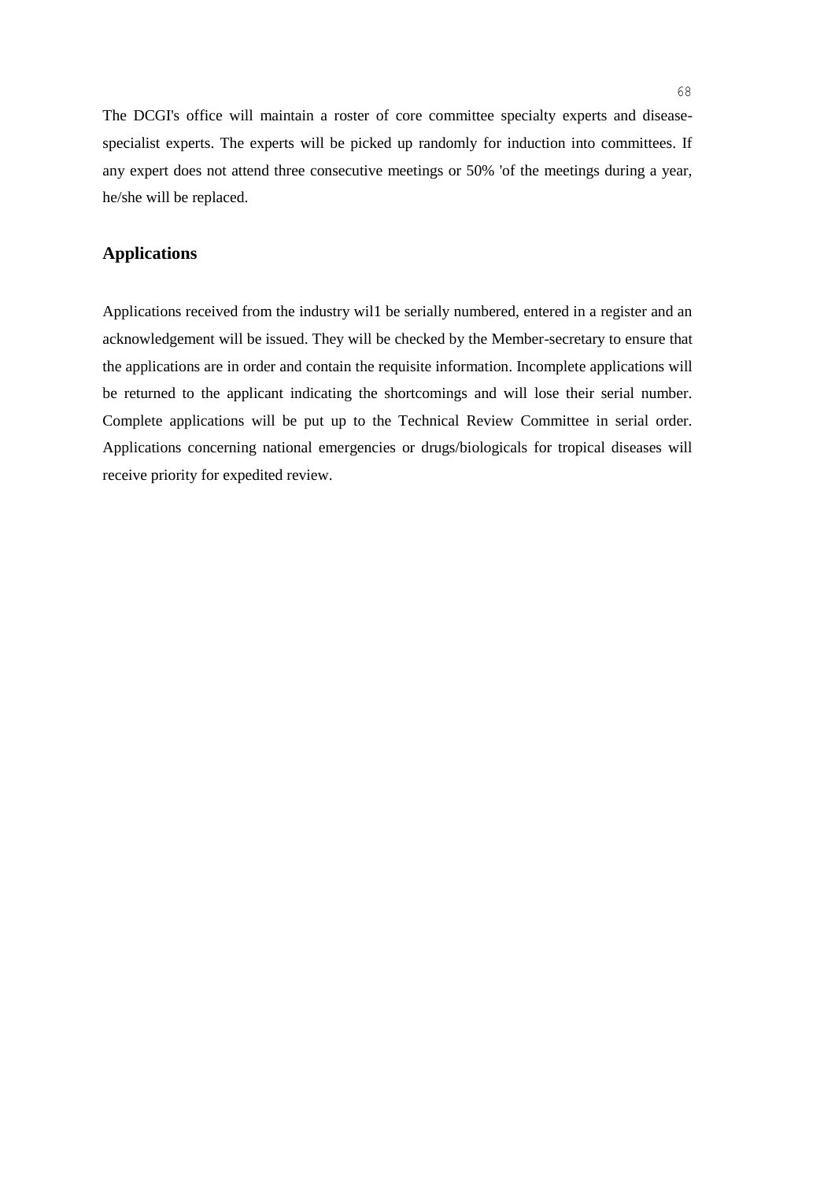The DCGI's office will maintain a roster of core committee specialty experts and disease-specialist experts. The experts will be picked up randomly for induction into committees. If any expert does not attend three consecutive meetings or 50% 'of the meetings during a year, he/she will be replaced.

## Applications

Applications received from the industry wil1 be serially numbered, entered in a register and an acknowledgement will be issued. They will be checked by the Member-secretary to ensure that the applications are in order and contain the requisite information. Incomplete applications will be returned to the applicant indicating the shortcomings and will lose their serial number. Complete applications will be put up to the Technical Review Committee in serial order. Applications concerning national emergencies or drugs/biologicals for tropical diseases will receive priority for expedited review.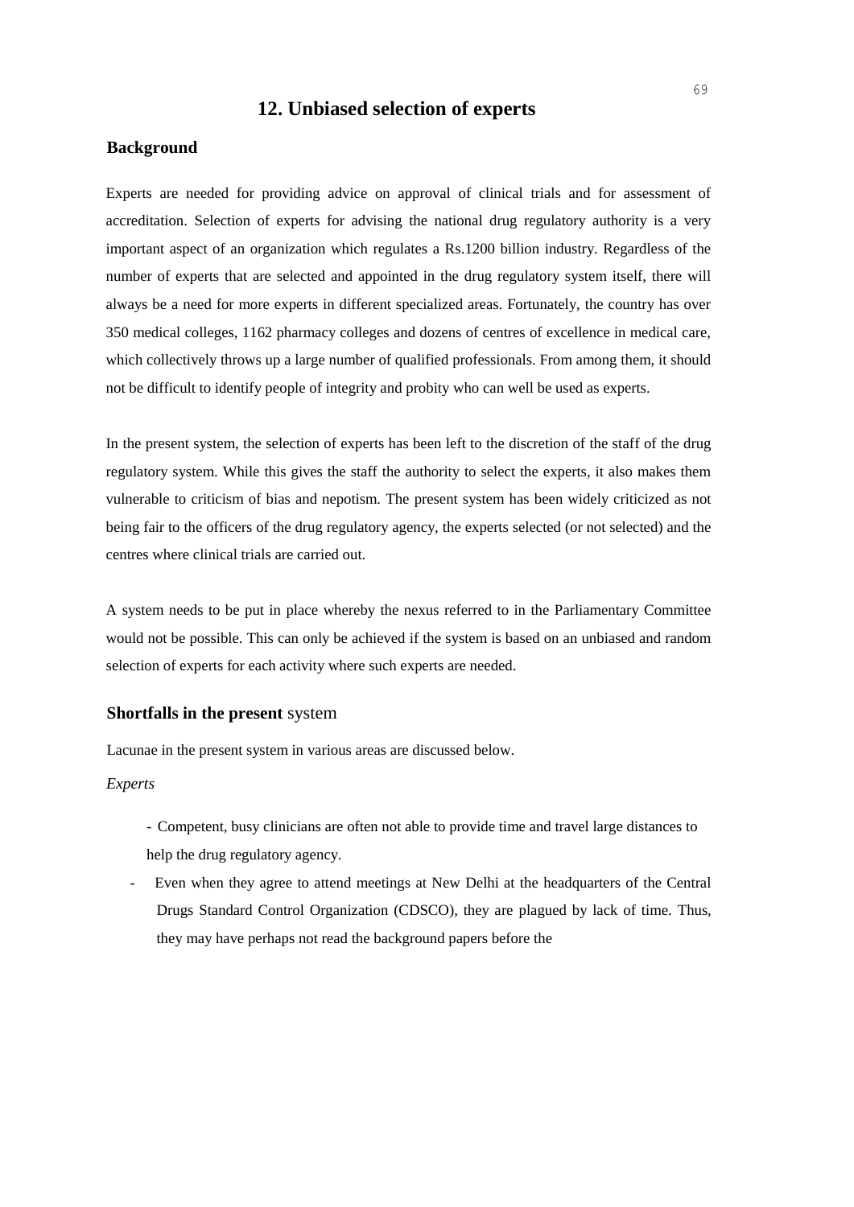## 12. Unbiased selection of experts

### Background

Experts are needed for providing advice on approval of clinical trials and for assessment of accreditation. Selection of experts for advising the national drug regulatory authority is a very important aspect of an organization which regulates a Rs.1200 billion industry. Regardless of the number of experts that are selected and appointed in the drug regulatory system itself, there will always be a need for more experts in different specialized areas. Fortunately, the country has over 350 medical colleges, 1162 pharmacy colleges and dozens of centres of excellence in medical care, which collectively throws up a large number of qualified professionals. From among them, it should not be difficult to identify people of integrity and probity who can well be used as experts.

In the present system, the selection of experts has been left to the discretion of the staff of the drug regulatory system. While this gives the staff the authority to select the experts, it also makes them vulnerable to criticism of bias and nepotism. The present system has been widely criticized as not being fair to the officers of the drug regulatory agency, the experts selected (or not selected) and the centres where clinical trials are carried out.

A system needs to be put in place whereby the nexus referred to in the Parliamentary Committee would not be possible. This can only be achieved if the system is based on an unbiased and random selection of experts for each activity where such experts are needed.

### Shortfalls in the present system

Lacunae in the present system in various areas are discussed below.

*Experts*

- Competent, busy clinicians are often not able to provide time and travel large distances to help the drug regulatory agency.
- Even when they agree to attend meetings at New Delhi at the headquarters of the Central Drugs Standard Control Organization (CDSCO), they are plagued by lack of time. Thus, they may have perhaps not read the background papers before the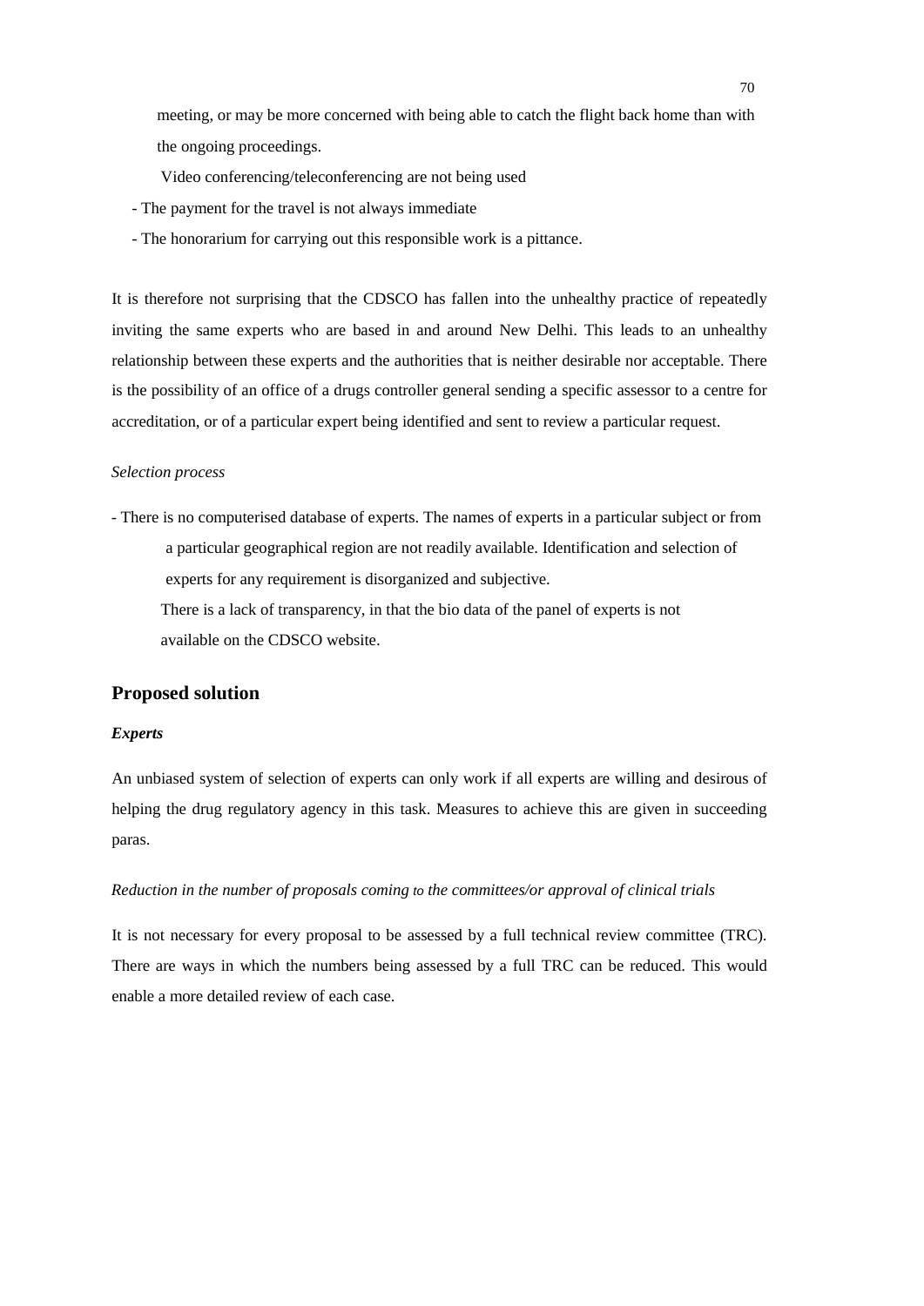meeting, or may be more concerned with being able to catch the flight back home than with the ongoing proceedings.

Video conferencing/teleconferencing are not being used

- The payment for the travel is not always immediate
- The honorarium for carrying out this responsible work is a pittance.

It is therefore not surprising that the CDSCO has fallen into the unhealthy practice of repeatedly inviting the same experts who are based in and around New Delhi. This leads to an unhealthy relationship between these experts and the authorities that is neither desirable nor acceptable. There is the possibility of an office of a drugs controller general sending a specific assessor to a centre for accreditation, or of a particular expert being identified and sent to review a particular request.

*Selection process*

- There is no computerised database of experts. The names of experts in a particular subject or from a particular geographical region are not readily available. Identification and selection of experts for any requirement is disorganized and subjective.

  There is a lack of transparency, in that the bio data of the panel of experts is not available on the CDSCO website.

## Proposed solution

***Experts***

An unbiased system of selection of experts can only work if all experts are willing and desirous of helping the drug regulatory agency in this task. Measures to achieve this are given in succeeding paras.

*Reduction in the number of proposals coming to the committees/or approval of clinical trials*

It is not necessary for every proposal to be assessed by a full technical review committee (TRC). There are ways in which the numbers being assessed by a full TRC can be reduced. This would enable a more detailed review of each case.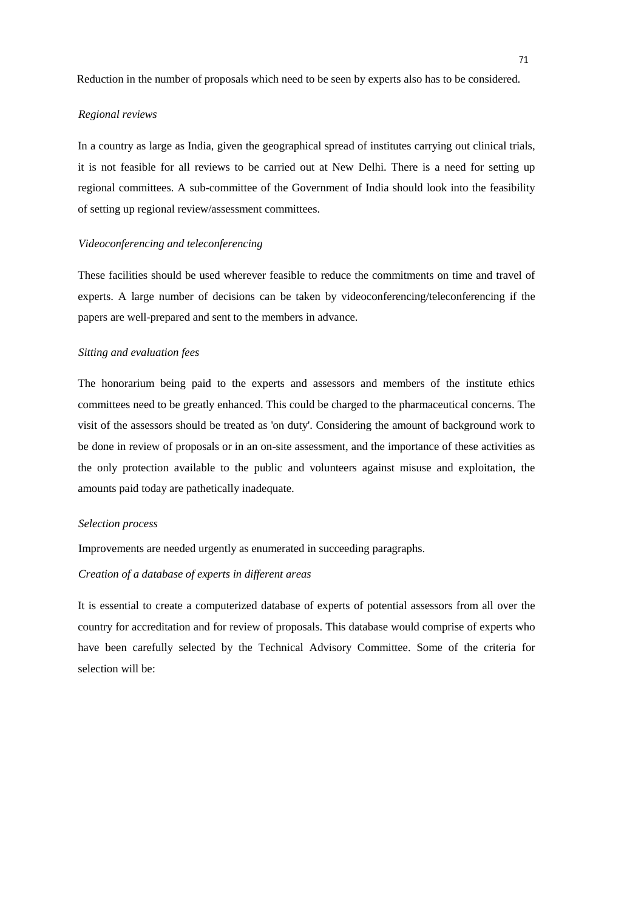Reduction in the number of proposals which need to be seen by experts also has to be considered.

*Regional reviews*

In a country as large as India, given the geographical spread of institutes carrying out clinical trials, it is not feasible for all reviews to be carried out at New Delhi. There is a need for setting up regional committees. A sub-committee of the Government of India should look into the feasibility of setting up regional review/assessment committees.

*Videoconferencing and teleconferencing*

These facilities should be used wherever feasible to reduce the commitments on time and travel of experts. A large number of decisions can be taken by videoconferencing/teleconferencing if the papers are well-prepared and sent to the members in advance.

*Sitting and evaluation fees*

The honorarium being paid to the experts and assessors and members of the institute ethics committees need to be greatly enhanced. This could be charged to the pharmaceutical concerns. The visit of the assessors should be treated as 'on duty'. Considering the amount of background work to be done in review of proposals or in an on-site assessment, and the importance of these activities as the only protection available to the public and volunteers against misuse and exploitation, the amounts paid today are pathetically inadequate.

*Selection process*

Improvements are needed urgently as enumerated in succeeding paragraphs.

*Creation of a database of experts in different areas*

It is essential to create a computerized database of experts of potential assessors from all over the country for accreditation and for review of proposals. This database would comprise of experts who have been carefully selected by the Technical Advisory Committee. Some of the criteria for selection will be: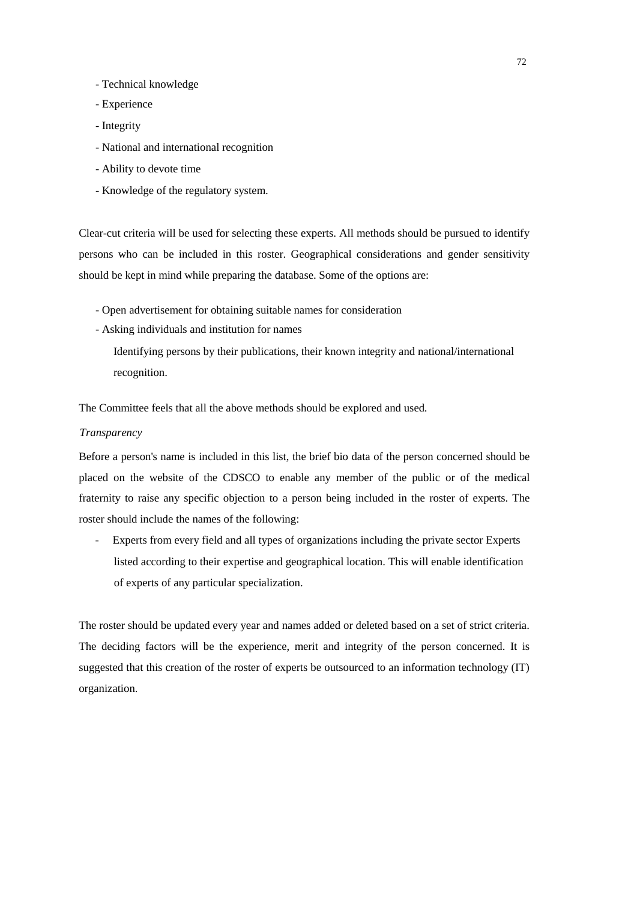- Technical knowledge
- Experience
- Integrity
- National and international recognition
- Ability to devote time
- Knowledge of the regulatory system.

Clear-cut criteria will be used for selecting these experts. All methods should be pursued to identify persons who can be included in this roster. Geographical considerations and gender sensitivity should be kept in mind while preparing the database. Some of the options are:

- Open advertisement for obtaining suitable names for consideration
- Asking individuals and institution for names

  Identifying persons by their publications, their known integrity and national/international recognition.

The Committee feels that all the above methods should be explored and used.

*Transparency*

Before a person's name is included in this list, the brief bio data of the person concerned should be placed on the website of the CDSCO to enable any member of the public or of the medical fraternity to raise any specific objection to a person being included in the roster of experts. The roster should include the names of the following:

- Experts from every field and all types of organizations including the private sector Experts listed according to their expertise and geographical location. This will enable identification of experts of any particular specialization.

The roster should be updated every year and names added or deleted based on a set of strict criteria. The deciding factors will be the experience, merit and integrity of the person concerned. It is suggested that this creation of the roster of experts be outsourced to an information technology (IT) organization.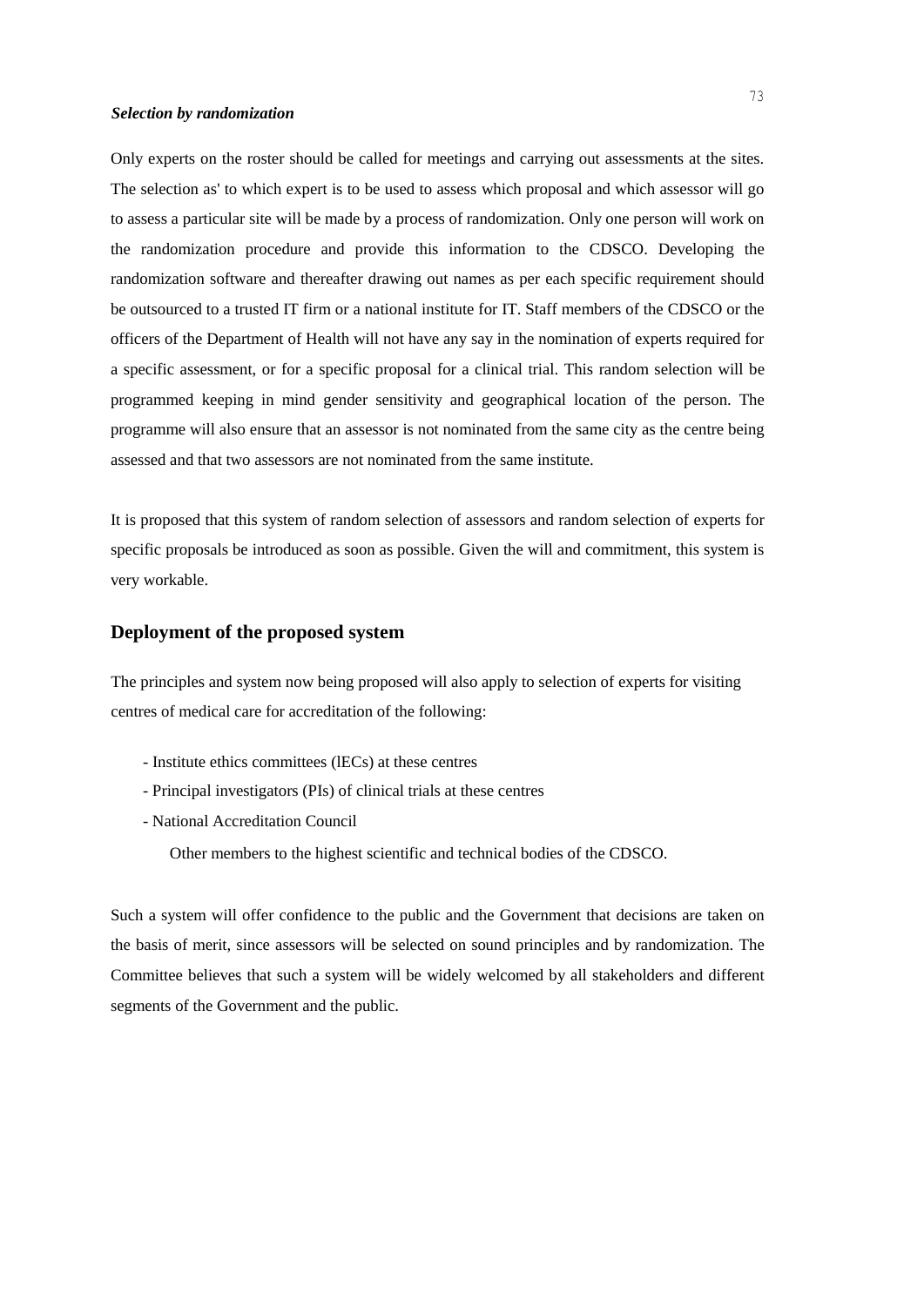***Selection by randomization***

Only experts on the roster should be called for meetings and carrying out assessments at the sites. The selection as' to which expert is to be used to assess which proposal and which assessor will go to assess a particular site will be made by a process of randomization. Only one person will work on the randomization procedure and provide this information to the CDSCO. Developing the randomization software and thereafter drawing out names as per each specific requirement should be outsourced to a trusted IT firm or a national institute for IT. Staff members of the CDSCO or the officers of the Department of Health will not have any say in the nomination of experts required for a specific assessment, or for a specific proposal for a clinical trial. This random selection will be programmed keeping in mind gender sensitivity and geographical location of the person. The programme will also ensure that an assessor is not nominated from the same city as the centre being assessed and that two assessors are not nominated from the same institute.

It is proposed that this system of random selection of assessors and random selection of experts for specific proposals be introduced as soon as possible. Given the will and commitment, this system is very workable.

## Deployment of the proposed system

The principles and system now being proposed will also apply to selection of experts for visiting centres of medical care for accreditation of the following:

- Institute ethics committees (lECs) at these centres
- Principal investigators (PIs) of clinical trials at these centres
- National Accreditation Council

Other members to the highest scientific and technical bodies of the CDSCO.

Such a system will offer confidence to the public and the Government that decisions are taken on the basis of merit, since assessors will be selected on sound principles and by randomization. The Committee believes that such a system will be widely welcomed by all stakeholders and different segments of the Government and the public.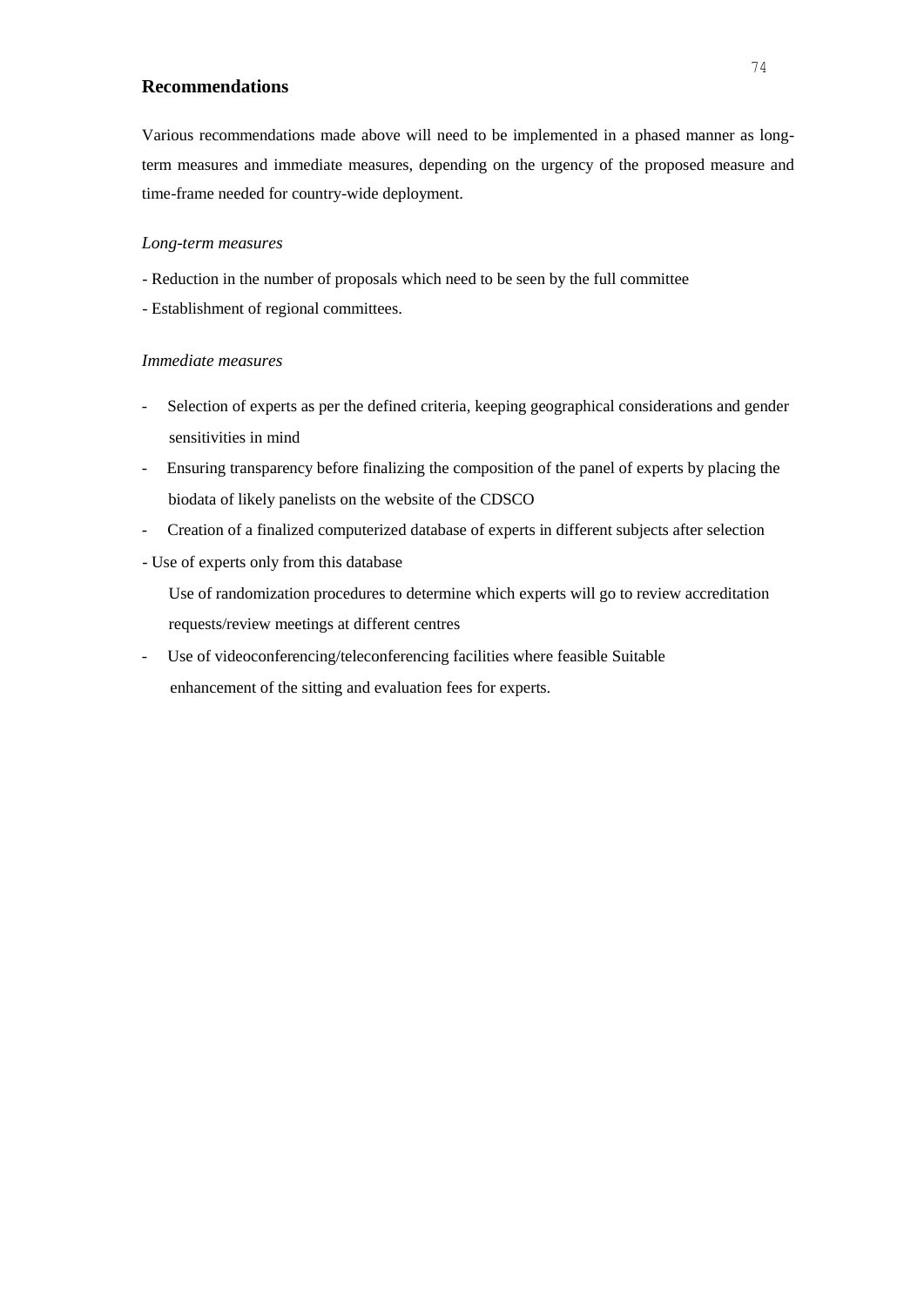## Recommendations

Various recommendations made above will need to be implemented in a phased manner as long-term measures and immediate measures, depending on the urgency of the proposed measure and time-frame needed for country-wide deployment.

*Long-term measures*

- Reduction in the number of proposals which need to be seen by the full committee
- Establishment of regional committees.

*Immediate measures*

- Selection of experts as per the defined criteria, keeping geographical considerations and gender sensitivities in mind
- Ensuring transparency before finalizing the composition of the panel of experts by placing the biodata of likely panelists on the website of the CDSCO
- Creation of a finalized computerized database of experts in different subjects after selection
- Use of experts only from this database

  Use of randomization procedures to determine which experts will go to review accreditation requests/review meetings at different centres
- Use of videoconferencing/teleconferencing facilities where feasible Suitable enhancement of the sitting and evaluation fees for experts.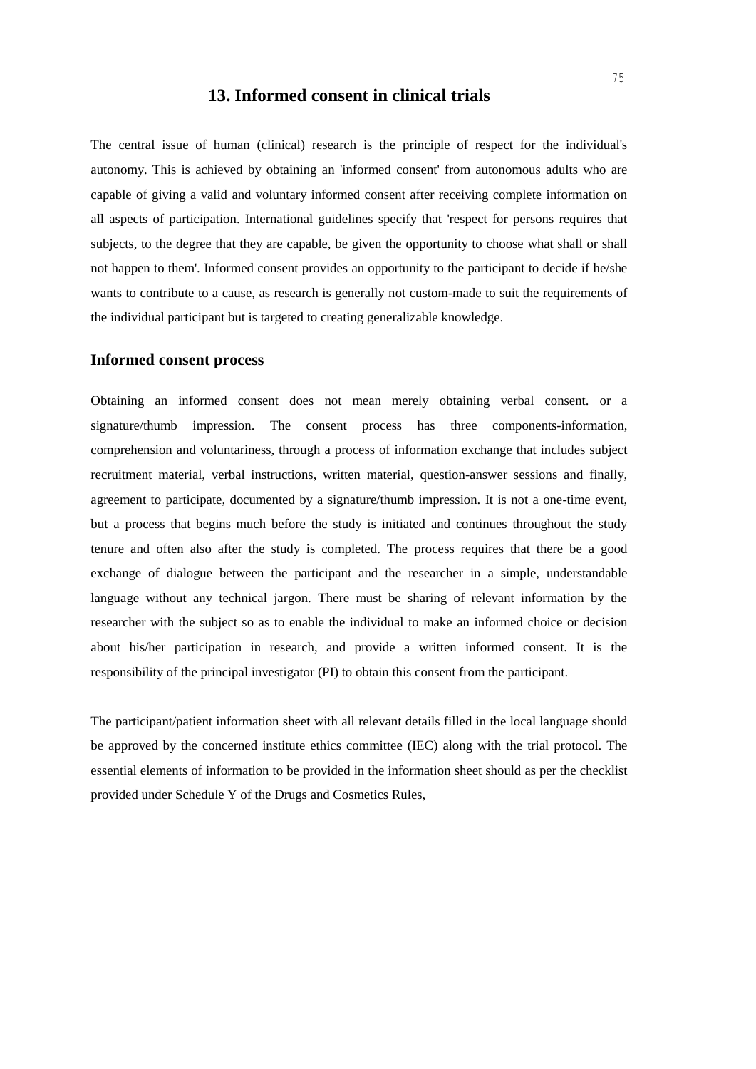# 13. Informed consent in clinical trials

The central issue of human (clinical) research is the principle of respect for the individual's autonomy. This is achieved by obtaining an 'informed consent' from autonomous adults who are capable of giving a valid and voluntary informed consent after receiving complete information on all aspects of participation. International guidelines specify that 'respect for persons requires that subjects, to the degree that they are capable, be given the opportunity to choose what shall or shall not happen to them'. Informed consent provides an opportunity to the participant to decide if he/she wants to contribute to a cause, as research is generally not custom-made to suit the requirements of the individual participant but is targeted to creating generalizable knowledge.

## Informed consent process

Obtaining an informed consent does not mean merely obtaining verbal consent. or a signature/thumb impression. The consent process has three components-information, comprehension and voluntariness, through a process of information exchange that includes subject recruitment material, verbal instructions, written material, question-answer sessions and finally, agreement to participate, documented by a signature/thumb impression. It is not a one-time event, but a process that begins much before the study is initiated and continues throughout the study tenure and often also after the study is completed. The process requires that there be a good exchange of dialogue between the participant and the researcher in a simple, understandable language without any technical jargon. There must be sharing of relevant information by the researcher with the subject so as to enable the individual to make an informed choice or decision about his/her participation in research, and provide a written informed consent. It is the responsibility of the principal investigator (PI) to obtain this consent from the participant.

The participant/patient information sheet with all relevant details filled in the local language should be approved by the concerned institute ethics committee (IEC) along with the trial protocol. The essential elements of information to be provided in the information sheet should as per the checklist provided under Schedule Y of the Drugs and Cosmetics Rules,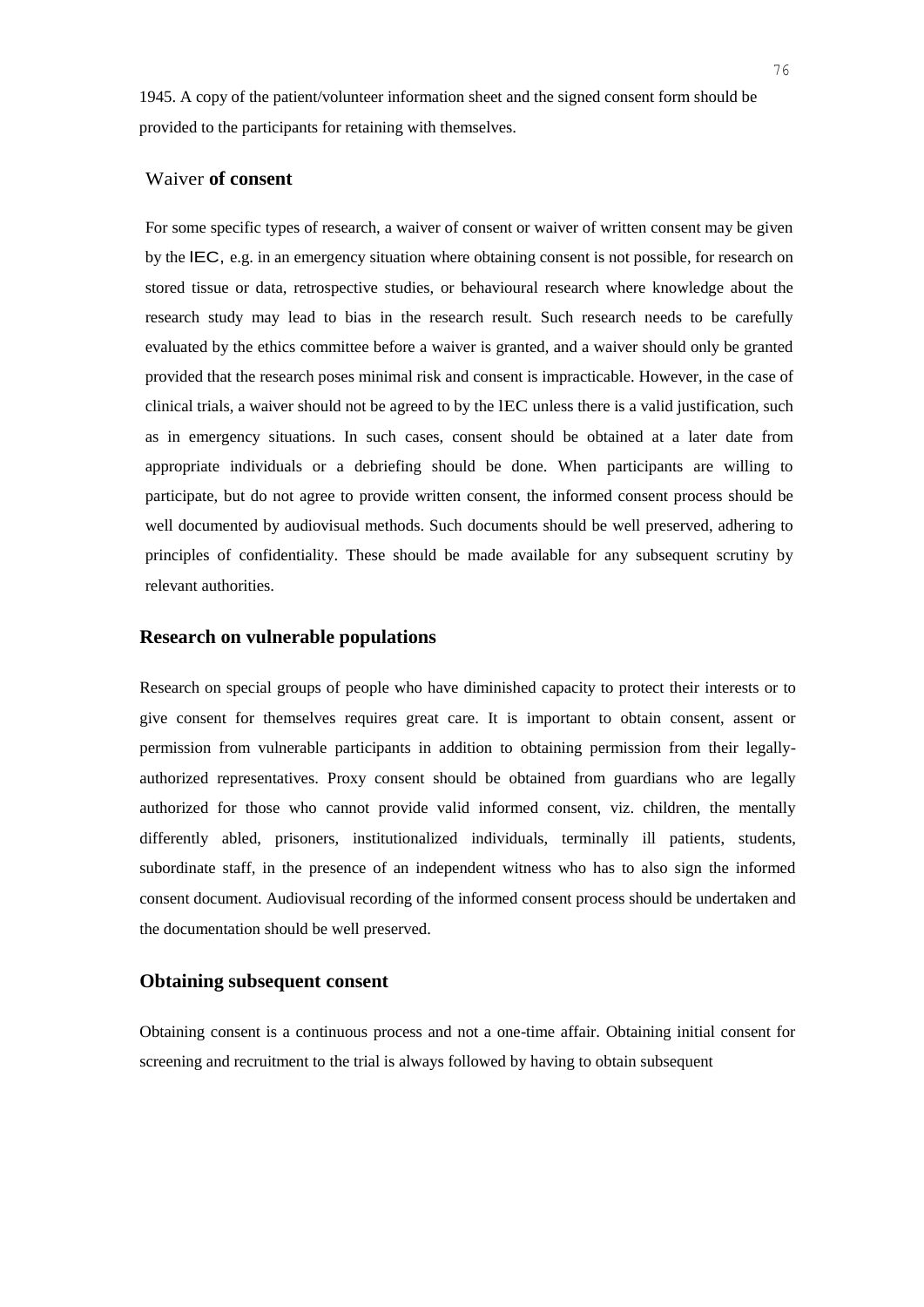1945. A copy of the patient/volunteer information sheet and the signed consent form should be provided to the participants for retaining with themselves.

## Waiver of consent

For some specific types of research, a waiver of consent or waiver of written consent may be given by the IEC, e.g. in an emergency situation where obtaining consent is not possible, for research on stored tissue or data, retrospective studies, or behavioural research where knowledge about the research study may lead to bias in the research result. Such research needs to be carefully evaluated by the ethics committee before a waiver is granted, and a waiver should only be granted provided that the research poses minimal risk and consent is impracticable. However, in the case of clinical trials, a waiver should not be agreed to by the IEC unless there is a valid justification, such as in emergency situations. In such cases, consent should be obtained at a later date from appropriate individuals or a debriefing should be done. When participants are willing to participate, but do not agree to provide written consent, the informed consent process should be well documented by audiovisual methods. Such documents should be well preserved, adhering to principles of confidentiality. These should be made available for any subsequent scrutiny by relevant authorities.

## Research on vulnerable populations

Research on special groups of people who have diminished capacity to protect their interests or to give consent for themselves requires great care. It is important to obtain consent, assent or permission from vulnerable participants in addition to obtaining permission from their legally-authorized representatives. Proxy consent should be obtained from guardians who are legally authorized for those who cannot provide valid informed consent, viz. children, the mentally differently abled, prisoners, institutionalized individuals, terminally ill patients, students, subordinate staff, in the presence of an independent witness who has to also sign the informed consent document. Audiovisual recording of the informed consent process should be undertaken and the documentation should be well preserved.

## Obtaining subsequent consent

Obtaining consent is a continuous process and not a one-time affair. Obtaining initial consent for screening and recruitment to the trial is always followed by having to obtain subsequent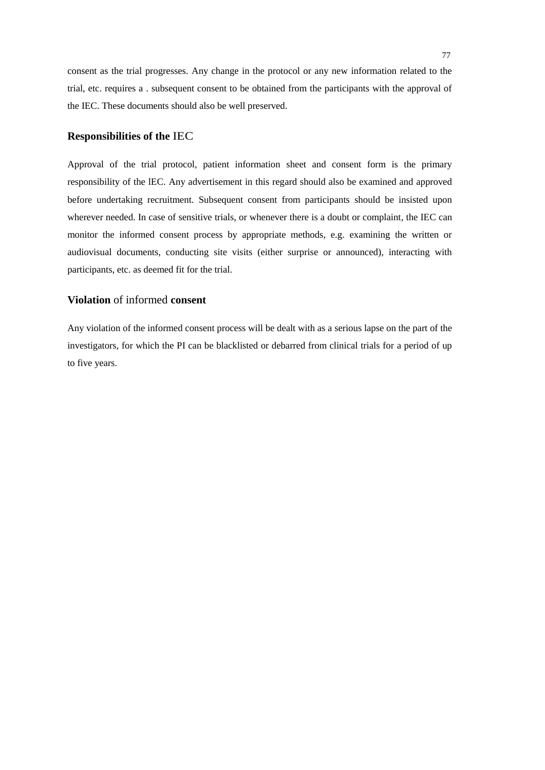consent as the trial progresses. Any change in the protocol or any new information related to the trial, etc. requires a . subsequent consent to be obtained from the participants with the approval of the IEC. These documents should also be well preserved.

### Responsibilities of the IEC

Approval of the trial protocol, patient information sheet and consent form is the primary responsibility of the lEC. Any advertisement in this regard should also be examined and approved before undertaking recruitment. Subsequent consent from participants should be insisted upon wherever needed. In case of sensitive trials, or whenever there is a doubt or complaint, the IEC can monitor the informed consent process by appropriate methods, e.g. examining the written or audiovisual documents, conducting site visits (either surprise or announced), interacting with participants, etc. as deemed fit for the trial.

### Violation of informed consent

Any violation of the informed consent process will be dealt with as a serious lapse on the part of the investigators, for which the PI can be blacklisted or debarred from clinical trials for a period of up to five years.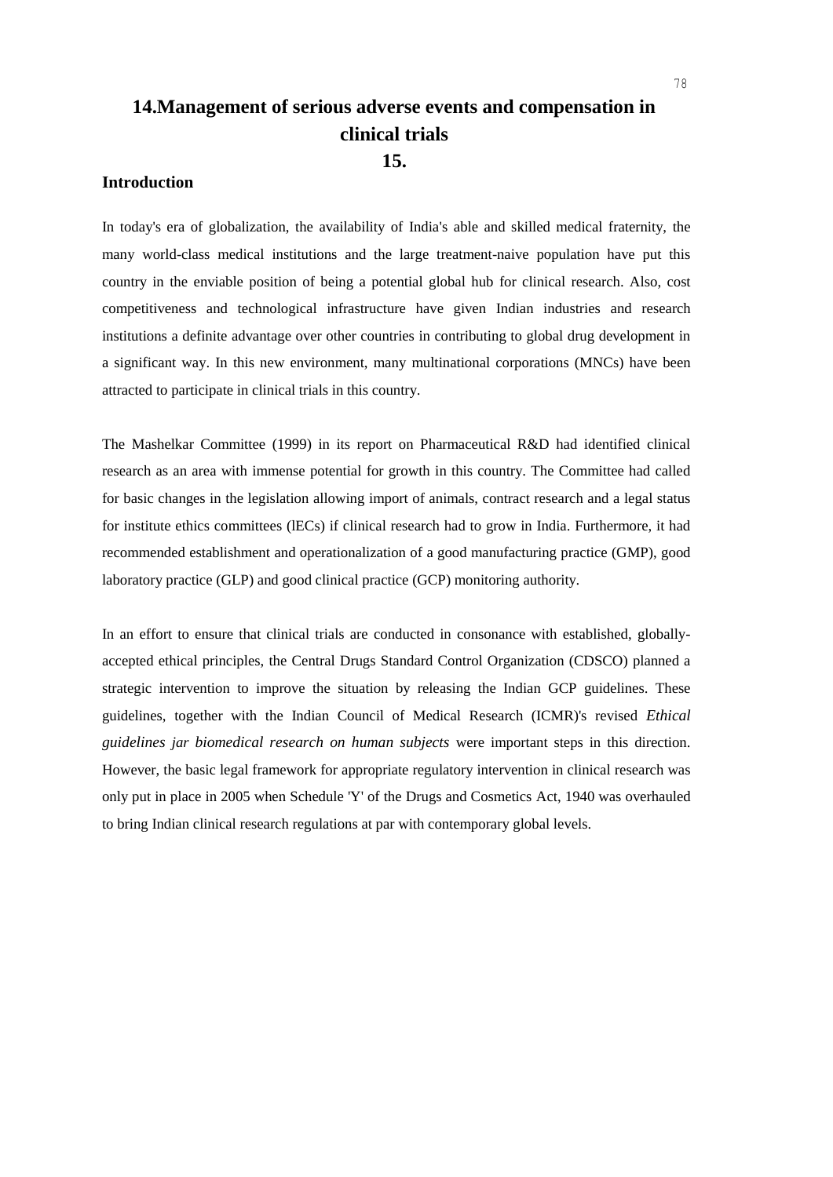# 14.Management of serious adverse events and compensation in clinical trials

# 15.

## Introduction

In today's era of globalization, the availability of India's able and skilled medical fraternity, the many world-class medical institutions and the large treatment-naive population have put this country in the enviable position of being a potential global hub for clinical research. Also, cost competitiveness and technological infrastructure have given Indian industries and research institutions a definite advantage over other countries in contributing to global drug development in a significant way. In this new environment, many multinational corporations (MNCs) have been attracted to participate in clinical trials in this country.

The Mashelkar Committee (1999) in its report on Pharmaceutical R&D had identified clinical research as an area with immense potential for growth in this country. The Committee had called for basic changes in the legislation allowing import of animals, contract research and a legal status for institute ethics committees (lECs) if clinical research had to grow in India. Furthermore, it had recommended establishment and operationalization of a good manufacturing practice (GMP), good laboratory practice (GLP) and good clinical practice (GCP) monitoring authority.

In an effort to ensure that clinical trials are conducted in consonance with established, globally-accepted ethical principles, the Central Drugs Standard Control Organization (CDSCO) planned a strategic intervention to improve the situation by releasing the Indian GCP guidelines. These guidelines, together with the Indian Council of Medical Research (ICMR)'s revised *Ethical guidelines jar biomedical research on human subjects* were important steps in this direction. However, the basic legal framework for appropriate regulatory intervention in clinical research was only put in place in 2005 when Schedule 'Y' of the Drugs and Cosmetics Act, 1940 was overhauled to bring Indian clinical research regulations at par with contemporary global levels.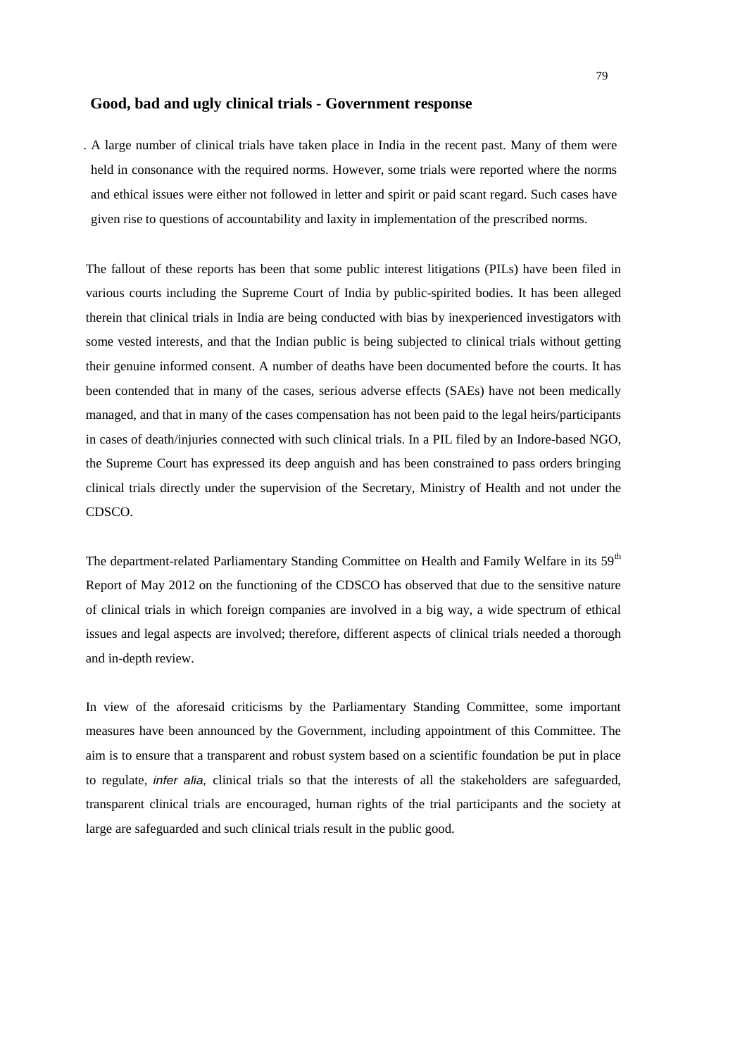## Good, bad and ugly clinical trials - Government response

. A large number of clinical trials have taken place in India in the recent past. Many of them were held in consonance with the required norms. However, some trials were reported where the norms and ethical issues were either not followed in letter and spirit or paid scant regard. Such cases have given rise to questions of accountability and laxity in implementation of the prescribed norms.

The fallout of these reports has been that some public interest litigations (PILs) have been filed in various courts including the Supreme Court of India by public-spirited bodies. It has been alleged therein that clinical trials in India are being conducted with bias by inexperienced investigators with some vested interests, and that the Indian public is being subjected to clinical trials without getting their genuine informed consent. A number of deaths have been documented before the courts. It has been contended that in many of the cases, serious adverse effects (SAEs) have not been medically managed, and that in many of the cases compensation has not been paid to the legal heirs/participants in cases of death/injuries connected with such clinical trials. In a PIL filed by an Indore-based NGO, the Supreme Court has expressed its deep anguish and has been constrained to pass orders bringing clinical trials directly under the supervision of the Secretary, Ministry of Health and not under the CDSCO.

The department-related Parliamentary Standing Committee on Health and Family Welfare in its 59th Report of May 2012 on the functioning of the CDSCO has observed that due to the sensitive nature of clinical trials in which foreign companies are involved in a big way, a wide spectrum of ethical issues and legal aspects are involved; therefore, different aspects of clinical trials needed a thorough and in-depth review.

In view of the aforesaid criticisms by the Parliamentary Standing Committee, some important measures have been announced by the Government, including appointment of this Committee. The aim is to ensure that a transparent and robust system based on a scientific foundation be put in place to regulate, *infer alia,* clinical trials so that the interests of all the stakeholders are safeguarded, transparent clinical trials are encouraged, human rights of the trial participants and the society at large are safeguarded and such clinical trials result in the public good.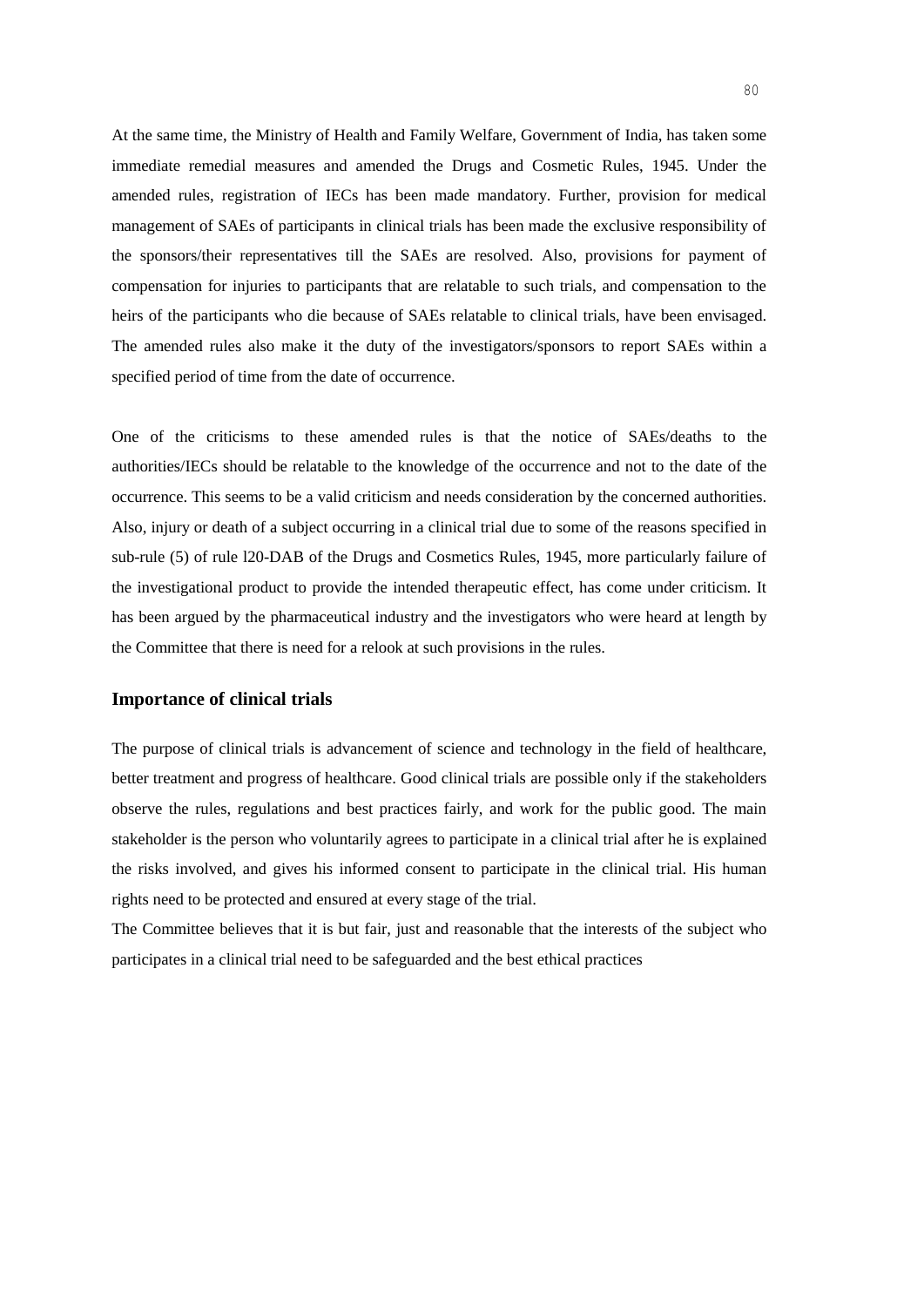At the same time, the Ministry of Health and Family Welfare, Government of India, has taken some immediate remedial measures and amended the Drugs and Cosmetic Rules, 1945. Under the amended rules, registration of IECs has been made mandatory. Further, provision for medical management of SAEs of participants in clinical trials has been made the exclusive responsibility of the sponsors/their representatives till the SAEs are resolved. Also, provisions for payment of compensation for injuries to participants that are relatable to such trials, and compensation to the heirs of the participants who die because of SAEs relatable to clinical trials, have been envisaged. The amended rules also make it the duty of the investigators/sponsors to report SAEs within a specified period of time from the date of occurrence.

One of the criticisms to these amended rules is that the notice of SAEs/deaths to the authorities/IECs should be relatable to the knowledge of the occurrence and not to the date of the occurrence. This seems to be a valid criticism and needs consideration by the concerned authorities. Also, injury or death of a subject occurring in a clinical trial due to some of the reasons specified in sub-rule (5) of rule l20-DAB of the Drugs and Cosmetics Rules, 1945, more particularly failure of the investigational product to provide the intended therapeutic effect, has come under criticism. It has been argued by the pharmaceutical industry and the investigators who were heard at length by the Committee that there is need for a relook at such provisions in the rules.

## Importance of clinical trials

The purpose of clinical trials is advancement of science and technology in the field of healthcare, better treatment and progress of healthcare. Good clinical trials are possible only if the stakeholders observe the rules, regulations and best practices fairly, and work for the public good. The main stakeholder is the person who voluntarily agrees to participate in a clinical trial after he is explained the risks involved, and gives his informed consent to participate in the clinical trial. His human rights need to be protected and ensured at every stage of the trial.

The Committee believes that it is but fair, just and reasonable that the interests of the subject who participates in a clinical trial need to be safeguarded and the best ethical practices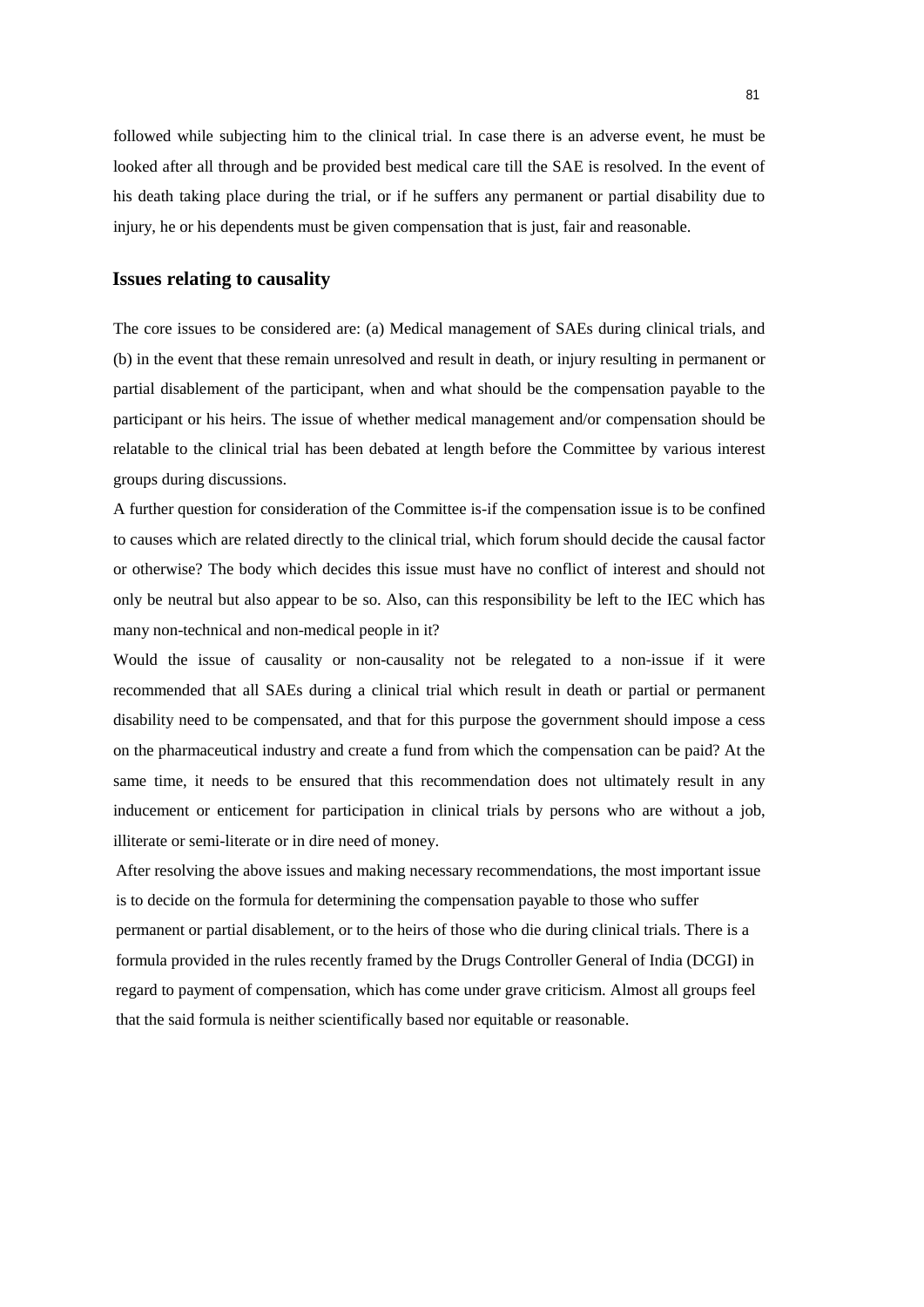followed while subjecting him to the clinical trial. In case there is an adverse event, he must be looked after all through and be provided best medical care till the SAE is resolved. In the event of his death taking place during the trial, or if he suffers any permanent or partial disability due to injury, he or his dependents must be given compensation that is just, fair and reasonable.

## Issues relating to causality

The core issues to be considered are: (a) Medical management of SAEs during clinical trials, and (b) in the event that these remain unresolved and result in death, or injury resulting in permanent or partial disablement of the participant, when and what should be the compensation payable to the participant or his heirs. The issue of whether medical management and/or compensation should be relatable to the clinical trial has been debated at length before the Committee by various interest groups during discussions.

A further question for consideration of the Committee is-if the compensation issue is to be confined to causes which are related directly to the clinical trial, which forum should decide the causal factor or otherwise? The body which decides this issue must have no conflict of interest and should not only be neutral but also appear to be so. Also, can this responsibility be left to the IEC which has many non-technical and non-medical people in it?

Would the issue of causality or non-causality not be relegated to a non-issue if it were recommended that all SAEs during a clinical trial which result in death or partial or permanent disability need to be compensated, and that for this purpose the government should impose a cess on the pharmaceutical industry and create a fund from which the compensation can be paid? At the same time, it needs to be ensured that this recommendation does not ultimately result in any inducement or enticement for participation in clinical trials by persons who are without a job, illiterate or semi-literate or in dire need of money.

After resolving the above issues and making necessary recommendations, the most important issue is to decide on the formula for determining the compensation payable to those who suffer permanent or partial disablement, or to the heirs of those who die during clinical trials. There is a formula provided in the rules recently framed by the Drugs Controller General of India (DCGI) in regard to payment of compensation, which has come under grave criticism. Almost all groups feel that the said formula is neither scientifically based nor equitable or reasonable.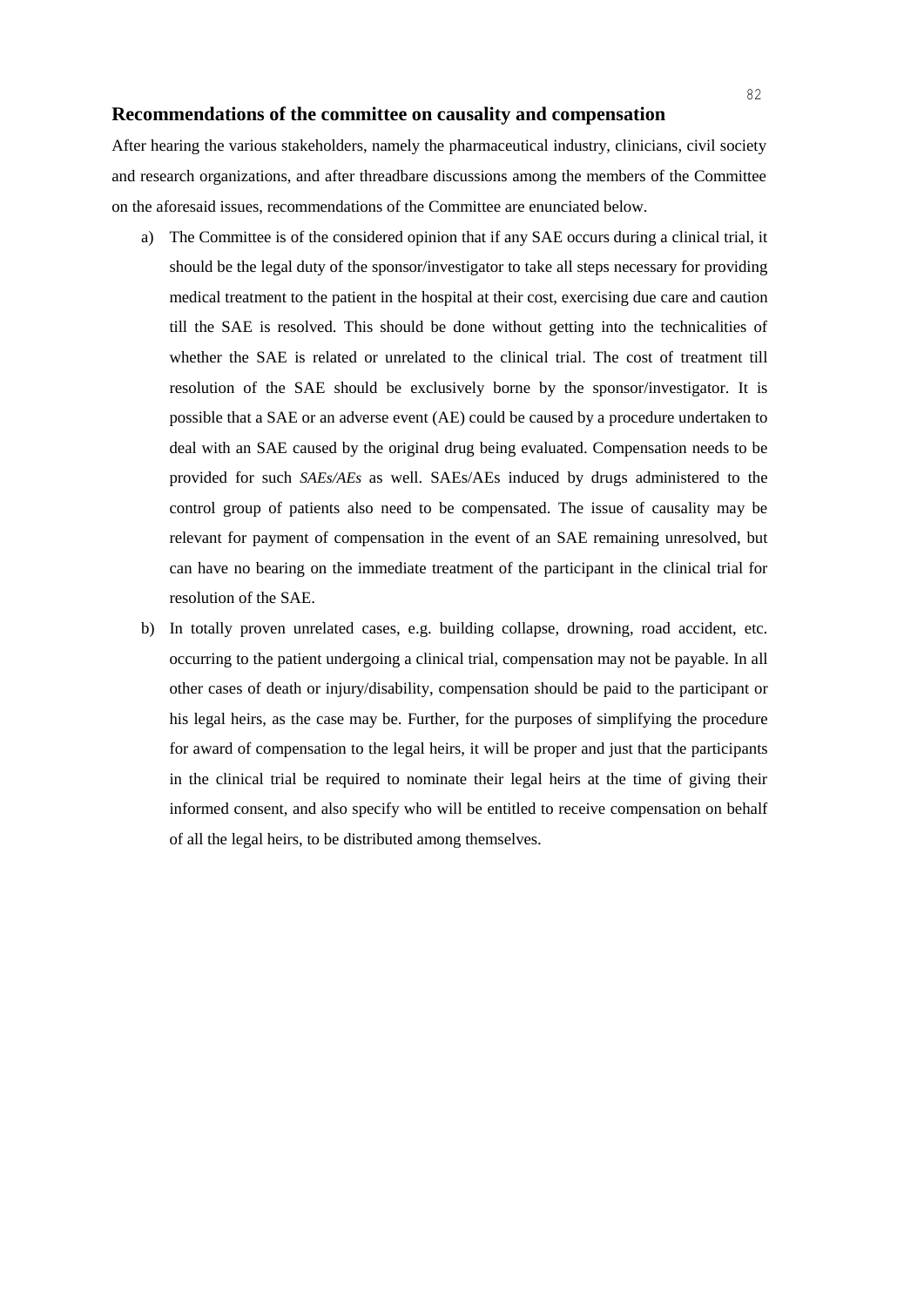### Recommendations of the committee on causality and compensation

After hearing the various stakeholders, namely the pharmaceutical industry, clinicians, civil society and research organizations, and after threadbare discussions among the members of the Committee on the aforesaid issues, recommendations of the Committee are enunciated below.

a) The Committee is of the considered opinion that if any SAE occurs during a clinical trial, it should be the legal duty of the sponsor/investigator to take all steps necessary for providing medical treatment to the patient in the hospital at their cost, exercising due care and caution till the SAE is resolved. This should be done without getting into the technicalities of whether the SAE is related or unrelated to the clinical trial. The cost of treatment till resolution of the SAE should be exclusively borne by the sponsor/investigator. It is possible that a SAE or an adverse event (AE) could be caused by a procedure undertaken to deal with an SAE caused by the original drug being evaluated. Compensation needs to be provided for such *SAEs/AEs* as well. SAEs/AEs induced by drugs administered to the control group of patients also need to be compensated. The issue of causality may be relevant for payment of compensation in the event of an SAE remaining unresolved, but can have no bearing on the immediate treatment of the participant in the clinical trial for resolution of the SAE.

b) In totally proven unrelated cases, e.g. building collapse, drowning, road accident, etc. occurring to the patient undergoing a clinical trial, compensation may not be payable. In all other cases of death or injury/disability, compensation should be paid to the participant or his legal heirs, as the case may be. Further, for the purposes of simplifying the procedure for award of compensation to the legal heirs, it will be proper and just that the participants in the clinical trial be required to nominate their legal heirs at the time of giving their informed consent, and also specify who will be entitled to receive compensation on behalf of all the legal heirs, to be distributed among themselves.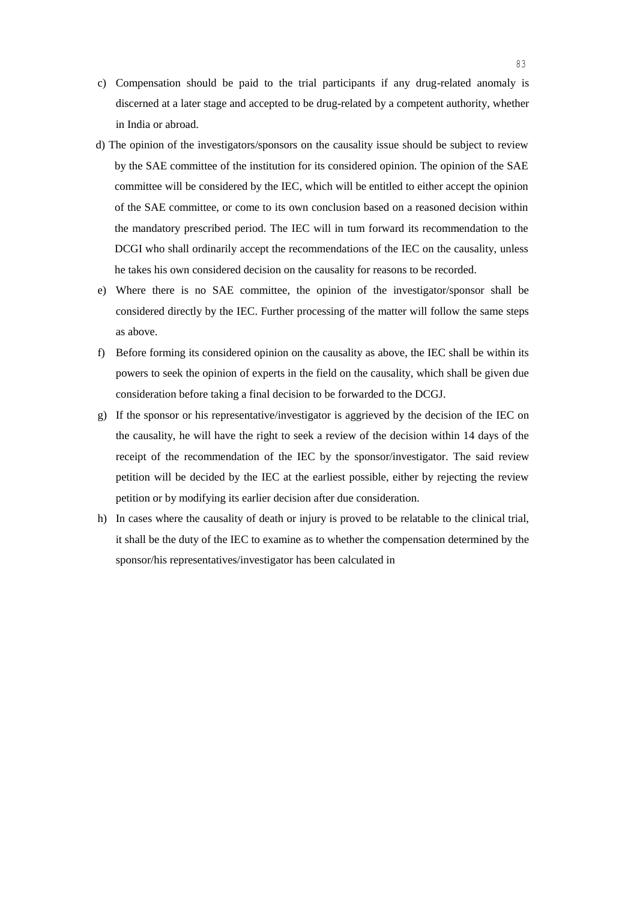c) Compensation should be paid to the trial participants if any drug-related anomaly is discerned at a later stage and accepted to be drug-related by a competent authority, whether in India or abroad.

d) The opinion of the investigators/sponsors on the causality issue should be subject to review by the SAE committee of the institution for its considered opinion. The opinion of the SAE committee will be considered by the IEC, which will be entitled to either accept the opinion of the SAE committee, or come to its own conclusion based on a reasoned decision within the mandatory prescribed period. The IEC will in tum forward its recommendation to the DCGI who shall ordinarily accept the recommendations of the IEC on the causality, unless he takes his own considered decision on the causality for reasons to be recorded.

e) Where there is no SAE committee, the opinion of the investigator/sponsor shall be considered directly by the IEC. Further processing of the matter will follow the same steps as above.

f) Before forming its considered opinion on the causality as above, the IEC shall be within its powers to seek the opinion of experts in the field on the causality, which shall be given due consideration before taking a final decision to be forwarded to the DCGJ.

g) If the sponsor or his representative/investigator is aggrieved by the decision of the IEC on the causality, he will have the right to seek a review of the decision within 14 days of the receipt of the recommendation of the IEC by the sponsor/investigator. The said review petition will be decided by the IEC at the earliest possible, either by rejecting the review petition or by modifying its earlier decision after due consideration.

h) In cases where the causality of death or injury is proved to be relatable to the clinical trial, it shall be the duty of the IEC to examine as to whether the compensation determined by the sponsor/his representatives/investigator has been calculated in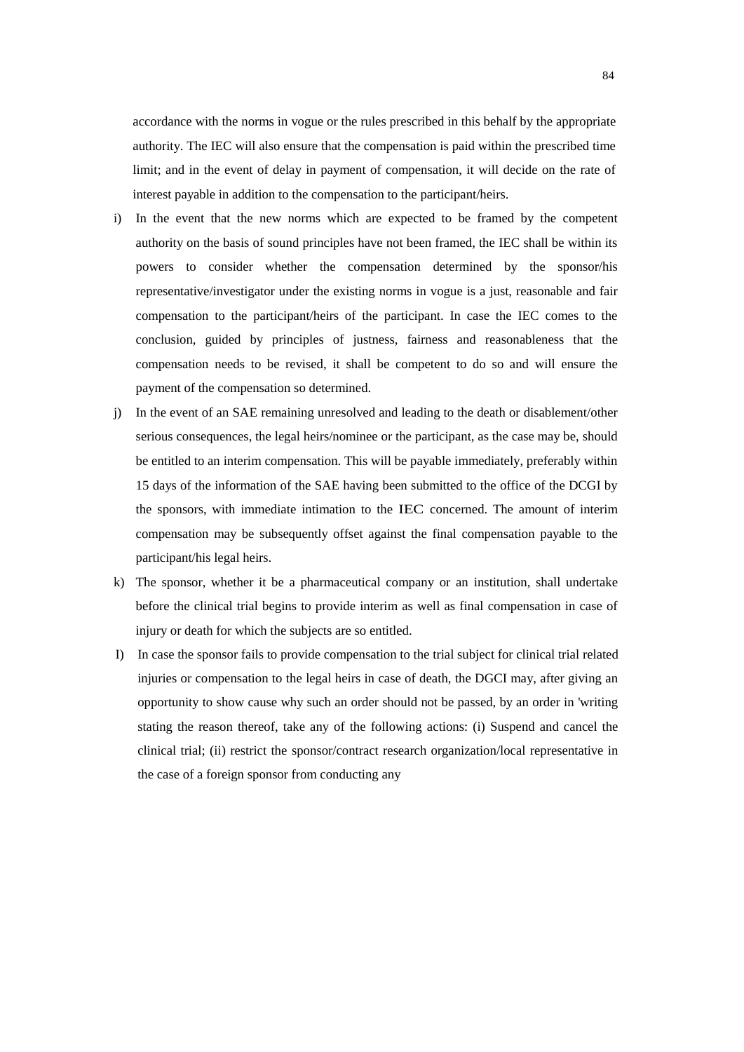accordance with the norms in vogue or the rules prescribed in this behalf by the appropriate authority. The IEC will also ensure that the compensation is paid within the prescribed time limit; and in the event of delay in payment of compensation, it will decide on the rate of interest payable in addition to the compensation to the participant/heirs.

i) In the event that the new norms which are expected to be framed by the competent authority on the basis of sound principles have not been framed, the IEC shall be within its powers to consider whether the compensation determined by the sponsor/his representative/investigator under the existing norms in vogue is a just, reasonable and fair compensation to the participant/heirs of the participant. In case the IEC comes to the conclusion, guided by principles of justness, fairness and reasonableness that the compensation needs to be revised, it shall be competent to do so and will ensure the payment of the compensation so determined.

j) In the event of an SAE remaining unresolved and leading to the death or disablement/other serious consequences, the legal heirs/nominee or the participant, as the case may be, should be entitled to an interim compensation. This will be payable immediately, preferably within 15 days of the information of the SAE having been submitted to the office of the DCGI by the sponsors, with immediate intimation to the IEC concerned. The amount of interim compensation may be subsequently offset against the final compensation payable to the participant/his legal heirs.

k) The sponsor, whether it be a pharmaceutical company or an institution, shall undertake before the clinical trial begins to provide interim as well as final compensation in case of injury or death for which the subjects are so entitled.

I) In case the sponsor fails to provide compensation to the trial subject for clinical trial related injuries or compensation to the legal heirs in case of death, the DGCI may, after giving an opportunity to show cause why such an order should not be passed, by an order in 'writing stating the reason thereof, take any of the following actions: (i) Suspend and cancel the clinical trial; (ii) restrict the sponsor/contract research organization/local representative in the case of a foreign sponsor from conducting any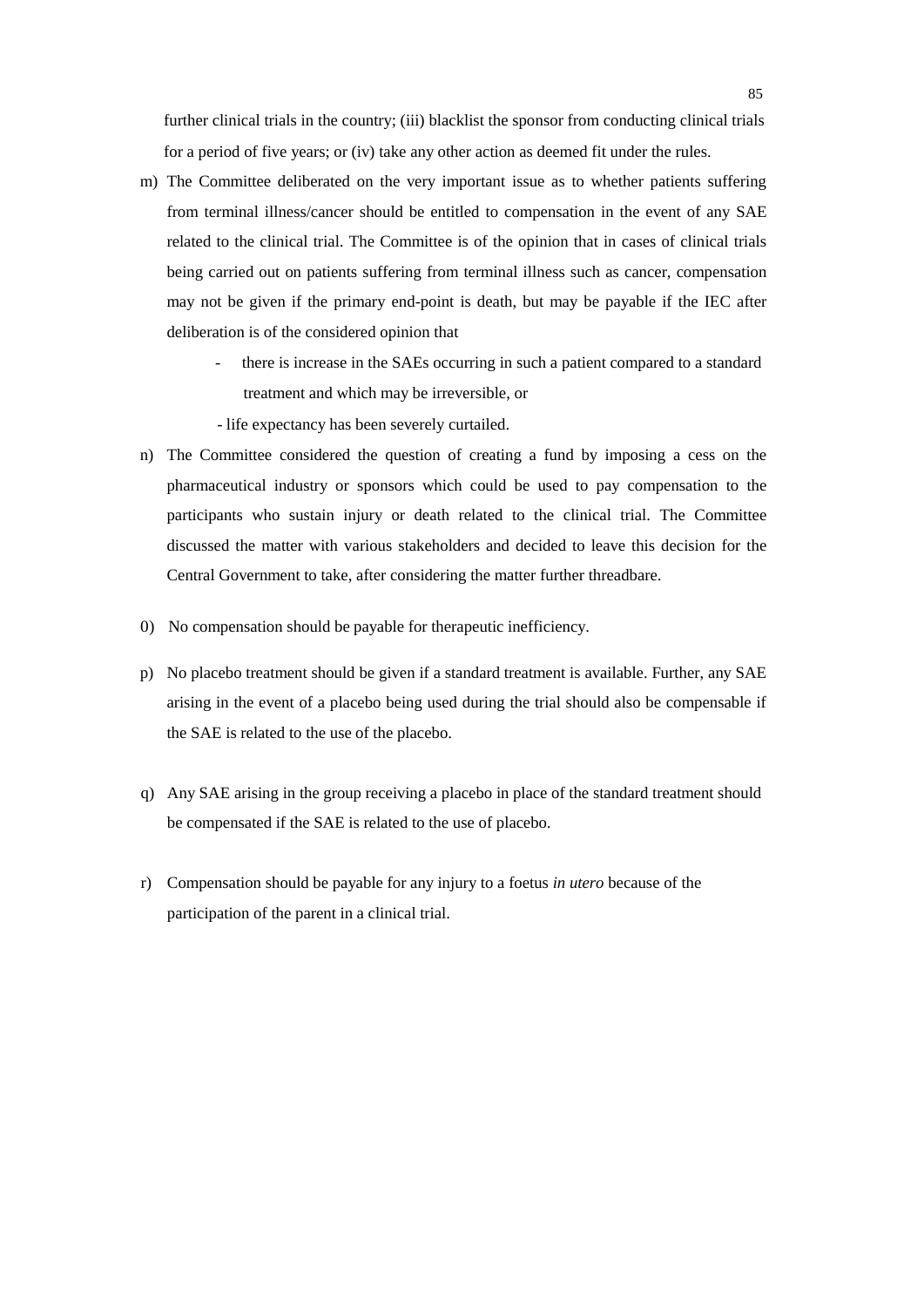further clinical trials in the country; (iii) blacklist the sponsor from conducting clinical trials for a period of five years; or (iv) take any other action as deemed fit under the rules.

m) The Committee deliberated on the very important issue as to whether patients suffering from terminal illness/cancer should be entitled to compensation in the event of any SAE related to the clinical trial. The Committee is of the opinion that in cases of clinical trials being carried out on patients suffering from terminal illness such as cancer, compensation may not be given if the primary end-point is death, but may be payable if the IEC after deliberation is of the considered opinion that

   - there is increase in the SAEs occurring in such a patient compared to a standard treatment and which may be irreversible, or
   - life expectancy has been severely curtailed.

n) The Committee considered the question of creating a fund by imposing a cess on the pharmaceutical industry or sponsors which could be used to pay compensation to the participants who sustain injury or death related to the clinical trial. The Committee discussed the matter with various stakeholders and decided to leave this decision for the Central Government to take, after considering the matter further threadbare.

0) No compensation should be payable for therapeutic inefficiency.

p) No placebo treatment should be given if a standard treatment is available. Further, any SAE arising in the event of a placebo being used during the trial should also be compensable if the SAE is related to the use of the placebo.

q) Any SAE arising in the group receiving a placebo in place of the standard treatment should be compensated if the SAE is related to the use of placebo.

r) Compensation should be payable for any injury to a foetus *in utero* because of the participation of the parent in a clinical trial.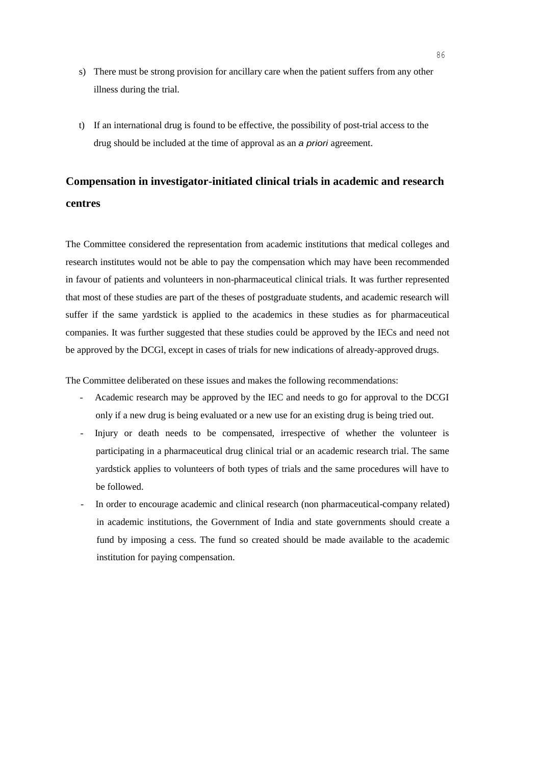s) There must be strong provision for ancillary care when the patient suffers from any other illness during the trial.

t) If an international drug is found to be effective, the possibility of post-trial access to the drug should be included at the time of approval as an *a priori* agreement.

## Compensation in investigator-initiated clinical trials in academic and research centres

The Committee considered the representation from academic institutions that medical colleges and research institutes would not be able to pay the compensation which may have been recommended in favour of patients and volunteers in non-pharmaceutical clinical trials. It was further represented that most of these studies are part of the theses of postgraduate students, and academic research will suffer if the same yardstick is applied to the academics in these studies as for pharmaceutical companies. It was further suggested that these studies could be approved by the IECs and need not be approved by the DCGl, except in cases of trials for new indications of already-approved drugs.

The Committee deliberated on these issues and makes the following recommendations:

- Academic research may be approved by the IEC and needs to go for approval to the DCGI only if a new drug is being evaluated or a new use for an existing drug is being tried out.
- Injury or death needs to be compensated, irrespective of whether the volunteer is participating in a pharmaceutical drug clinical trial or an academic research trial. The same yardstick applies to volunteers of both types of trials and the same procedures will have to be followed.
- In order to encourage academic and clinical research (non pharmaceutical-company related) in academic institutions, the Government of India and state governments should create a fund by imposing a cess. The fund so created should be made available to the academic institution for paying compensation.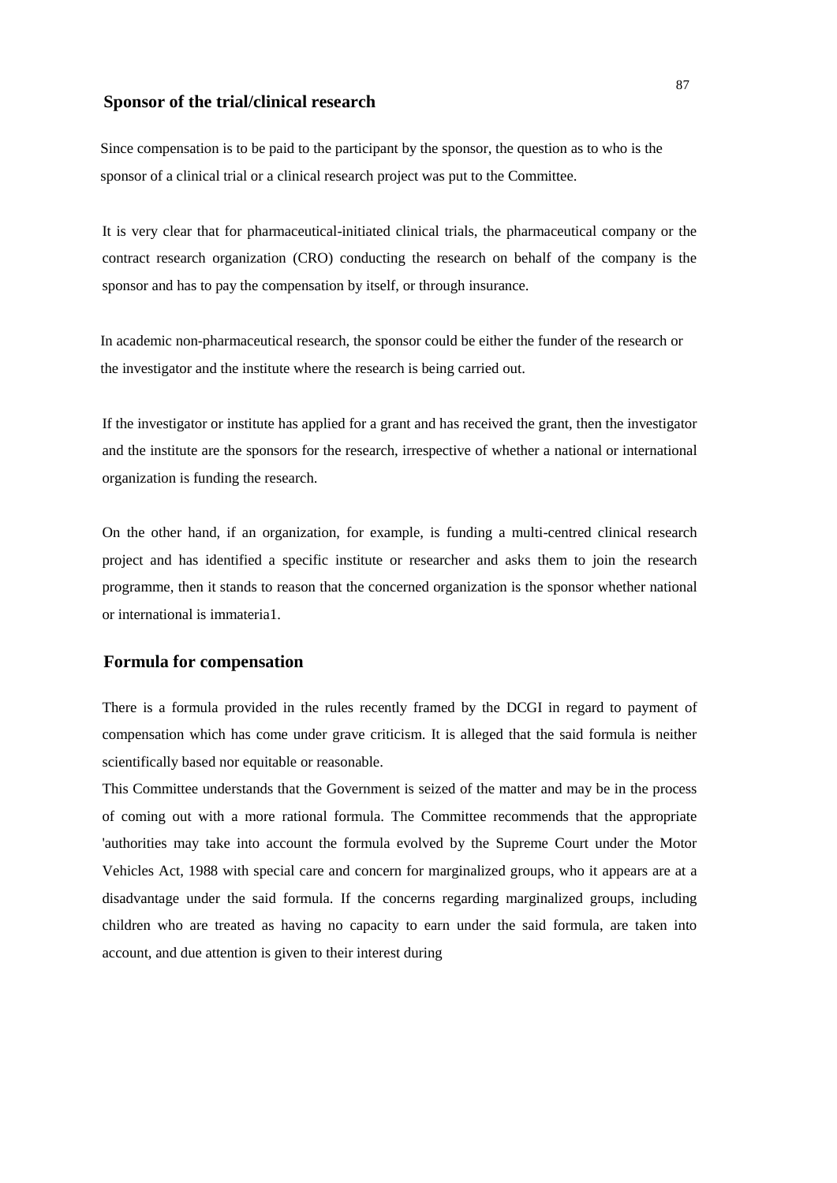## Sponsor of the trial/clinical research

Since compensation is to be paid to the participant by the sponsor, the question as to who is the sponsor of a clinical trial or a clinical research project was put to the Committee.

It is very clear that for pharmaceutical-initiated clinical trials, the pharmaceutical company or the contract research organization (CRO) conducting the research on behalf of the company is the sponsor and has to pay the compensation by itself, or through insurance.

In academic non-pharmaceutical research, the sponsor could be either the funder of the research or the investigator and the institute where the research is being carried out.

If the investigator or institute has applied for a grant and has received the grant, then the investigator and the institute are the sponsors for the research, irrespective of whether a national or international organization is funding the research.

On the other hand, if an organization, for example, is funding a multi-centred clinical research project and has identified a specific institute or researcher and asks them to join the research programme, then it stands to reason that the concerned organization is the sponsor whether national or international is immateria1.

## Formula for compensation

There is a formula provided in the rules recently framed by the DCGI in regard to payment of compensation which has come under grave criticism. It is alleged that the said formula is neither scientifically based nor equitable or reasonable.

This Committee understands that the Government is seized of the matter and may be in the process of coming out with a more rational formula. The Committee recommends that the appropriate 'authorities may take into account the formula evolved by the Supreme Court under the Motor Vehicles Act, 1988 with special care and concern for marginalized groups, who it appears are at a disadvantage under the said formula. If the concerns regarding marginalized groups, including children who are treated as having no capacity to earn under the said formula, are taken into account, and due attention is given to their interest during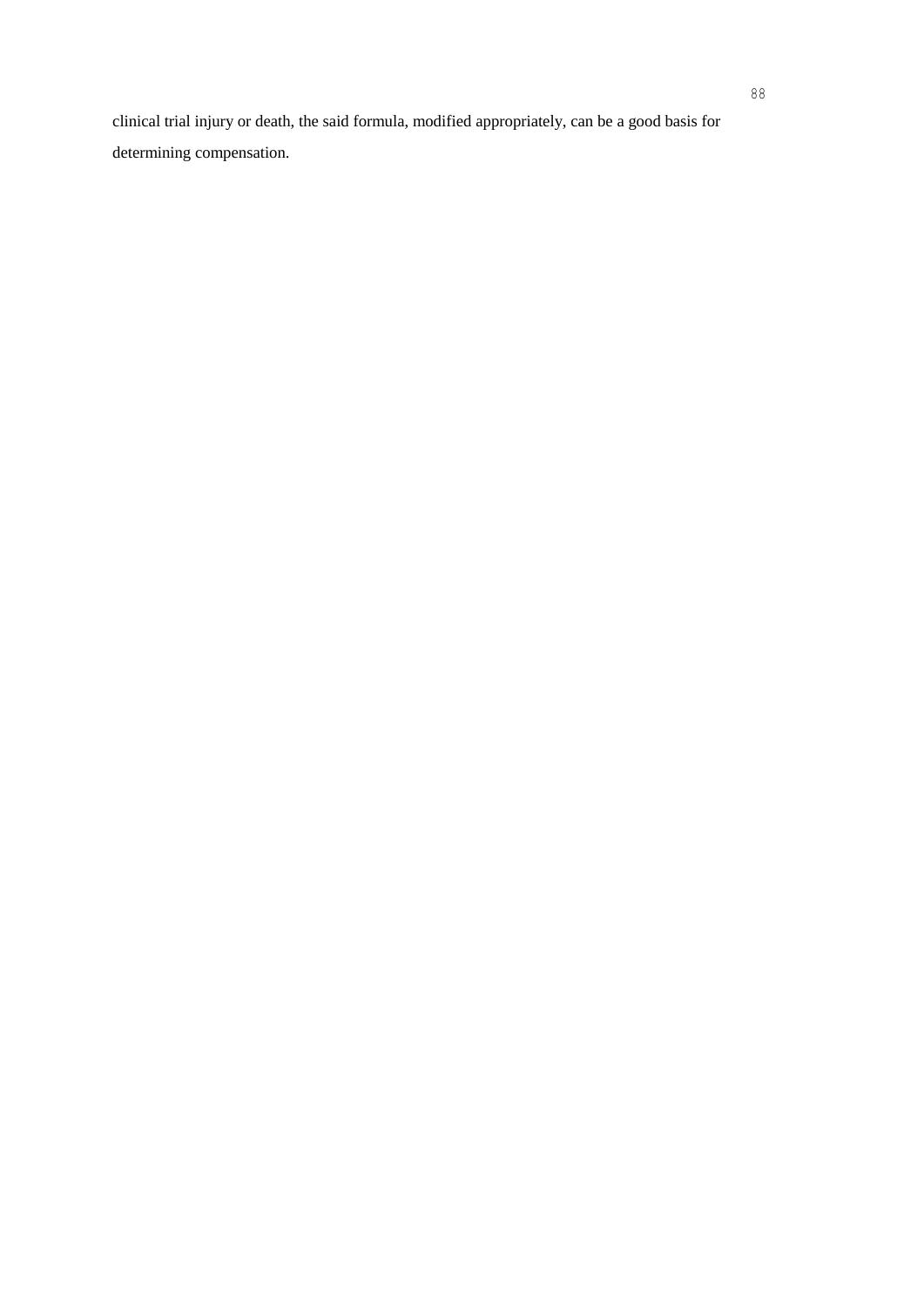clinical trial injury or death, the said formula, modified appropriately, can be a good basis for determining compensation.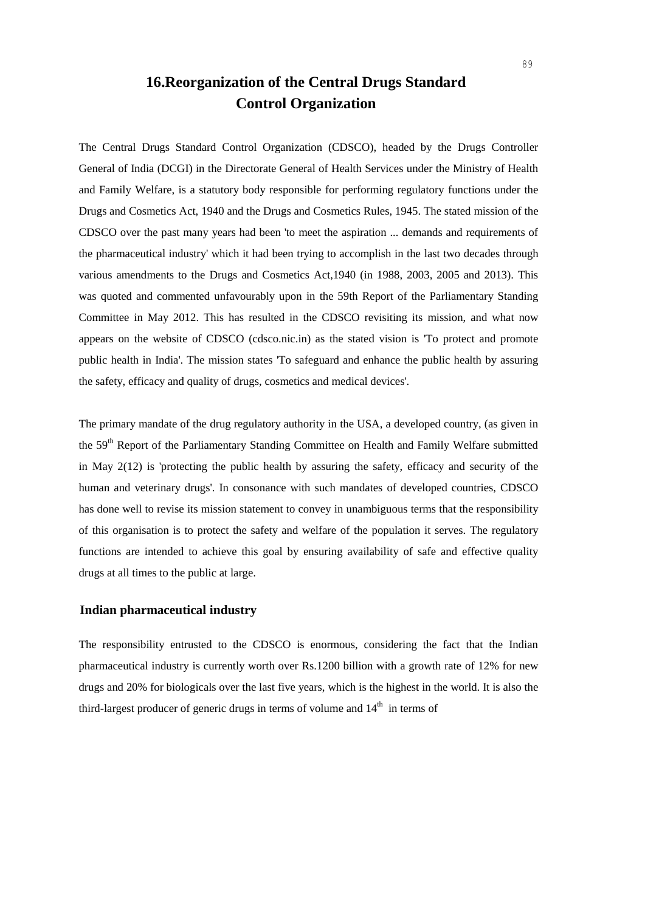# 16.Reorganization of the Central Drugs Standard Control Organization

The Central Drugs Standard Control Organization (CDSCO), headed by the Drugs Controller General of India (DCGI) in the Directorate General of Health Services under the Ministry of Health and Family Welfare, is a statutory body responsible for performing regulatory functions under the Drugs and Cosmetics Act, 1940 and the Drugs and Cosmetics Rules, 1945. The stated mission of the CDSCO over the past many years had been 'to meet the aspiration ... demands and requirements of the pharmaceutical industry' which it had been trying to accomplish in the last two decades through various amendments to the Drugs and Cosmetics Act,1940 (in 1988, 2003, 2005 and 2013). This was quoted and commented unfavourably upon in the 59th Report of the Parliamentary Standing Committee in May 2012. This has resulted in the CDSCO revisiting its mission, and what now appears on the website of CDSCO (cdsco.nic.in) as the stated vision is 'To protect and promote public health in India'. The mission states 'To safeguard and enhance the public health by assuring the safety, efficacy and quality of drugs, cosmetics and medical devices'.

The primary mandate of the drug regulatory authority in the USA, a developed country, (as given in the 59th Report of the Parliamentary Standing Committee on Health and Family Welfare submitted in May 2(12) is 'protecting the public health by assuring the safety, efficacy and security of the human and veterinary drugs'. In consonance with such mandates of developed countries, CDSCO has done well to revise its mission statement to convey in unambiguous terms that the responsibility of this organisation is to protect the safety and welfare of the population it serves. The regulatory functions are intended to achieve this goal by ensuring availability of safe and effective quality drugs at all times to the public at large.

## Indian pharmaceutical industry

The responsibility entrusted to the CDSCO is enormous, considering the fact that the Indian pharmaceutical industry is currently worth over Rs.1200 billion with a growth rate of 12% for new drugs and 20% for biologicals over the last five years, which is the highest in the world. It is also the third-largest producer of generic drugs in terms of volume and 14th in terms of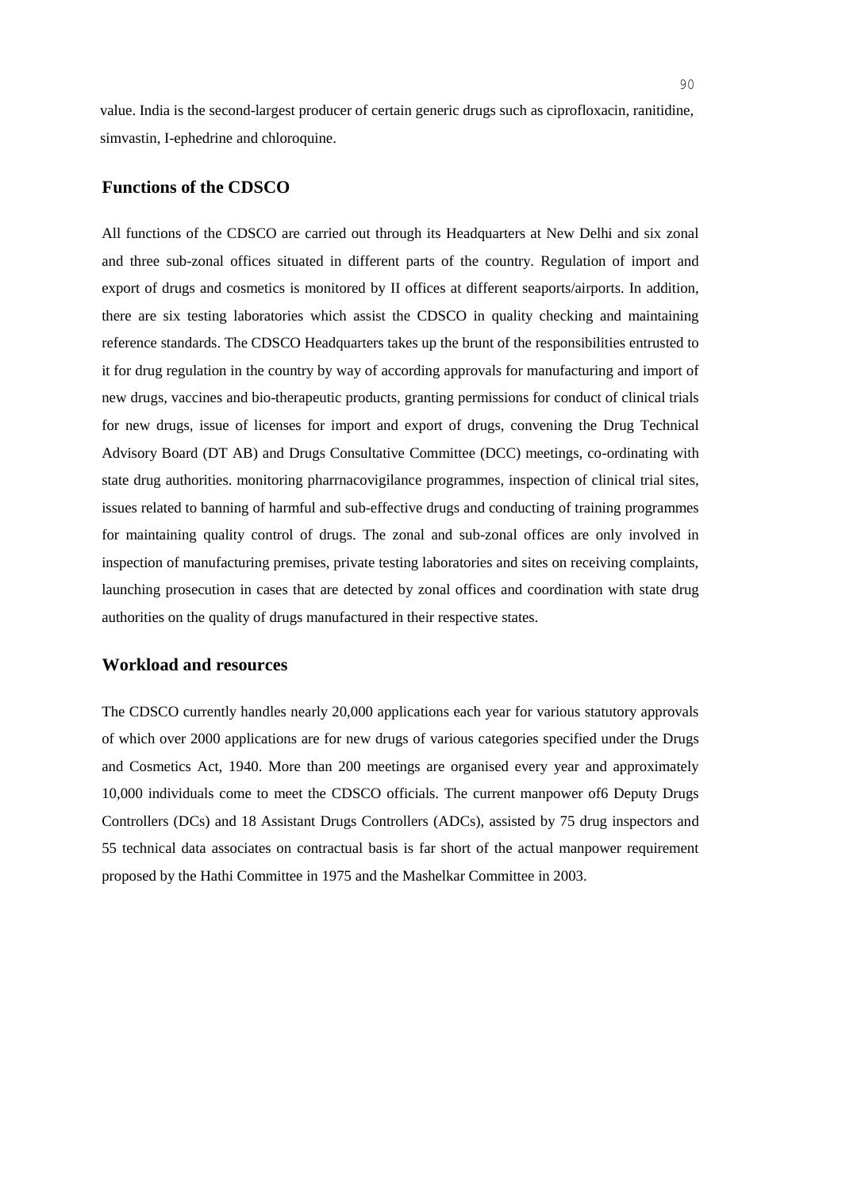value. India is the second-largest producer of certain generic drugs such as ciprofloxacin, ranitidine, simvastin, I-ephedrine and chloroquine.

## Functions of the CDSCO

All functions of the CDSCO are carried out through its Headquarters at New Delhi and six zonal and three sub-zonal offices situated in different parts of the country. Regulation of import and export of drugs and cosmetics is monitored by II offices at different seaports/airports. In addition, there are six testing laboratories which assist the CDSCO in quality checking and maintaining reference standards. The CDSCO Headquarters takes up the brunt of the responsibilities entrusted to it for drug regulation in the country by way of according approvals for manufacturing and import of new drugs, vaccines and bio-therapeutic products, granting permissions for conduct of clinical trials for new drugs, issue of licenses for import and export of drugs, convening the Drug Technical Advisory Board (DT AB) and Drugs Consultative Committee (DCC) meetings, co-ordinating with state drug authorities. monitoring pharrnacovigilance programmes, inspection of clinical trial sites, issues related to banning of harmful and sub-effective drugs and conducting of training programmes for maintaining quality control of drugs. The zonal and sub-zonal offices are only involved in inspection of manufacturing premises, private testing laboratories and sites on receiving complaints, launching prosecution in cases that are detected by zonal offices and coordination with state drug authorities on the quality of drugs manufactured in their respective states.

## Workload and resources

The CDSCO currently handles nearly 20,000 applications each year for various statutory approvals of which over 2000 applications are for new drugs of various categories specified under the Drugs and Cosmetics Act, 1940. More than 200 meetings are organised every year and approximately 10,000 individuals come to meet the CDSCO officials. The current manpower of6 Deputy Drugs Controllers (DCs) and 18 Assistant Drugs Controllers (ADCs), assisted by 75 drug inspectors and 55 technical data associates on contractual basis is far short of the actual manpower requirement proposed by the Hathi Committee in 1975 and the Mashelkar Committee in 2003.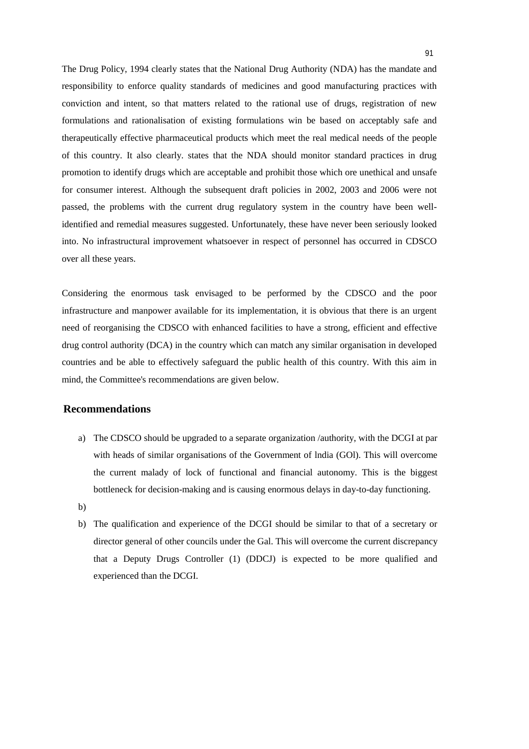The Drug Policy, 1994 clearly states that the National Drug Authority (NDA) has the mandate and responsibility to enforce quality standards of medicines and good manufacturing practices with conviction and intent, so that matters related to the rational use of drugs, registration of new formulations and rationalisation of existing formulations win be based on acceptably safe and therapeutically effective pharmaceutical products which meet the real medical needs of the people of this country. It also clearly. states that the NDA should monitor standard practices in drug promotion to identify drugs which are acceptable and prohibit those which ore unethical and unsafe for consumer interest. Although the subsequent draft policies in 2002, 2003 and 2006 were not passed, the problems with the current drug regulatory system in the country have been well-identified and remedial measures suggested. Unfortunately, these have never been seriously looked into. No infrastructural improvement whatsoever in respect of personnel has occurred in CDSCO over all these years.

Considering the enormous task envisaged to be performed by the CDSCO and the poor infrastructure and manpower available for its implementation, it is obvious that there is an urgent need of reorganising the CDSCO with enhanced facilities to have a strong, efficient and effective drug control authority (DCA) in the country which can match any similar organisation in developed countries and be able to effectively safeguard the public health of this country. With this aim in mind, the Committee's recommendations are given below.

## Recommendations

a) The CDSCO should be upgraded to a separate organization /authority, with the DCGI at par with heads of similar organisations of the Government of lndia (GOl). This will overcome the current malady of lock of functional and financial autonomy. This is the biggest bottleneck for decision-making and is causing enormous delays in day-to-day functioning.

b)

b) The qualification and experience of the DCGI should be similar to that of a secretary or director general of other councils under the Gal. This will overcome the current discrepancy that a Deputy Drugs Controller (1) (DDCJ) is expected to be more qualified and experienced than the DCGI.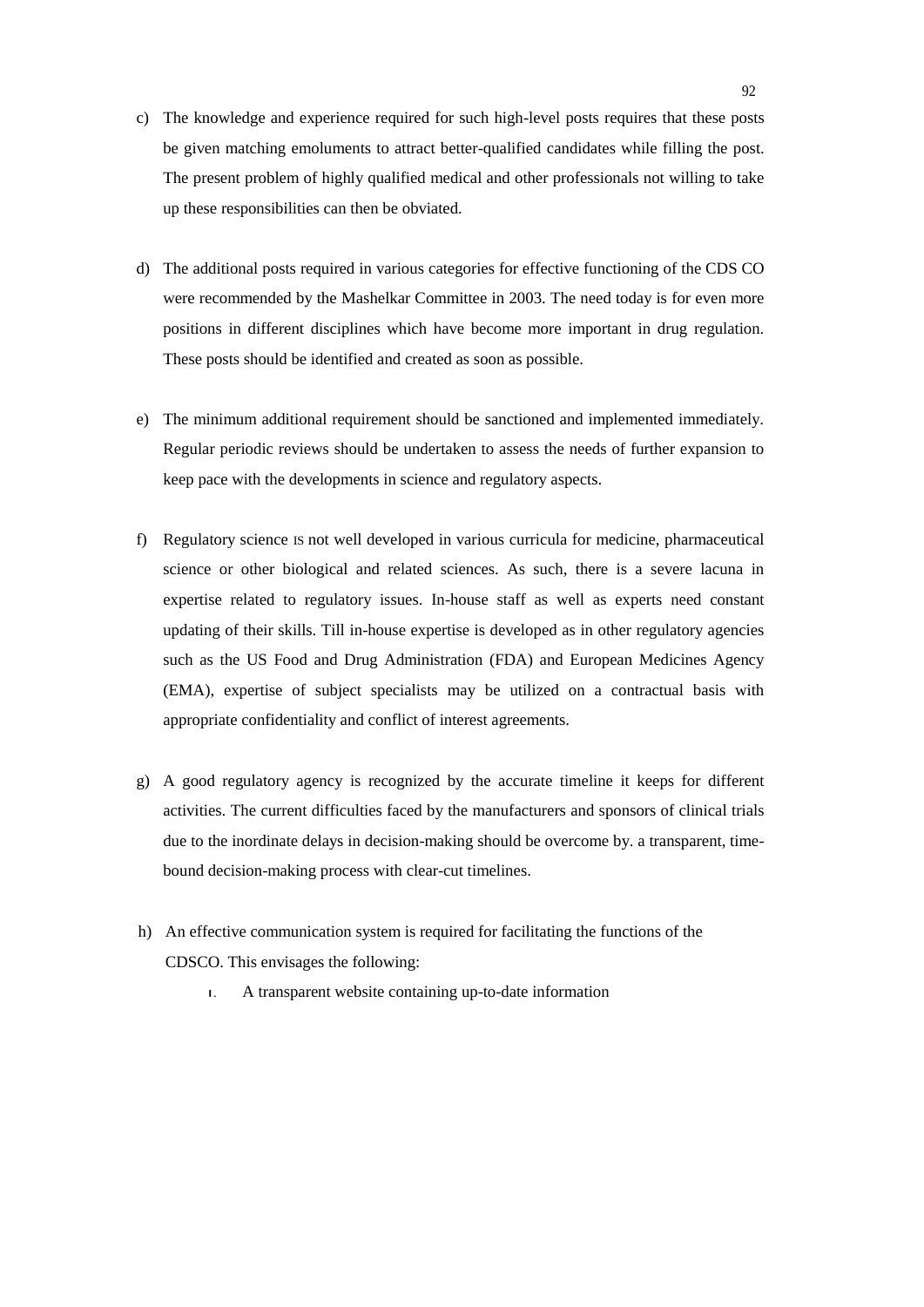c) The knowledge and experience required for such high-level posts requires that these posts be given matching emoluments to attract better-qualified candidates while filling the post. The present problem of highly qualified medical and other professionals not willing to take up these responsibilities can then be obviated.

d) The additional posts required in various categories for effective functioning of the CDS CO were recommended by the Mashelkar Committee in 2003. The need today is for even more positions in different disciplines which have become more important in drug regulation. These posts should be identified and created as soon as possible.

e) The minimum additional requirement should be sanctioned and implemented immediately. Regular periodic reviews should be undertaken to assess the needs of further expansion to keep pace with the developments in science and regulatory aspects.

f) Regulatory science IS not well developed in various curricula for medicine, pharmaceutical science or other biological and related sciences. As such, there is a severe lacuna in expertise related to regulatory issues. In-house staff as well as experts need constant updating of their skills. Till in-house expertise is developed as in other regulatory agencies such as the US Food and Drug Administration (FDA) and European Medicines Agency (EMA), expertise of subject specialists may be utilized on a contractual basis with appropriate confidentiality and conflict of interest agreements.

g) A good regulatory agency is recognized by the accurate timeline it keeps for different activities. The current difficulties faced by the manufacturers and sponsors of clinical trials due to the inordinate delays in decision-making should be overcome by. a transparent, time-bound decision-making process with clear-cut timelines.

h) An effective communication system is required for facilitating the functions of the CDSCO. This envisages the following:

   i. A transparent website containing up-to-date information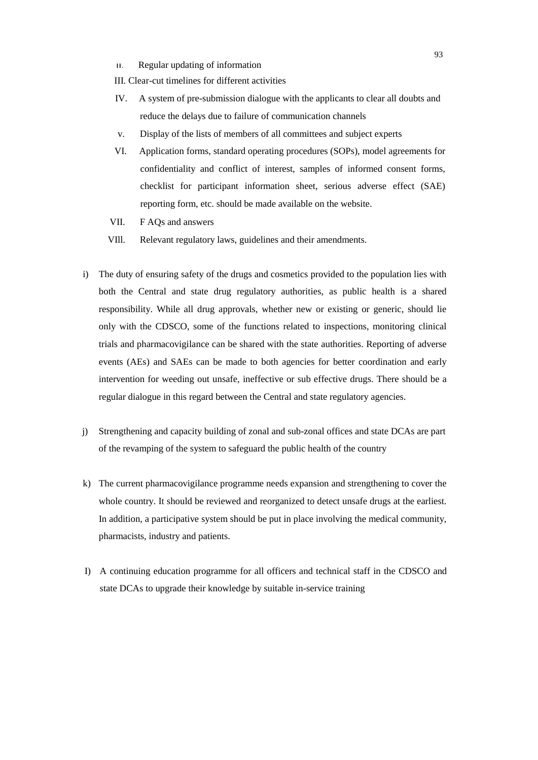II. Regular updating of information

III. Clear-cut timelines for different activities

IV. A system of pre-submission dialogue with the applicants to clear all doubts and reduce the delays due to failure of communication channels

V. Display of the lists of members of all committees and subject experts

VI. Application forms, standard operating procedures (SOPs), model agreements for confidentiality and conflict of interest, samples of informed consent forms, checklist for participant information sheet, serious adverse effect (SAE) reporting form, etc. should be made available on the website.

VII. F AQs and answers

VIIl. Relevant regulatory laws, guidelines and their amendments.

i) The duty of ensuring safety of the drugs and cosmetics provided to the population lies with both the Central and state drug regulatory authorities, as public health is a shared responsibility. While all drug approvals, whether new or existing or generic, should lie only with the CDSCO, some of the functions related to inspections, monitoring clinical trials and pharmacovigilance can be shared with the state authorities. Reporting of adverse events (AEs) and SAEs can be made to both agencies for better coordination and early intervention for weeding out unsafe, ineffective or sub effective drugs. There should be a regular dialogue in this regard between the Central and state regulatory agencies.

j) Strengthening and capacity building of zonal and sub-zonal offices and state DCAs are part of the revamping of the system to safeguard the public health of the country

k) The current pharmacovigilance programme needs expansion and strengthening to cover the whole country. It should be reviewed and reorganized to detect unsafe drugs at the earliest. In addition, a participative system should be put in place involving the medical community, pharmacists, industry and patients.

l) A continuing education programme for all officers and technical staff in the CDSCO and state DCAs to upgrade their knowledge by suitable in-service training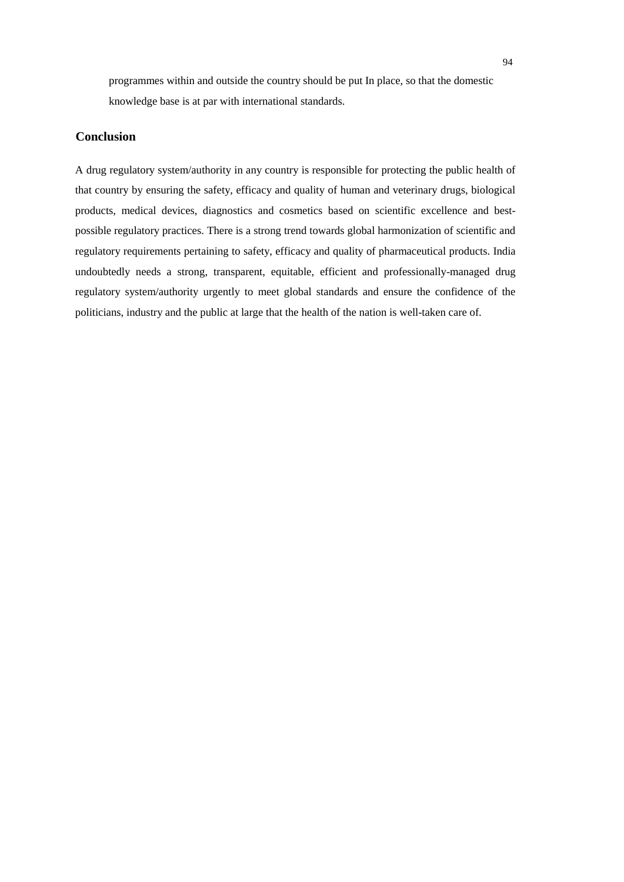programmes within and outside the country should be put In place, so that the domestic knowledge base is at par with international standards.

## Conclusion

A drug regulatory system/authority in any country is responsible for protecting the public health of that country by ensuring the safety, efficacy and quality of human and veterinary drugs, biological products, medical devices, diagnostics and cosmetics based on scientific excellence and best-possible regulatory practices. There is a strong trend towards global harmonization of scientific and regulatory requirements pertaining to safety, efficacy and quality of pharmaceutical products. India undoubtedly needs a strong, transparent, equitable, efficient and professionally-managed drug regulatory system/authority urgently to meet global standards and ensure the confidence of the politicians, industry and the public at large that the health of the nation is well-taken care of.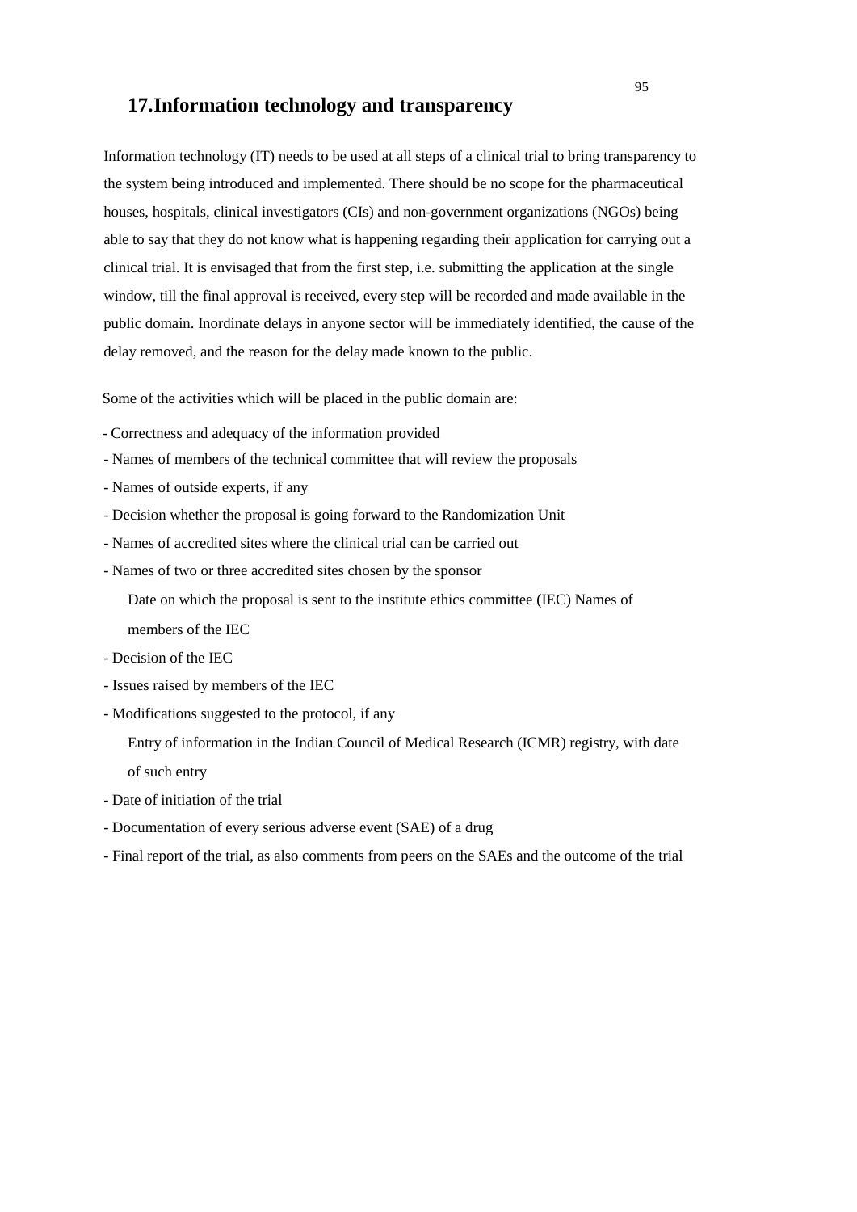## 17. Information technology and transparency

Information technology (IT) needs to be used at all steps of a clinical trial to bring transparency to the system being introduced and implemented. There should be no scope for the pharmaceutical houses, hospitals, clinical investigators (CIs) and non-government organizations (NGOs) being able to say that they do not know what is happening regarding their application for carrying out a clinical trial. It is envisaged that from the first step, i.e. submitting the application at the single window, till the final approval is received, every step will be recorded and made available in the public domain. Inordinate delays in anyone sector will be immediately identified, the cause of the delay removed, and the reason for the delay made known to the public.

Some of the activities which will be placed in the public domain are:

- Correctness and adequacy of the information provided
- Names of members of the technical committee that will review the proposals
- Names of outside experts, if any
- Decision whether the proposal is going forward to the Randomization Unit
- Names of accredited sites where the clinical trial can be carried out
- Names of two or three accredited sites chosen by the sponsor

  Date on which the proposal is sent to the institute ethics committee (IEC) Names of members of the IEC
- Decision of the IEC
- Issues raised by members of the IEC
- Modifications suggested to the protocol, if any

  Entry of information in the Indian Council of Medical Research (ICMR) registry, with date of such entry
- Date of initiation of the trial
- Documentation of every serious adverse event (SAE) of a drug
- Final report of the trial, as also comments from peers on the SAEs and the outcome of the trial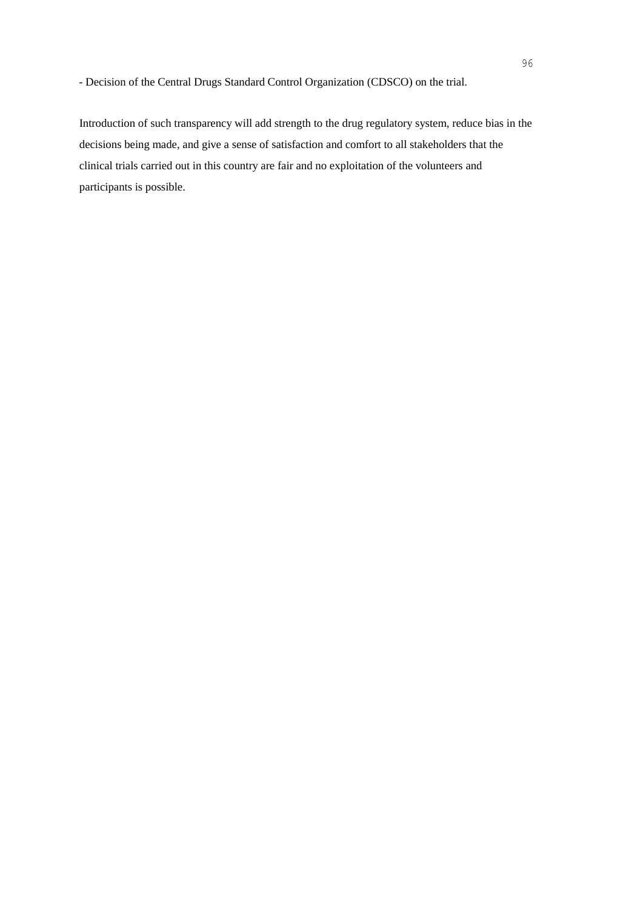- Decision of the Central Drugs Standard Control Organization (CDSCO) on the trial.

Introduction of such transparency will add strength to the drug regulatory system, reduce bias in the decisions being made, and give a sense of satisfaction and comfort to all stakeholders that the clinical trials carried out in this country are fair and no exploitation of the volunteers and participants is possible.